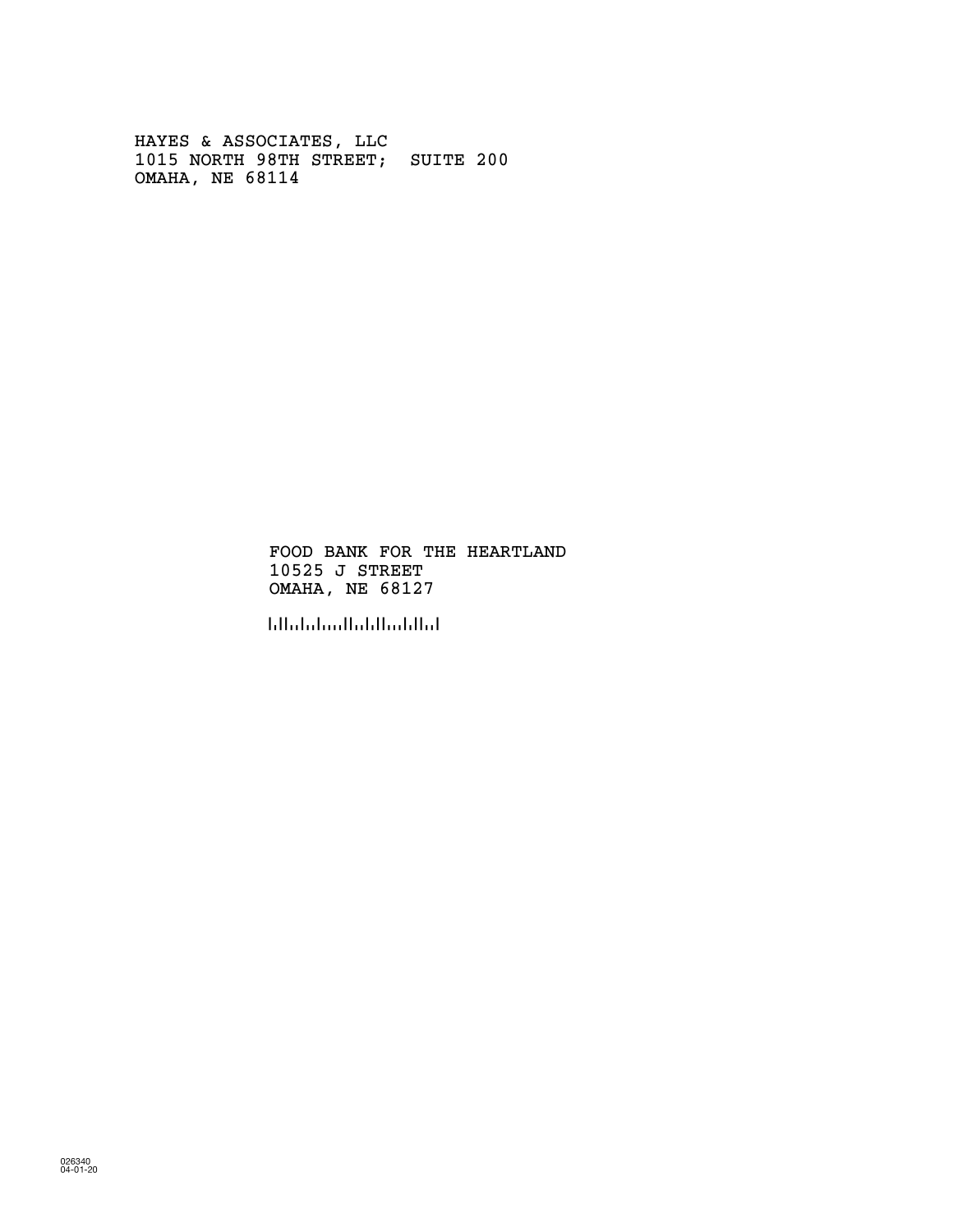HAYES & ASSOCIATES, LLC
1015 NORTH 98TH STREET; SUITE 200
OMAHA, NE 68114

FOOD BANK FOR THE HEARTLAND
10525 J STREET
OMAHA, NE 68127

026340
04-01-20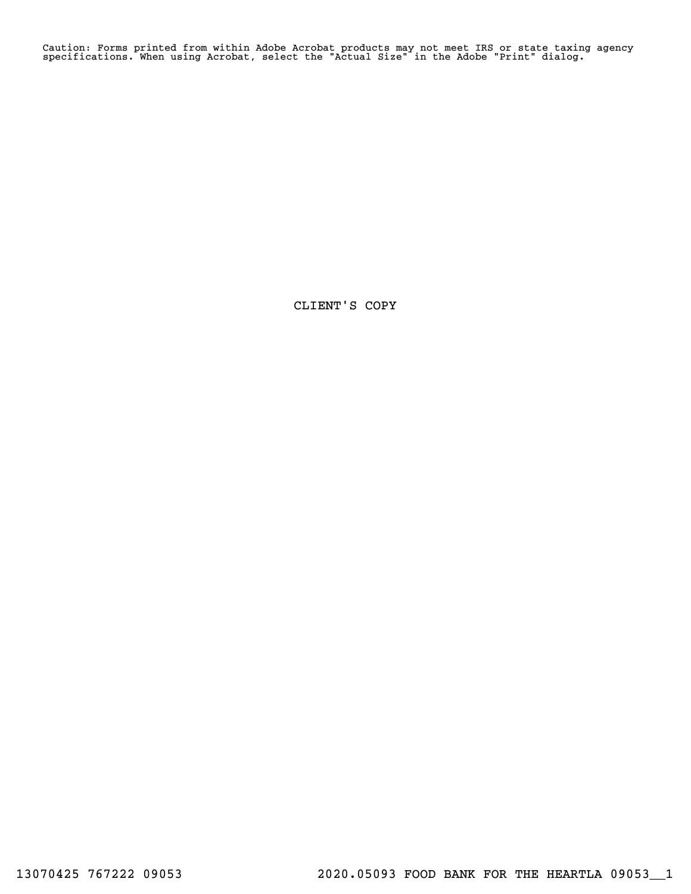Caution: Forms printed from within Adobe Acrobat products may not meet IRS or state taxing agency specifications. When using Acrobat, select the "Actual Size" in the Adobe "Print" dialog.

CLIENT'S COPY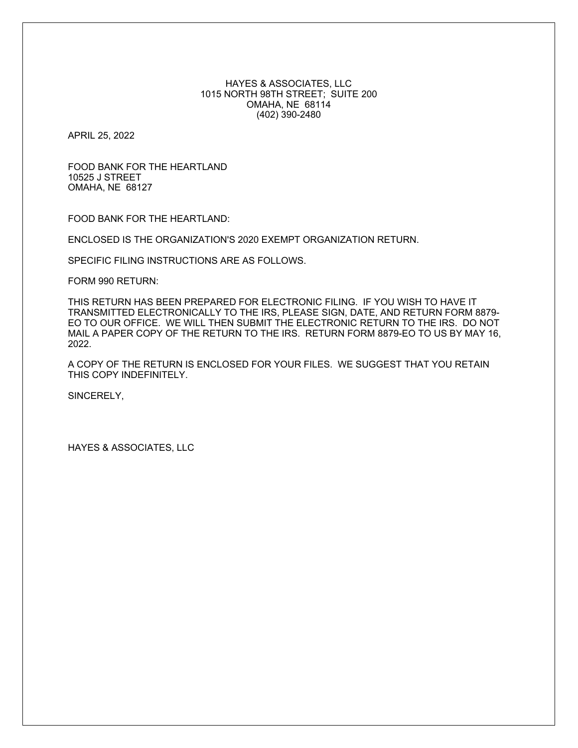HAYES & ASSOCIATES, LLC
1015 NORTH 98TH STREET; SUITE 200
OMAHA, NE 68114
(402) 390-2480

APRIL 25, 2022

FOOD BANK FOR THE HEARTLAND
10525 J STREET
OMAHA, NE 68127

FOOD BANK FOR THE HEARTLAND:

ENCLOSED IS THE ORGANIZATION'S 2020 EXEMPT ORGANIZATION RETURN.

SPECIFIC FILING INSTRUCTIONS ARE AS FOLLOWS.

FORM 990 RETURN:

THIS RETURN HAS BEEN PREPARED FOR ELECTRONIC FILING. IF YOU WISH TO HAVE IT TRANSMITTED ELECTRONICALLY TO THE IRS, PLEASE SIGN, DATE, AND RETURN FORM 8879-EO TO OUR OFFICE. WE WILL THEN SUBMIT THE ELECTRONIC RETURN TO THE IRS. DO NOT MAIL A PAPER COPY OF THE RETURN TO THE IRS. RETURN FORM 8879-EO TO US BY MAY 16, 2022.

A COPY OF THE RETURN IS ENCLOSED FOR YOUR FILES. WE SUGGEST THAT YOU RETAIN THIS COPY INDEFINITELY.

SINCERELY,

HAYES & ASSOCIATES, LLC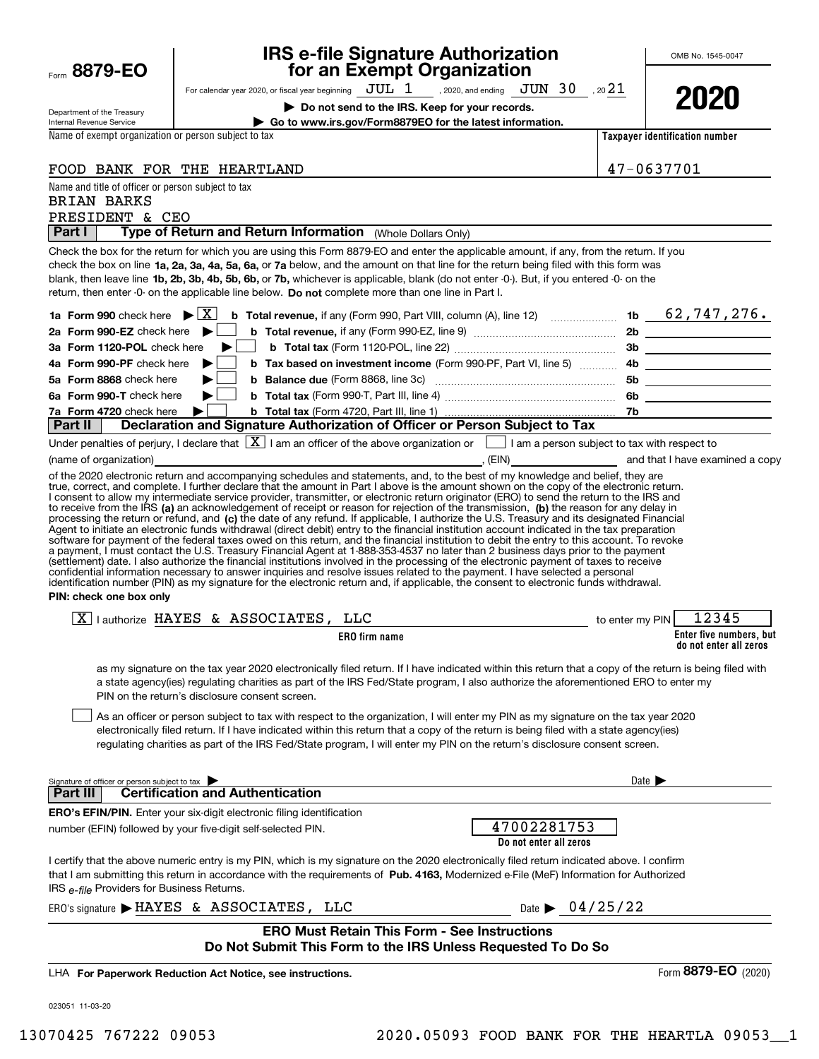Form **8879-EO**

Department of the Treasury
Internal Revenue Service

# IRS e-file Signature Authorization for an Exempt Organization

For calendar year 2020, or fiscal year beginning JUL 1, 2020, and ending JUN 30, 2021

▶ **Do not send to the IRS. Keep for your records.**

▶ **Go to www.irs.gov/Form8879EO for the latest information.**

OMB No. 1545-0047

**2020**

Name of exempt organization or person subject to tax: FOOD BANK FOR THE HEARTLAND

**Taxpayer identification number:** 47-0637701

Name and title of officer or person subject to tax:
BRIAN BARKS
PRESIDENT & CEO

## Part I — Type of Return and Return Information (Whole Dollars Only)

Check the box for the return for which you are using this Form 8879-EO and enter the applicable amount, if any, from the return. If you check the box on line **1a, 2a, 3a, 4a, 5a, 6a,** or **7a** below, and the amount on that line for the return being filed with this form was blank, then leave line **1b, 2b, 3b, 4b, 5b, 6b,** or **7b,** whichever is applicable, blank (do not enter -0-). But, if you entered -0- on the return, then enter -0- on the applicable line below. **Do not** complete more than one line in Part I.

| | | | |
|---|---|---|---|
| **1a Form 990** check here ▶ [X] | **b Total revenue,** if any (Form 990, Part VIII, column (A), line 12) | 1b | 62,747,276. |
| **2a Form 990-EZ** check here ▶ [ ] | **b Total revenue,** if any (Form 990-EZ, line 9) | 2b | |
| **3a Form 1120-POL** check here ▶ [ ] | **b Total tax** (Form 1120-POL, line 22) | 3b | |
| **4a Form 990-PF** check here ▶ [ ] | **b Tax based on investment income** (Form 990-PF, Part VI, line 5) | 4b | |
| **5a Form 8868** check here ▶ [ ] | **b Balance due** (Form 8868, line 3c) | 5b | |
| **6a Form 990-T** check here ▶ [ ] | **b Total tax** (Form 990-T, Part III, line 4) | 6b | |
| **7a Form 4720** check here ▶ [ ] | **b Total tax** (Form 4720, Part III, line 1) | 7b | |

## Part II — Declaration and Signature Authorization of Officer or Person Subject to Tax

Under penalties of perjury, I declare that [X] I am an officer of the above organization or [ ] I am a person subject to tax with respect to (name of organization) ____________________, (EIN) __________ and that I have examined a copy of the 2020 electronic return and accompanying schedules and statements, and, to the best of my knowledge and belief, they are true, correct, and complete. I further declare that the amount in Part I above is the amount shown on the copy of the electronic return. I consent to allow my intermediate service provider, transmitter, or electronic return originator (ERO) to send the return to the IRS and to receive from the IRS **(a)** an acknowledgement of receipt or reason for rejection of the transmission, **(b)** the reason for any delay in processing the return or refund, and **(c)** the date of any refund. If applicable, I authorize the U.S. Treasury and its designated Financial Agent to initiate an electronic funds withdrawal (direct debit) entry to the financial institution account indicated in the tax preparation software for payment of the federal taxes owed on this return, and the financial institution to debit the entry to this account. To revoke a payment, I must contact the U.S. Treasury Financial Agent at 1-888-353-4537 no later than 2 business days prior to the payment (settlement) date. I also authorize the financial institutions involved in the processing of the electronic payment of taxes to receive confidential information necessary to answer inquiries and resolve issues related to the payment. I have selected a personal identification number (PIN) as my signature for the electronic return and, if applicable, the consent to electronic funds withdrawal.

**PIN: check one box only**

[X] I authorize HAYES & ASSOCIATES, LLC (**ERO firm name**) to enter my PIN 12345 (**Enter five numbers, but do not enter all zeros**) as my signature on the tax year 2020 electronically filed return. If I have indicated within this return that a copy of the return is being filed with a state agency(ies) regulating charities as part of the IRS Fed/State program, I also authorize the aforementioned ERO to enter my PIN on the return's disclosure consent screen.

[ ] As an officer or person subject to tax with respect to the organization, I will enter my PIN as my signature on the tax year 2020 electronically filed return. If I have indicated within this return that a copy of the return is being filed with a state agency(ies) regulating charities as part of the IRS Fed/State program, I will enter my PIN on the return's disclosure consent screen.

Signature of officer or person subject to tax ▶ __________ Date ▶ __________

## Part III — Certification and Authentication

**ERO's EFIN/PIN.** Enter your six-digit electronic filing identification number (EFIN) followed by your five-digit self-selected PIN.

47002281753
**Do not enter all zeros**

I certify that the above numeric entry is my PIN, which is my signature on the 2020 electronically filed return indicated above. I confirm that I am submitting this return in accordance with the requirements of **Pub. 4163,** Modernized e-File (MeF) Information for Authorized IRS *e-file* Providers for Business Returns.

ERO's signature ▶ HAYES & ASSOCIATES, LLC Date ▶ 04/25/22

**ERO Must Retain This Form - See Instructions**
**Do Not Submit This Form to the IRS Unless Requested To Do So**

LHA **For Paperwork Reduction Act Notice, see instructions.** Form **8879-EO** (2020)

023051 11-03-20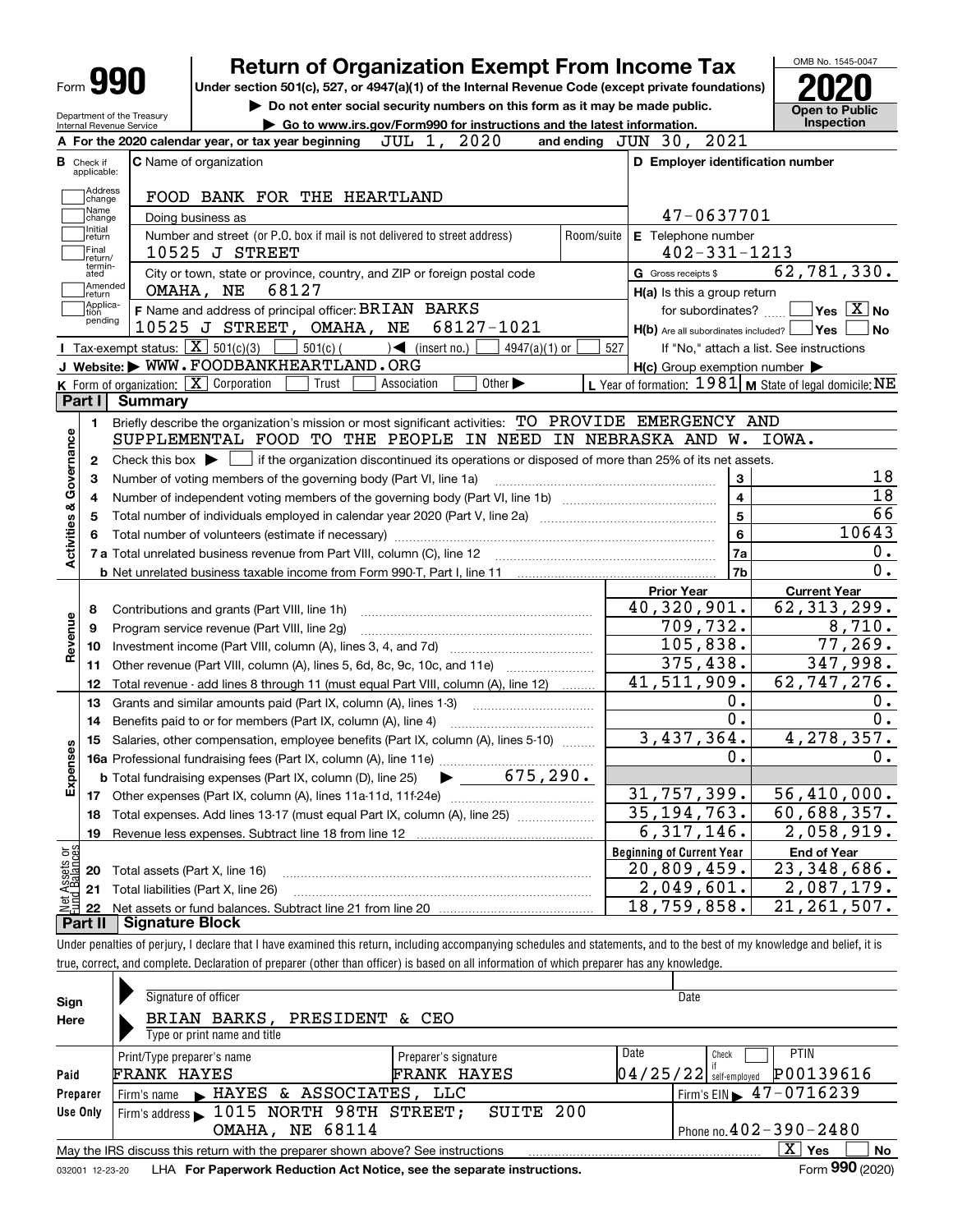# Form 990 — Return of Organization Exempt From Income Tax (2020)

Under section 501(c), 527, or 4947(a)(1) of the Internal Revenue Code (except private foundations)

▶ Do not enter social security numbers on this form as it may be made public.
▶ Go to www.irs.gov/Form990 for instructions and the latest information.

OMB No. 1545-0047 | **2020** | Open to Public Inspection

Department of the Treasury, Internal Revenue Service

**A** For the 2020 calendar year, or tax year beginning JUL 1, 2020 and ending JUN 30, 2021

**B** Check if applicable: Address change, Name change, Initial return, Final return/terminated, Amended return, Application pending

**C** Name of organization: FOOD BANK FOR THE HEARTLAND

Doing business as

Number and street (or P.O. box if mail is not delivered to street address): 10525 J STREET | Room/suite

City or town, state or province, country, and ZIP or foreign postal code: OMAHA, NE 68127

**D** Employer identification number: 47-0637701

**E** Telephone number: 402-331-1213

**G** Gross receipts $ 62,781,330.

**F** Name and address of principal officer: BRIAN BARKS, 10525 J STREET, OMAHA, NE 68127-1021

**H(a)** Is this a group return for subordinates? ☐ Yes ☒ No

**H(b)** Are all subordinates included? ☐ Yes ☐ No — If "No," attach a list. See instructions

**H(c)** Group exemption number ▶

**I** Tax-exempt status: ☒ 501(c)(3) ☐ 501(c) ( ) ◀ (insert no.) ☐ 4947(a)(1) or ☐ 527

**J** Website: ▶ WWW.FOODBANKHEARTLAND.ORG

**K** Form of organization: ☒ Corporation ☐ Trust ☐ Association ☐ Other ▶

**L** Year of formation: 1981 **M** State of legal domicile: NE

## Part I Summary

### Activities & Governance

1. Briefly describe the organization's mission or most significant activities: TO PROVIDE EMERGENCY AND SUPPLEMENTAL FOOD TO THE PEOPLE IN NEED IN NEBRASKA AND W. IOWA.
2. Check this box ▶ ☐ if the organization discontinued its operations or disposed of more than 25% of its net assets.

| | | Line | |
|---|---|---|---|
| 3 | Number of voting members of the governing body (Part VI, line 1a) | 3 | 18 |
| 4 | Number of independent voting members of the governing body (Part VI, line 1b) | 4 | 18 |
| 5 | Total number of individuals employed in calendar year 2020 (Part V, line 2a) | 5 | 66 |
| 6 | Total number of volunteers (estimate if necessary) | 6 | 10643 |
| 7a | Total unrelated business revenue from Part VIII, column (C), line 12 | 7a | 0. |
| 7b | Net unrelated business taxable income from Form 990-T, Part I, line 11 | 7b | 0. |

### Revenue, Expenses, and Net Assets

| | | Prior Year | Current Year |
|---|---|---|---|
| 8 | Contributions and grants (Part VIII, line 1h) | 40,320,901. | 62,313,299. |
| 9 | Program service revenue (Part VIII, line 2g) | 709,732. | 8,710. |
| 10 | Investment income (Part VIII, column (A), lines 3, 4, and 7d) | 105,838. | 77,269. |
| 11 | Other revenue (Part VIII, column (A), lines 5, 6d, 8c, 9c, 10c, and 11e) | 375,438. | 347,998. |
| 12 | Total revenue - add lines 8 through 11 (must equal Part VIII, column (A), line 12) | 41,511,909. | 62,747,276. |
| 13 | Grants and similar amounts paid (Part IX, column (A), lines 1-3) | 0. | 0. |
| 14 | Benefits paid to or for members (Part IX, column (A), line 4) | 0. | 0. |
| 15 | Salaries, other compensation, employee benefits (Part IX, column (A), lines 5-10) | 3,437,364. | 4,278,357. |
| 16a | Professional fundraising fees (Part IX, column (A), line 11e) | 0. | 0. |
| b | Total fundraising expenses (Part IX, column (D), line 25) ▶ 675,290. | | |
| 17 | Other expenses (Part IX, column (A), lines 11a-11d, 11f-24e) | 31,757,399. | 56,410,000. |
| 18 | Total expenses. Add lines 13-17 (must equal Part IX, column (A), line 25) | 35,194,763. | 60,688,357. |
| 19 | Revenue less expenses. Subtract line 18 from line 12 | 6,317,146. | 2,058,919. |

| | | Beginning of Current Year | End of Year |
|---|---|---|---|
| 20 | Total assets (Part X, line 16) | 20,809,459. | 23,348,686. |
| 21 | Total liabilities (Part X, line 26) | 2,049,601. | 2,087,179. |
| 22 | Net assets or fund balances. Subtract line 21 from line 20 | 18,759,858. | 21,261,507. |

## Part II Signature Block

Under penalties of perjury, I declare that I have examined this return, including accompanying schedules and statements, and to the best of my knowledge and belief, it is true, correct, and complete. Declaration of preparer (other than officer) is based on all information of which preparer has any knowledge.

**Sign Here**

Signature of officer | Date

BRIAN BARKS, PRESIDENT & CEO
Type or print name and title

**Paid Preparer Use Only**

| Print/Type preparer's name | Preparer's signature | Date | Check ☐ if self-employed | PTIN |
|---|---|---|---|---|
| FRANK HAYES | FRANK HAYES | 04/25/22 | | P00139616 |

Firm's name ▶ HAYES & ASSOCIATES, LLC | Firm's EIN ▶ 47-0716239

Firm's address ▶ 1015 NORTH 98TH STREET; SUITE 200, OMAHA, NE 68114 | Phone no. 402-390-2480

May the IRS discuss this return with the preparer shown above? See instructions ☒ Yes ☐ No

032001 12-23-20 LHA For Paperwork Reduction Act Notice, see the separate instructions. Form **990** (2020)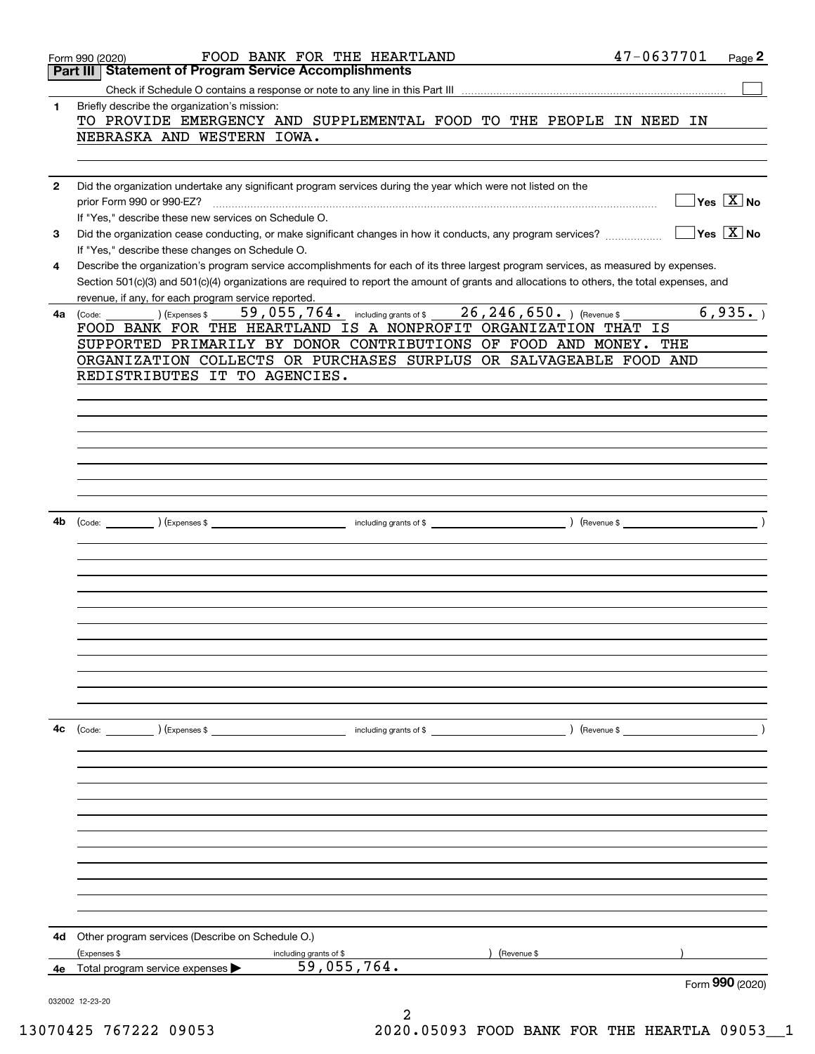Form 990 (2020) FOOD BANK FOR THE HEARTLAND 47-0637701

## Part III Statement of Program Service Accomplishments

Check if Schedule O contains a response or note to any line in this Part III [ ]

**1** Briefly describe the organization's mission:

TO PROVIDE EMERGENCY AND SUPPLEMENTAL FOOD TO THE PEOPLE IN NEED IN NEBRASKA AND WESTERN IOWA.

**2** Did the organization undertake any significant program services during the year which were not listed on the prior Form 990 or 990-EZ? [ ] Yes [X] No

If "Yes," describe these new services on Schedule O.

**3** Did the organization cease conducting, or make significant changes in how it conducts, any program services? [ ] Yes [X] No

If "Yes," describe these changes on Schedule O.

**4** Describe the organization's program service accomplishments for each of its three largest program services, as measured by expenses. Section 501(c)(3) and 501(c)(4) organizations are required to report the amount of grants and allocations to others, the total expenses, and revenue, if any, for each program service reported.

**4a** (Code: ) (Expenses $ 59,055,764. including grants of $ 26,246,650. ) (Revenue $ 6,935. )

FOOD BANK FOR THE HEARTLAND IS A NONPROFIT ORGANIZATION THAT IS SUPPORTED PRIMARILY BY DONOR CONTRIBUTIONS OF FOOD AND MONEY. THE ORGANIZATION COLLECTS OR PURCHASES SURPLUS OR SALVAGEABLE FOOD AND REDISTRIBUTES IT TO AGENCIES.

**4b** (Code: ) (Expenses $ including grants of $ ) (Revenue $ )

**4c** (Code: ) (Expenses $ including grants of $ ) (Revenue $ )

**4d** Other program services (Describe on Schedule O.)

(Expenses $ including grants of $ ) (Revenue $ )

**4e** Total program service expenses ▶ 59,055,764.

Form **990** (2020)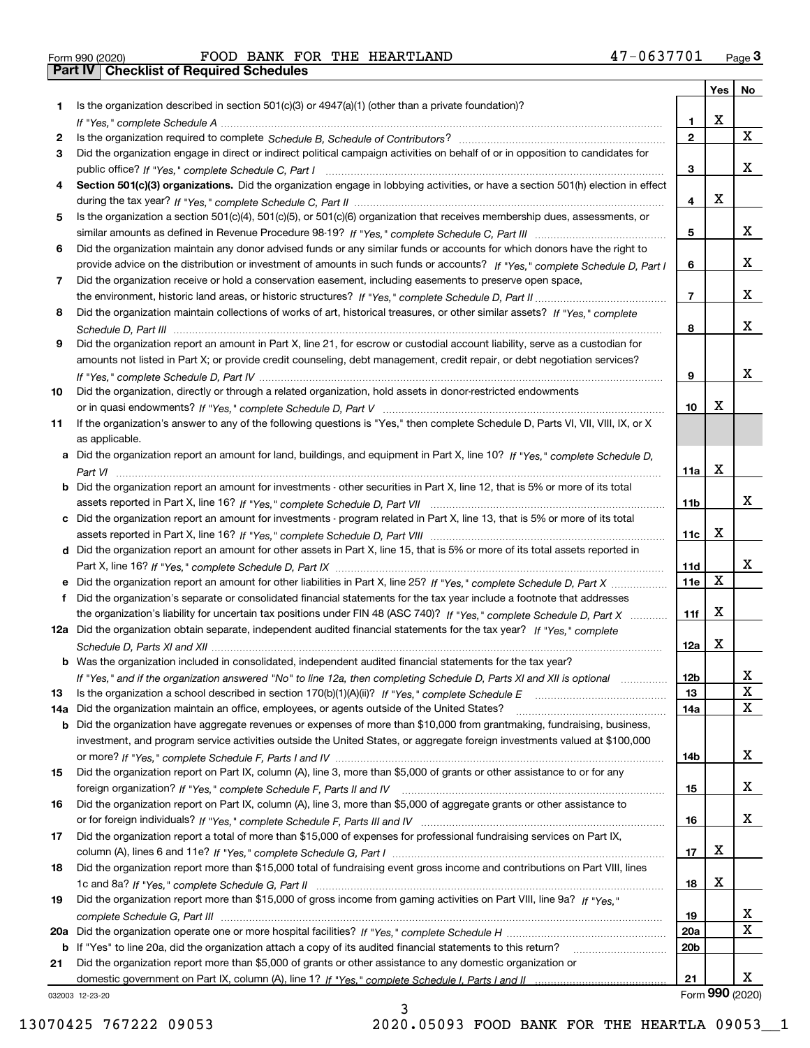Form 990 (2020) FOOD BANK FOR THE HEARTLAND 47-0637701 Page 3

## Part IV Checklist of Required Schedules

| | | | Yes | No |
|---|---|---|---|---|
| 1 | Is the organization described in section 501(c)(3) or 4947(a)(1) (other than a private foundation)? *If "Yes," complete Schedule A* | 1 | X | |
| 2 | Is the organization required to complete *Schedule B, Schedule of Contributors*? | 2 | | X |
| 3 | Did the organization engage in direct or indirect political campaign activities on behalf of or in opposition to candidates for public office? *If "Yes," complete Schedule C, Part I* | 3 | | X |
| 4 | **Section 501(c)(3) organizations.** Did the organization engage in lobbying activities, or have a section 501(h) election in effect during the tax year? *If "Yes," complete Schedule C, Part II* | 4 | X | |
| 5 | Is the organization a section 501(c)(4), 501(c)(5), or 501(c)(6) organization that receives membership dues, assessments, or similar amounts as defined in Revenue Procedure 98-19? *If "Yes," complete Schedule C, Part III* | 5 | | X |
| 6 | Did the organization maintain any donor advised funds or any similar funds or accounts for which donors have the right to provide advice on the distribution or investment of amounts in such funds or accounts? *If "Yes," complete Schedule D, Part I* | 6 | | X |
| 7 | Did the organization receive or hold a conservation easement, including easements to preserve open space, the environment, historic land areas, or historic structures? *If "Yes," complete Schedule D, Part II* | 7 | | X |
| 8 | Did the organization maintain collections of works of art, historical treasures, or other similar assets? *If "Yes," complete Schedule D, Part III* | 8 | | X |
| 9 | Did the organization report an amount in Part X, line 21, for escrow or custodial account liability, serve as a custodian for amounts not listed in Part X; or provide credit counseling, debt management, credit repair, or debt negotiation services? *If "Yes," complete Schedule D, Part IV* | 9 | | X |
| 10 | Did the organization, directly or through a related organization, hold assets in donor-restricted endowments or in quasi endowments? *If "Yes," complete Schedule D, Part V* | 10 | X | |
| 11 | If the organization's answer to any of the following questions is "Yes," then complete Schedule D, Parts VI, VII, VIII, IX, or X as applicable. | | | |
| a | Did the organization report an amount for land, buildings, and equipment in Part X, line 10? *If "Yes," complete Schedule D, Part VI* | 11a | X | |
| b | Did the organization report an amount for investments - other securities in Part X, line 12, that is 5% or more of its total assets reported in Part X, line 16? *If "Yes," complete Schedule D, Part VII* | 11b | | X |
| c | Did the organization report an amount for investments - program related in Part X, line 13, that is 5% or more of its total assets reported in Part X, line 16? *If "Yes," complete Schedule D, Part VIII* | 11c | X | |
| d | Did the organization report an amount for other assets in Part X, line 15, that is 5% or more of its total assets reported in Part X, line 16? *If "Yes," complete Schedule D, Part IX* | 11d | | X |
| e | Did the organization report an amount for other liabilities in Part X, line 25? *If "Yes," complete Schedule D, Part X* | 11e | X | |
| f | Did the organization's separate or consolidated financial statements for the tax year include a footnote that addresses the organization's liability for uncertain tax positions under FIN 48 (ASC 740)? *If "Yes," complete Schedule D, Part X* | 11f | X | |
| 12a | Did the organization obtain separate, independent audited financial statements for the tax year? *If "Yes," complete Schedule D, Parts XI and XII* | 12a | X | |
| b | Was the organization included in consolidated, independent audited financial statements for the tax year? *If "Yes," and if the organization answered "No" to line 12a, then completing Schedule D, Parts XI and XII is optional* | 12b | | X |
| 13 | Is the organization a school described in section 170(b)(1)(A)(ii)? *If "Yes," complete Schedule E* | 13 | | X |
| 14a | Did the organization maintain an office, employees, or agents outside of the United States? | 14a | | X |
| b | Did the organization have aggregate revenues or expenses of more than $10,000 from grantmaking, fundraising, business, investment, and program service activities outside the United States, or aggregate foreign investments valued at $100,000 or more? *If "Yes," complete Schedule F, Parts I and IV* | 14b | | X |
| 15 | Did the organization report on Part IX, column (A), line 3, more than $5,000 of grants or other assistance to or for any foreign organization? *If "Yes," complete Schedule F, Parts II and IV* | 15 | | X |
| 16 | Did the organization report on Part IX, column (A), line 3, more than $5,000 of aggregate grants or other assistance to or for foreign individuals? *If "Yes," complete Schedule F, Parts III and IV* | 16 | | X |
| 17 | Did the organization report a total of more than $15,000 of expenses for professional fundraising services on Part IX, column (A), lines 6 and 11e? *If "Yes," complete Schedule G, Part I* | 17 | X | |
| 18 | Did the organization report more than $15,000 total of fundraising event gross income and contributions on Part VIII, lines 1c and 8a? *If "Yes," complete Schedule G, Part II* | 18 | X | |
| 19 | Did the organization report more than $15,000 of gross income from gaming activities on Part VIII, line 9a? *If "Yes," complete Schedule G, Part III* | 19 | | X |
| 20a | Did the organization operate one or more hospital facilities? *If "Yes," complete Schedule H* | 20a | | X |
| b | If "Yes" to line 20a, did the organization attach a copy of its audited financial statements to this return? | 20b | | |
| 21 | Did the organization report more than $5,000 of grants or other assistance to any domestic organization or domestic government on Part IX, column (A), line 1? *If "Yes," complete Schedule I, Parts I and II* | 21 | | X |

032003 12-23-20 Form **990** (2020)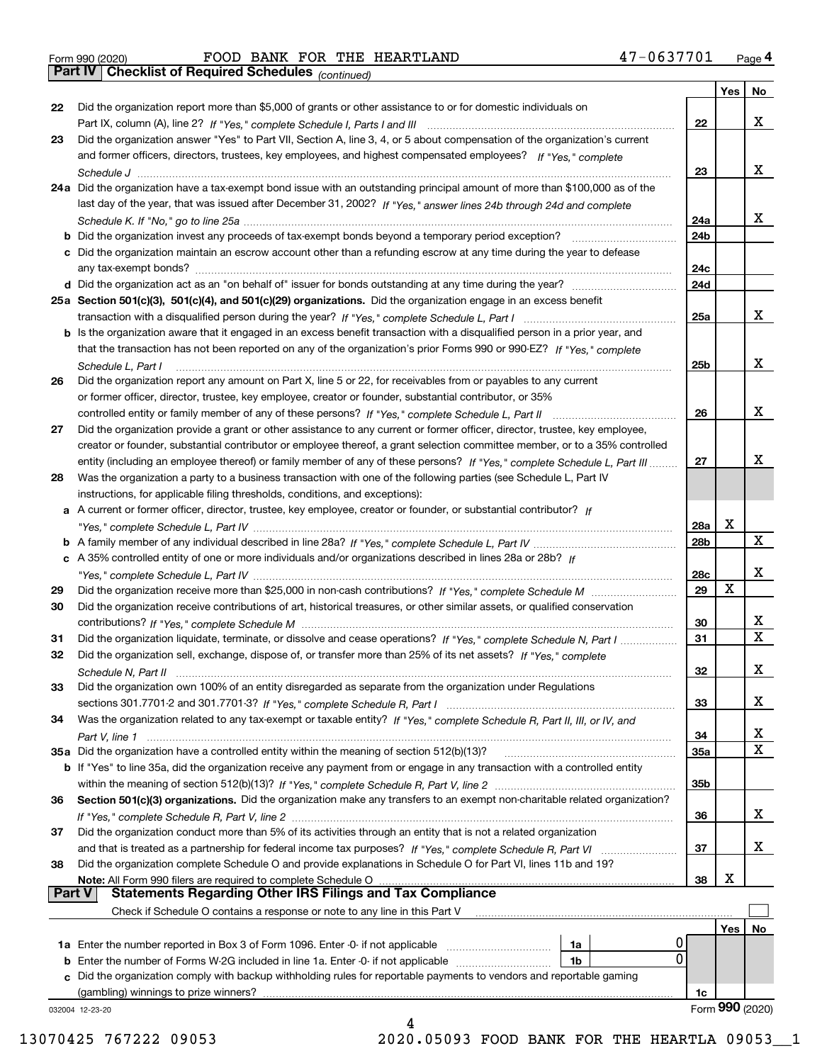Form 990 (2020) FOOD BANK FOR THE HEARTLAND 47-0637701 Page 4

**Part IV** **Checklist of Required Schedules** *(continued)*

| | | | Yes | No |
|---|---|---|---|---|
| 22 | Did the organization report more than $5,000 of grants or other assistance to or for domestic individuals on Part IX, column (A), line 2? *If "Yes," complete Schedule I, Parts I and III* | 22 | | X |
| 23 | Did the organization answer "Yes" to Part VII, Section A, line 3, 4, or 5 about compensation of the organization's current and former officers, directors, trustees, key employees, and highest compensated employees? *If "Yes," complete Schedule J* | 23 | | X |
| 24a | Did the organization have a tax-exempt bond issue with an outstanding principal amount of more than $100,000 as of the last day of the year, that was issued after December 31, 2002? *If "Yes," answer lines 24b through 24d and complete Schedule K. If "No," go to line 25a* | 24a | | X |
| b | Did the organization invest any proceeds of tax-exempt bonds beyond a temporary period exception? | 24b | | |
| c | Did the organization maintain an escrow account other than a refunding escrow at any time during the year to defease any tax-exempt bonds? | 24c | | |
| d | Did the organization act as an "on behalf of" issuer for bonds outstanding at any time during the year? | 24d | | |
| 25a | **Section 501(c)(3), 501(c)(4), and 501(c)(29) organizations.** Did the organization engage in an excess benefit transaction with a disqualified person during the year? *If "Yes," complete Schedule L, Part I* | 25a | | X |
| b | Is the organization aware that it engaged in an excess benefit transaction with a disqualified person in a prior year, and that the transaction has not been reported on any of the organization's prior Forms 990 or 990-EZ? *If "Yes," complete Schedule L, Part I* | 25b | | X |
| 26 | Did the organization report any amount on Part X, line 5 or 22, for receivables from or payables to any current or former officer, director, trustee, key employee, creator or founder, substantial contributor, or 35% controlled entity or family member of any of these persons? *If "Yes," complete Schedule L, Part II* | 26 | | X |
| 27 | Did the organization provide a grant or other assistance to any current or former officer, director, trustee, key employee, creator or founder, substantial contributor or employee thereof, a grant selection committee member, or to a 35% controlled entity (including an employee thereof) or family member of any of these persons? *If "Yes," complete Schedule L, Part III* | 27 | | X |
| 28 | Was the organization a party to a business transaction with one of the following parties (see Schedule L, Part IV instructions, for applicable filing thresholds, conditions, and exceptions): | | | |
| a | A current or former officer, director, trustee, key employee, creator or founder, or substantial contributor? *If "Yes," complete Schedule L, Part IV* | 28a | X | |
| b | A family member of any individual described in line 28a? *If "Yes," complete Schedule L, Part IV* | 28b | | X |
| c | A 35% controlled entity of one or more individuals and/or organizations described in lines 28a or 28b? *If "Yes," complete Schedule L, Part IV* | 28c | | X |
| 29 | Did the organization receive more than $25,000 in non-cash contributions? *If "Yes," complete Schedule M* | 29 | X | |
| 30 | Did the organization receive contributions of art, historical treasures, or other similar assets, or qualified conservation contributions? *If "Yes," complete Schedule M* | 30 | | X |
| 31 | Did the organization liquidate, terminate, or dissolve and cease operations? *If "Yes," complete Schedule N, Part I* | 31 | | X |
| 32 | Did the organization sell, exchange, dispose of, or transfer more than 25% of its net assets? *If "Yes," complete Schedule N, Part II* | 32 | | X |
| 33 | Did the organization own 100% of an entity disregarded as separate from the organization under Regulations sections 301.7701-2 and 301.7701-3? *If "Yes," complete Schedule R, Part I* | 33 | | X |
| 34 | Was the organization related to any tax-exempt or taxable entity? *If "Yes," complete Schedule R, Part II, III, or IV, and Part V, line 1* | 34 | | X |
| 35a | Did the organization have a controlled entity within the meaning of section 512(b)(13)? | 35a | | X |
| b | If "Yes" to line 35a, did the organization receive any payment from or engage in any transaction with a controlled entity within the meaning of section 512(b)(13)? *If "Yes," complete Schedule R, Part V, line 2* | 35b | | |
| 36 | **Section 501(c)(3) organizations.** Did the organization make any transfers to an exempt non-charitable related organization? *If "Yes," complete Schedule R, Part V, line 2* | 36 | | X |
| 37 | Did the organization conduct more than 5% of its activities through an entity that is not a related organization and that is treated as a partnership for federal income tax purposes? *If "Yes," complete Schedule R, Part VI* | 37 | | X |
| 38 | Did the organization complete Schedule O and provide explanations in Schedule O for Part VI, lines 11b and 19? **Note:** All Form 990 filers are required to complete Schedule O | 38 | X | |

**Part V** **Statements Regarding Other IRS Filings and Tax Compliance**

Check if Schedule O contains a response or note to any line in this Part V ☐

| | | | | | Yes | No |
|---|---|---|---|---|---|---|
| 1a | Enter the number reported in Box 3 of Form 1096. Enter -0- if not applicable | 1a | 0 | | | |
| b | Enter the number of Forms W-2G included in line 1a. Enter -0- if not applicable | 1b | 0 | | | |
| c | Did the organization comply with backup withholding rules for reportable payments to vendors and reportable gaming (gambling) winnings to prize winners? | | | 1c | | |

032004 12-23-20

Form **990** (2020)

13070425 767222 09053 2020.05093 FOOD BANK FOR THE HEARTLA 09053__1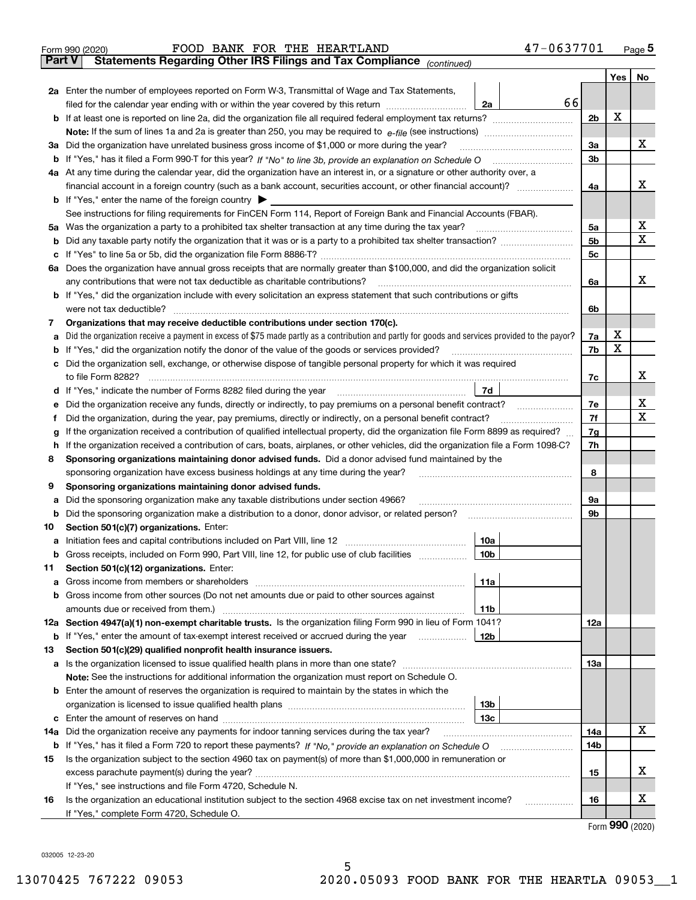Form 990 (2020) FOOD BANK FOR THE HEARTLAND 47-0637701 Page 5

**Part V** **Statements Regarding Other IRS Filings and Tax Compliance** *(continued)*

| | | | | | Yes | No |
|---|---|---|---|---|---|---|
| **2a** | Enter the number of employees reported on Form W-3, Transmittal of Wage and Tax Statements, filed for the calendar year ending with or within the year covered by this return | 2a | 66 | | | |
| **b** | If at least one is reported on line 2a, did the organization file all required federal employment tax returns? | | | 2b | X | |
| | **Note:** If the sum of lines 1a and 2a is greater than 250, you may be required to *e-file* (see instructions) | | | | | |
| **3a** | Did the organization have unrelated business gross income of $1,000 or more during the year? | | | 3a | | X |
| **b** | If "Yes," has it filed a Form 990-T for this year? *If "No" to line 3b, provide an explanation on Schedule O* | | | 3b | | |
| **4a** | At any time during the calendar year, did the organization have an interest in, or a signature or other authority over, a financial account in a foreign country (such as a bank account, securities account, or other financial account)? | | | 4a | | X |
| **b** | If "Yes," enter the name of the foreign country ▶ | | | | | |
| | See instructions for filing requirements for FinCEN Form 114, Report of Foreign Bank and Financial Accounts (FBAR). | | | | | |
| **5a** | Was the organization a party to a prohibited tax shelter transaction at any time during the tax year? | | | 5a | | X |
| **b** | Did any taxable party notify the organization that it was or is a party to a prohibited tax shelter transaction? | | | 5b | | X |
| **c** | If "Yes" to line 5a or 5b, did the organization file Form 8886-T? | | | 5c | | |
| **6a** | Does the organization have annual gross receipts that are normally greater than $100,000, and did the organization solicit any contributions that were not tax deductible as charitable contributions? | | | 6a | | X |
| **b** | If "Yes," did the organization include with every solicitation an express statement that such contributions or gifts were not tax deductible? | | | 6b | | |
| **7** | **Organizations that may receive deductible contributions under section 170(c).** | | | | | |
| **a** | Did the organization receive a payment in excess of $75 made partly as a contribution and partly for goods and services provided to the payor? | | | 7a | X | |
| **b** | If "Yes," did the organization notify the donor of the value of the goods or services provided? | | | 7b | X | |
| **c** | Did the organization sell, exchange, or otherwise dispose of tangible personal property for which it was required to file Form 8282? | | | 7c | | X |
| **d** | If "Yes," indicate the number of Forms 8282 filed during the year | 7d | | | | |
| **e** | Did the organization receive any funds, directly or indirectly, to pay premiums on a personal benefit contract? | | | 7e | | X |
| **f** | Did the organization, during the year, pay premiums, directly or indirectly, on a personal benefit contract? | | | 7f | | X |
| **g** | If the organization received a contribution of qualified intellectual property, did the organization file Form 8899 as required? | | | 7g | | |
| **h** | If the organization received a contribution of cars, boats, airplanes, or other vehicles, did the organization file a Form 1098-C? | | | 7h | | |
| **8** | **Sponsoring organizations maintaining donor advised funds.** Did a donor advised fund maintained by the sponsoring organization have excess business holdings at any time during the year? | | | 8 | | |
| **9** | **Sponsoring organizations maintaining donor advised funds.** | | | | | |
| **a** | Did the sponsoring organization make any taxable distributions under section 4966? | | | 9a | | |
| **b** | Did the sponsoring organization make a distribution to a donor, donor advisor, or related person? | | | 9b | | |
| **10** | **Section 501(c)(7) organizations.** Enter: | | | | | |
| **a** | Initiation fees and capital contributions included on Part VIII, line 12 | 10a | | | | |
| **b** | Gross receipts, included on Form 990, Part VIII, line 12, for public use of club facilities | 10b | | | | |
| **11** | **Section 501(c)(12) organizations.** Enter: | | | | | |
| **a** | Gross income from members or shareholders | 11a | | | | |
| **b** | Gross income from other sources (Do not net amounts due or paid to other sources against amounts due or received from them.) | 11b | | | | |
| **12a** | **Section 4947(a)(1) non-exempt charitable trusts.** Is the organization filing Form 990 in lieu of Form 1041? | | | 12a | | |
| **b** | If "Yes," enter the amount of tax-exempt interest received or accrued during the year | 12b | | | | |
| **13** | **Section 501(c)(29) qualified nonprofit health insurance issuers.** | | | | | |
| **a** | Is the organization licensed to issue qualified health plans in more than one state? | | | 13a | | |
| | **Note:** See the instructions for additional information the organization must report on Schedule O. | | | | | |
| **b** | Enter the amount of reserves the organization is required to maintain by the states in which the organization is licensed to issue qualified health plans | 13b | | | | |
| **c** | Enter the amount of reserves on hand | 13c | | | | |
| **14a** | Did the organization receive any payments for indoor tanning services during the tax year? | | | 14a | | X |
| **b** | If "Yes," has it filed a Form 720 to report these payments? *If "No," provide an explanation on Schedule O* | | | 14b | | |
| **15** | Is the organization subject to the section 4960 tax on payment(s) of more than $1,000,000 in remuneration or excess parachute payment(s) during the year? | | | 15 | | X |
| | If "Yes," see instructions and file Form 4720, Schedule N. | | | | | |
| **16** | Is the organization an educational institution subject to the section 4968 excise tax on net investment income? | | | 16 | | X |
| | If "Yes," complete Form 4720, Schedule O. | | | | | |

Form **990** (2020)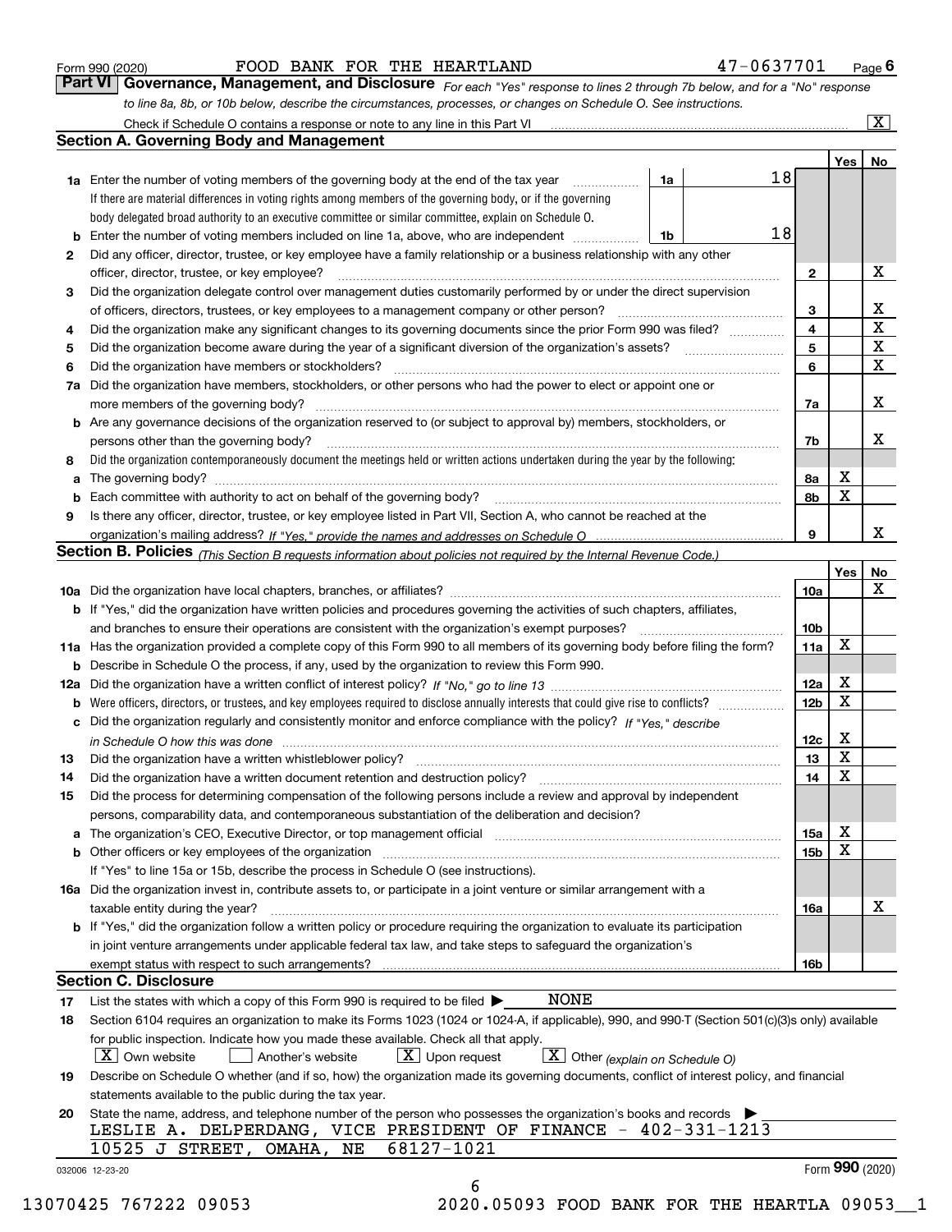Form 990 (2020) FOOD BANK FOR THE HEARTLAND 47-0637701 Page 6

## Part VI Governance, Management, and Disclosure

*For each "Yes" response to lines 2 through 7b below, and for a "No" response to line 8a, 8b, or 10b below, describe the circumstances, processes, or changes on Schedule O. See instructions.*

Check if Schedule O contains a response or note to any line in this Part VI [X]

### Section A. Governing Body and Management

| | | | | Yes | No |
|---|---|---|---|---|---|
| 1a | Enter the number of voting members of the governing body at the end of the tax year | 1a | 18 | | |
| | If there are material differences in voting rights among members of the governing body, or if the governing body delegated broad authority to an executive committee or similar committee, explain on Schedule O. | | | | |
| b | Enter the number of voting members included on line 1a, above, who are independent | 1b | 18 | | |
| 2 | Did any officer, director, trustee, or key employee have a family relationship or a business relationship with any other officer, director, trustee, or key employee? | | 2 | | X |
| 3 | Did the organization delegate control over management duties customarily performed by or under the direct supervision of officers, directors, trustees, or key employees to a management company or other person? | | 3 | | X |
| 4 | Did the organization make any significant changes to its governing documents since the prior Form 990 was filed? | | 4 | | X |
| 5 | Did the organization become aware during the year of a significant diversion of the organization's assets? | | 5 | | X |
| 6 | Did the organization have members or stockholders? | | 6 | | X |
| 7a | Did the organization have members, stockholders, or other persons who had the power to elect or appoint one or more members of the governing body? | | 7a | | X |
| b | Are any governance decisions of the organization reserved to (or subject to approval by) members, stockholders, or persons other than the governing body? | | 7b | | X |
| 8 | Did the organization contemporaneously document the meetings held or written actions undertaken during the year by the following: | | | | |
| a | The governing body? | | 8a | X | |
| b | Each committee with authority to act on behalf of the governing body? | | 8b | X | |
| 9 | Is there any officer, director, trustee, or key employee listed in Part VII, Section A, who cannot be reached at the organization's mailing address? *If "Yes," provide the names and addresses on Schedule O* | | 9 | | X |

### Section B. Policies *(This Section B requests information about policies not required by the Internal Revenue Code.)*

| | | | Yes | No |
|---|---|---|---|---|
| 10a | Did the organization have local chapters, branches, or affiliates? | 10a | | X |
| b | If "Yes," did the organization have written policies and procedures governing the activities of such chapters, affiliates, and branches to ensure their operations are consistent with the organization's exempt purposes? | 10b | | |
| 11a | Has the organization provided a complete copy of this Form 990 to all members of its governing body before filing the form? | 11a | X | |
| b | Describe in Schedule O the process, if any, used by the organization to review this Form 990. | | | |
| 12a | Did the organization have a written conflict of interest policy? *If "No," go to line 13* | 12a | X | |
| b | Were officers, directors, or trustees, and key employees required to disclose annually interests that could give rise to conflicts? | 12b | X | |
| c | Did the organization regularly and consistently monitor and enforce compliance with the policy? *If "Yes," describe in Schedule O how this was done* | 12c | X | |
| 13 | Did the organization have a written whistleblower policy? | 13 | X | |
| 14 | Did the organization have a written document retention and destruction policy? | 14 | X | |
| 15 | Did the process for determining compensation of the following persons include a review and approval by independent persons, comparability data, and contemporaneous substantiation of the deliberation and decision? | | | |
| a | The organization's CEO, Executive Director, or top management official | 15a | X | |
| b | Other officers or key employees of the organization | 15b | X | |
| | If "Yes" to line 15a or 15b, describe the process in Schedule O (see instructions). | | | |
| 16a | Did the organization invest in, contribute assets to, or participate in a joint venture or similar arrangement with a taxable entity during the year? | 16a | | X |
| b | If "Yes," did the organization follow a written policy or procedure requiring the organization to evaluate its participation in joint venture arrangements under applicable federal tax law, and take steps to safeguard the organization's exempt status with respect to such arrangements? | 16b | | |

### Section C. Disclosure

17 List the states with which a copy of this Form 990 is required to be filed ▶ NONE

18 Section 6104 requires an organization to make its Forms 1023 (1024 or 1024-A, if applicable), 990, and 990-T (Section 501(c)(3)s only) available for public inspection. Indicate how you made these available. Check all that apply.

[X] Own website [ ] Another's website [X] Upon request [X] Other *(explain on Schedule O)*

19 Describe on Schedule O whether (and if so, how) the organization made its governing documents, conflict of interest policy, and financial statements available to the public during the tax year.

20 State the name, address, and telephone number of the person who possesses the organization's books and records ▶

LESLIE A. DELPERDANG, VICE PRESIDENT OF FINANCE - 402-331-1213
10525 J STREET, OMAHA, NE 68127-1021

032006 12-23-20 Form **990** (2020)

13070425 767222 09053 2020.05093 FOOD BANK FOR THE HEARTLA 09053__1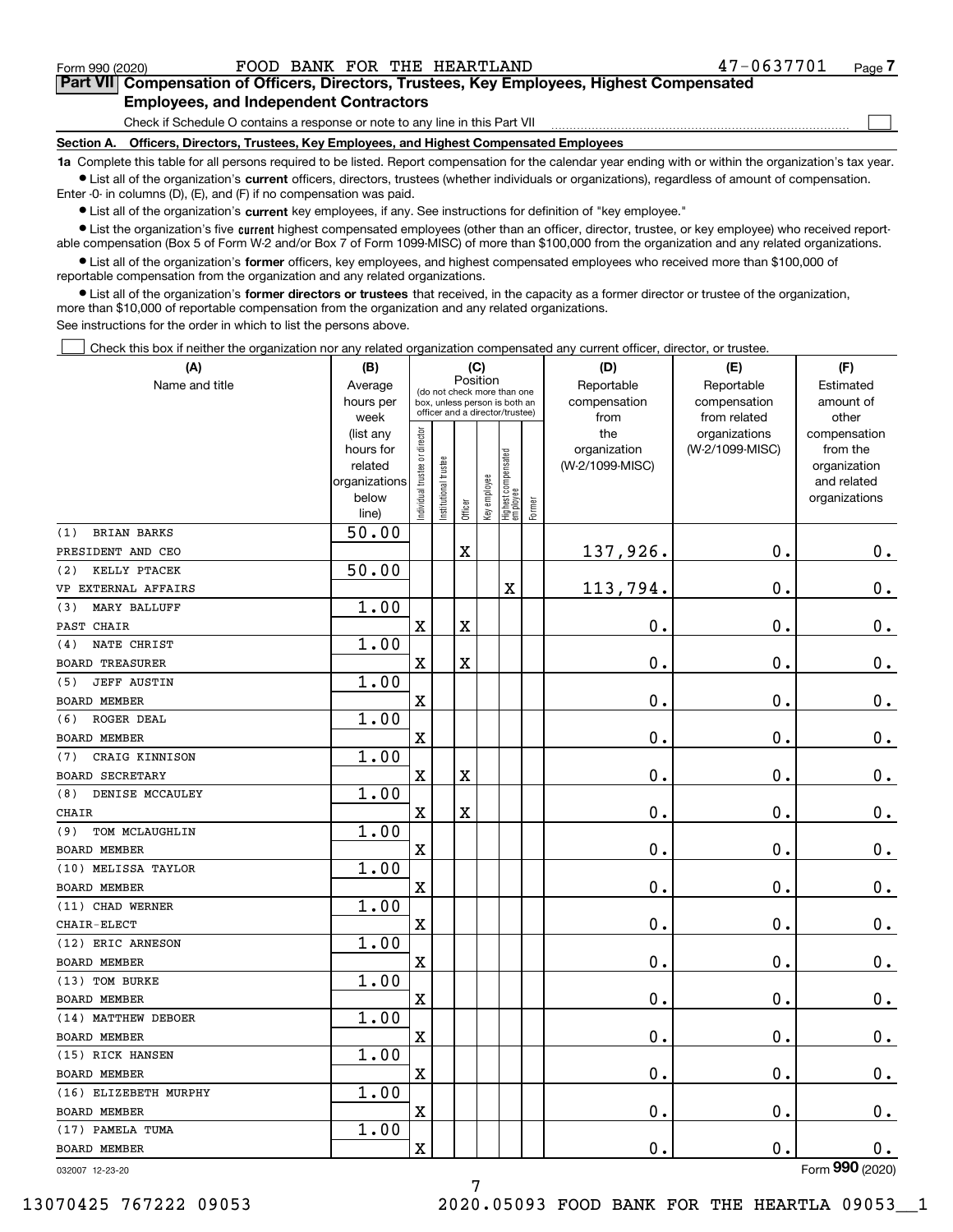Form 990 (2020) FOOD BANK FOR THE HEARTLAND 47-0637701 Page 7

## Part VII Compensation of Officers, Directors, Trustees, Key Employees, Highest Compensated Employees, and Independent Contractors

Check if Schedule O contains a response or note to any line in this Part VII

### Section A. Officers, Directors, Trustees, Key Employees, and Highest Compensated Employees

**1a** Complete this table for all persons required to be listed. Report compensation for the calendar year ending with or within the organization's tax year.

- List all of the organization's **current** officers, directors, trustees (whether individuals or organizations), regardless of amount of compensation. Enter -0- in columns (D), (E), and (F) if no compensation was paid.
- List all of the organization's **current** key employees, if any. See instructions for definition of "key employee."
- List the organization's five **current** highest compensated employees (other than an officer, director, trustee, or key employee) who received reportable compensation (Box 5 of Form W-2 and/or Box 7 of Form 1099-MISC) of more than $100,000 from the organization and any related organizations.
- List all of the organization's **former** officers, key employees, and highest compensated employees who received more than $100,000 of reportable compensation from the organization and any related organizations.
- List all of the organization's **former directors or trustees** that received, in the capacity as a former director or trustee of the organization, more than $10,000 of reportable compensation from the organization and any related organizations.

See instructions for the order in which to list the persons above.

Check this box if neither the organization nor any related organization compensated any current officer, director, or trustee.

| (A) Name and title | (B) Average hours per week (list any hours for related organizations below line) | (C) Position: Individual trustee or director | Institutional trustee | Officer | Key employee | Highest compensated employee | Former | (D) Reportable compensation from the organization (W-2/1099-MISC) | (E) Reportable compensation from related organizations (W-2/1099-MISC) | (F) Estimated amount of other compensation from the organization and related organizations |
|---|---|---|---|---|---|---|---|---|---|---|
| (1) BRIAN BARKS<br>PRESIDENT AND CEO | 50.00 | | | X | | | | 137,926. | 0. | 0. |
| (2) KELLY PTACEK<br>VP EXTERNAL AFFAIRS | 50.00 | | | | | X | | 113,794. | 0. | 0. |
| (3) MARY BALLUFF<br>PAST CHAIR | 1.00 | X | | X | | | | 0. | 0. | 0. |
| (4) NATE CHRIST<br>BOARD TREASURER | 1.00 | X | | X | | | | 0. | 0. | 0. |
| (5) JEFF AUSTIN<br>BOARD MEMBER | 1.00 | X | | | | | | 0. | 0. | 0. |
| (6) ROGER DEAL<br>BOARD MEMBER | 1.00 | X | | | | | | 0. | 0. | 0. |
| (7) CRAIG KINNISON<br>BOARD SECRETARY | 1.00 | X | | X | | | | 0. | 0. | 0. |
| (8) DENISE MCCAULEY<br>CHAIR | 1.00 | X | | X | | | | 0. | 0. | 0. |
| (9) TOM MCLAUGHLIN<br>BOARD MEMBER | 1.00 | X | | | | | | 0. | 0. | 0. |
| (10) MELISSA TAYLOR<br>BOARD MEMBER | 1.00 | X | | | | | | 0. | 0. | 0. |
| (11) CHAD WERNER<br>CHAIR-ELECT | 1.00 | X | | | | | | 0. | 0. | 0. |
| (12) ERIC ARNESON<br>BOARD MEMBER | 1.00 | X | | | | | | 0. | 0. | 0. |
| (13) TOM BURKE<br>BOARD MEMBER | 1.00 | X | | | | | | 0. | 0. | 0. |
| (14) MATTHEW DEBOER<br>BOARD MEMBER | 1.00 | X | | | | | | 0. | 0. | 0. |
| (15) RICK HANSEN<br>BOARD MEMBER | 1.00 | X | | | | | | 0. | 0. | 0. |
| (16) ELIZEBETH MURPHY<br>BOARD MEMBER | 1.00 | X | | | | | | 0. | 0. | 0. |
| (17) PAMELA TUMA<br>BOARD MEMBER | 1.00 | X | | | | | | 0. | 0. | 0. |

Form **990** (2020)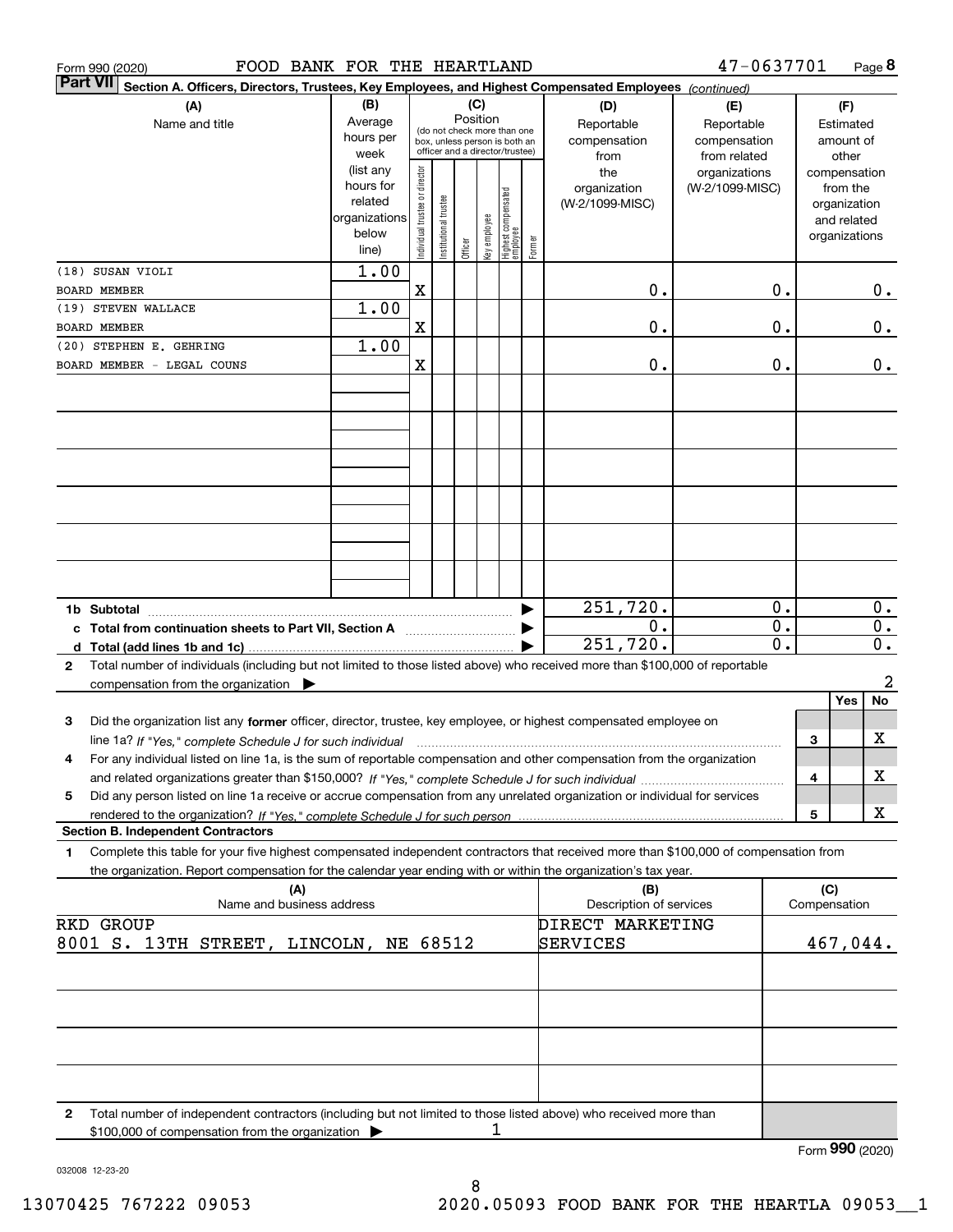Form 990 (2020) FOOD BANK FOR THE HEARTLAND 47-0637701 Page **8**

**Part VII** Section A. Officers, Directors, Trustees, Key Employees, and Highest Compensated Employees *(continued)*

| (A) Name and title | (B) Average hours per week (list any hours for related organizations below line) | (C) Position: Individual trustee or director | Institutional trustee | Officer | Key employee | Highest compensated employee | Former | (D) Reportable compensation from the organization (W-2/1099-MISC) | (E) Reportable compensation from related organizations (W-2/1099-MISC) | (F) Estimated amount of other compensation from the organization and related organizations |
|---|---|---|---|---|---|---|---|---|---|---|
| (18) SUSAN VIOLI<br>BOARD MEMBER | 1.00 | X | | | | | | 0. | 0. | 0. |
| (19) STEVEN WALLACE<br>BOARD MEMBER | 1.00 | X | | | | | | 0. | 0. | 0. |
| (20) STEPHEN E. GEHRING<br>BOARD MEMBER - LEGAL COUNS | 1.00 | X | | | | | | 0. | 0. | 0. |
| **1b Subtotal** | | | | | | | | 251,720. | 0. | 0. |
| **c Total from continuation sheets to Part VII, Section A** | | | | | | | | 0. | 0. | 0. |
| **d Total (add lines 1b and 1c)** | | | | | | | | 251,720. | 0. | 0. |

**2** Total number of individuals (including but not limited to those listed above) who received more than $100,000 of reportable compensation from the organization ▶ 2

| | | Yes | No |
|---|---|---|---|
| **3** Did the organization list any **former** officer, director, trustee, key employee, or highest compensated employee on line 1a? *If "Yes," complete Schedule J for such individual* | 3 | | X |
| **4** For any individual listed on line 1a, is the sum of reportable compensation and other compensation from the organization and related organizations greater than $150,000? *If "Yes," complete Schedule J for such individual* | 4 | | X |
| **5** Did any person listed on line 1a receive or accrue compensation from any unrelated organization or individual for services rendered to the organization? *If "Yes," complete Schedule J for such person* | 5 | | X |

**Section B. Independent Contractors**

**1** Complete this table for your five highest compensated independent contractors that received more than $100,000 of compensation from the organization. Report compensation for the calendar year ending with or within the organization's tax year.

| (A) Name and business address | (B) Description of services | (C) Compensation |
|---|---|---|
| RKD GROUP<br>8001 S. 13TH STREET, LINCOLN, NE 68512 | DIRECT MARKETING SERVICES | 467,044. |

**2** Total number of independent contractors (including but not limited to those listed above) who received more than $100,000 of compensation from the organization ▶ 1

Form **990** (2020)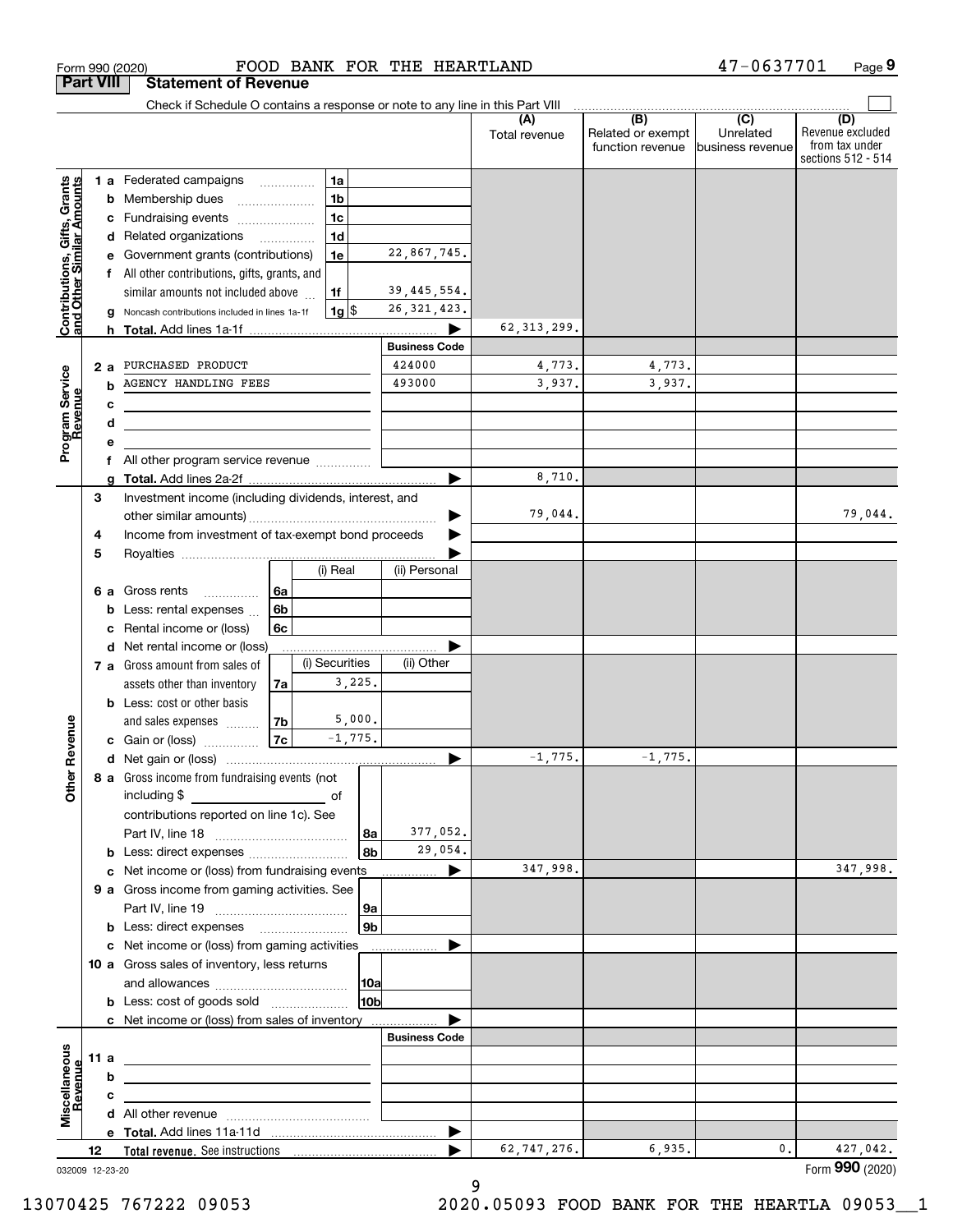Form 990 (2020) FOOD BANK FOR THE HEARTLAND 47-0637701 Page 9

## Part VIII Statement of Revenue

Check if Schedule O contains a response or note to any line in this Part VIII

| | | | | (A) Total revenue | (B) Related or exempt function revenue | (C) Unrelated business revenue | (D) Revenue excluded from tax under sections 512 - 514 |
|---|---|---|---|---|---|---|---|
| **Contributions, Gifts, Grants and Other Similar Amounts** | 1a Federated campaigns | 1a | | | | | |
| | b Membership dues | 1b | | | | | |
| | c Fundraising events | 1c | | | | | |
| | d Related organizations | 1d | | | | | |
| | e Government grants (contributions) | 1e | 22,867,745. | | | | |
| | f All other contributions, gifts, grants, and similar amounts not included above | 1f | 39,445,554. | | | | |
| | g Noncash contributions included in lines 1a-1f | 1g $ | 26,321,423. | | | | |
| | h **Total.** Add lines 1a-1f | | ▶ | 62,313,299. | | | |
| | | | **Business Code** | | | | |
| **Program Service Revenue** | 2a PURCHASED PRODUCT | | 424000 | 4,773. | 4,773. | | |
| | b AGENCY HANDLING FEES | | 493000 | 3,937. | 3,937. | | |
| | c | | | | | | |
| | d | | | | | | |
| | e | | | | | | |
| | f All other program service revenue | | | | | | |
| | g **Total.** Add lines 2a-2f | | ▶ | 8,710. | | | |
| **Other Revenue** | 3 Investment income (including dividends, interest, and other similar amounts) | | ▶ | 79,044. | | | 79,044. |
| | 4 Income from investment of tax-exempt bond proceeds | | ▶ | | | | |
| | 5 Royalties | | ▶ | | | | |
| | | (i) Real | (ii) Personal | | | | |
| | 6a Gross rents | 6a | | | | | |
| | b Less: rental expenses | 6b | | | | | |
| | c Rental income or (loss) | 6c | | | | | |
| | d Net rental income or (loss) | | ▶ | | | | |
| | | (i) Securities | (ii) Other | | | | |
| | 7a Gross amount from sales of assets other than inventory | 7a 3,225. | | | | | |
| | b Less: cost or other basis and sales expenses | 7b 5,000. | | | | | |
| | c Gain or (loss) | 7c -1,775. | | | | | |
| | d Net gain or (loss) | | ▶ | -1,775. | -1,775. | | |
| | 8a Gross income from fundraising events (not including $ of contributions reported on line 1c). See Part IV, line 18 | 8a | 377,052. | | | | |
| | b Less: direct expenses | 8b | 29,054. | | | | |
| | c Net income or (loss) from fundraising events | | ▶ | 347,998. | | | 347,998. |
| | 9a Gross income from gaming activities. See Part IV, line 19 | 9a | | | | | |
| | b Less: direct expenses | 9b | | | | | |
| | c Net income or (loss) from gaming activities | | ▶ | | | | |
| | 10a Gross sales of inventory, less returns and allowances | 10a | | | | | |
| | b Less: cost of goods sold | 10b | | | | | |
| | c Net income or (loss) from sales of inventory | | ▶ | | | | |
| | | | **Business Code** | | | | |
| **Miscellaneous Revenue** | 11a | | | | | | |
| | b | | | | | | |
| | c | | | | | | |
| | d All other revenue | | | | | | |
| | e **Total.** Add lines 11a-11d | | ▶ | | | | |
| | 12 **Total revenue.** See instructions | | ▶ | 62,747,276. | 6,935. | 0. | 427,042. |

032009 12-23-20

Form **990** (2020)

13070425 767222 09053 2020.05093 FOOD BANK FOR THE HEARTLA 09053__1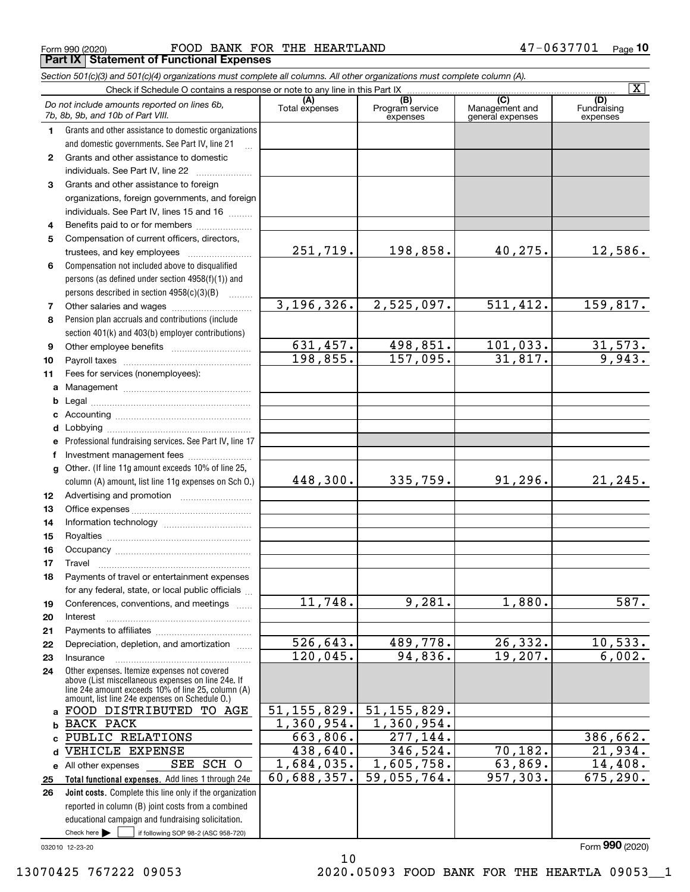Form 990 (2020) FOOD BANK FOR THE HEARTLAND 47-0637701

**Part IX Statement of Functional Expenses**

*Section 501(c)(3) and 501(c)(4) organizations must complete all columns. All other organizations must complete column (A).*

Check if Schedule O contains a response or note to any line in this Part IX [X]

| | *Do not include amounts reported on lines 6b, 7b, 8b, 9b, and 10b of Part VIII.* | (A) Total expenses | (B) Program service expenses | (C) Management and general expenses | (D) Fundraising expenses |
|---|---|---|---|---|---|
| 1 | Grants and other assistance to domestic organizations and domestic governments. See Part IV, line 21 | | | | |
| 2 | Grants and other assistance to domestic individuals. See Part IV, line 22 | | | | |
| 3 | Grants and other assistance to foreign organizations, foreign governments, and foreign individuals. See Part IV, lines 15 and 16 | | | | |
| 4 | Benefits paid to or for members | | | | |
| 5 | Compensation of current officers, directors, trustees, and key employees | 251,719. | 198,858. | 40,275. | 12,586. |
| 6 | Compensation not included above to disqualified persons (as defined under section 4958(f)(1)) and persons described in section 4958(c)(3)(B) | | | | |
| 7 | Other salaries and wages | 3,196,326. | 2,525,097. | 511,412. | 159,817. |
| 8 | Pension plan accruals and contributions (include section 401(k) and 403(b) employer contributions) | | | | |
| 9 | Other employee benefits | 631,457. | 498,851. | 101,033. | 31,573. |
| 10 | Payroll taxes | 198,855. | 157,095. | 31,817. | 9,943. |
| 11 | Fees for services (nonemployees): | | | | |
| a | Management | | | | |
| b | Legal | | | | |
| c | Accounting | | | | |
| d | Lobbying | | | | |
| e | Professional fundraising services. See Part IV, line 17 | | | | |
| f | Investment management fees | | | | |
| g | Other. (If line 11g amount exceeds 10% of line 25, column (A) amount, list line 11g expenses on Sch O.) | 448,300. | 335,759. | 91,296. | 21,245. |
| 12 | Advertising and promotion | | | | |
| 13 | Office expenses | | | | |
| 14 | Information technology | | | | |
| 15 | Royalties | | | | |
| 16 | Occupancy | | | | |
| 17 | Travel | | | | |
| 18 | Payments of travel or entertainment expenses for any federal, state, or local public officials | | | | |
| 19 | Conferences, conventions, and meetings | 11,748. | 9,281. | 1,880. | 587. |
| 20 | Interest | | | | |
| 21 | Payments to affiliates | | | | |
| 22 | Depreciation, depletion, and amortization | 526,643. | 489,778. | 26,332. | 10,533. |
| 23 | Insurance | 120,045. | 94,836. | 19,207. | 6,002. |
| 24 | Other expenses. Itemize expenses not covered above (List miscellaneous expenses on line 24e. If line 24e amount exceeds 10% of line 25, column (A) amount, list line 24e expenses on Schedule O.) | | | | |
| a | FOOD DISTRIBUTED TO AGE | 51,155,829. | 51,155,829. | | |
| b | BACK PACK | 1,360,954. | 1,360,954. | | |
| c | PUBLIC RELATIONS | 663,806. | 277,144. | | 386,662. |
| d | VEHICLE EXPENSE | 438,640. | 346,524. | 70,182. | 21,934. |
| e | All other expenses SEE SCH O | 1,684,035. | 1,605,758. | 63,869. | 14,408. |
| 25 | **Total functional expenses.** Add lines 1 through 24e | 60,688,357. | 59,055,764. | 957,303. | 675,290. |
| 26 | **Joint costs.** Complete this line only if the organization reported in column (B) joint costs from a combined educational campaign and fundraising solicitation. Check here [ ] if following SOP 98-2 (ASC 958-720) | | | | |

032010 12-23-20 Form **990** (2020)

13070425 767222 09053 2020.05093 FOOD BANK FOR THE HEARTLA 09053__1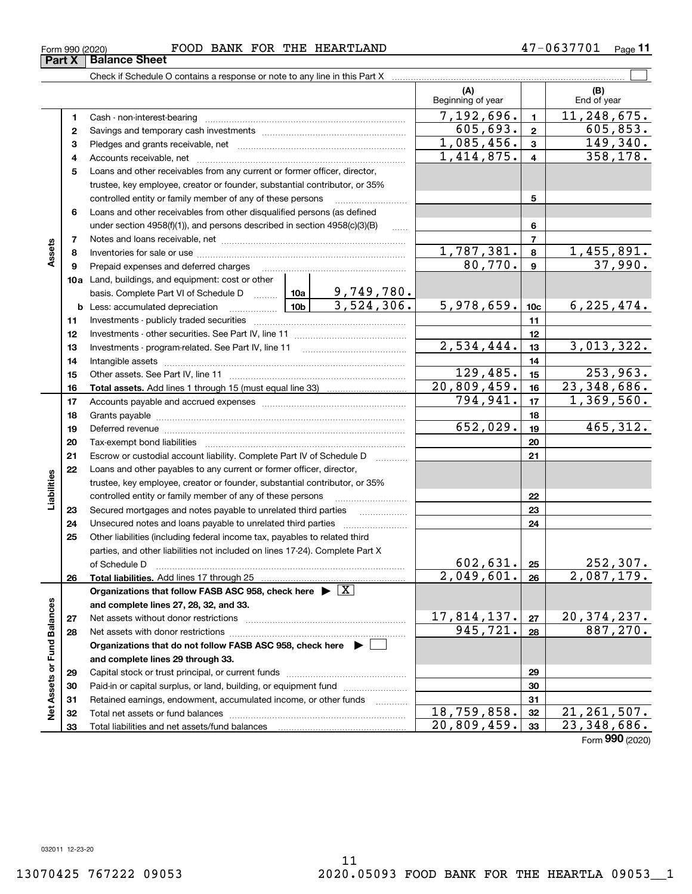Form 990 (2020) FOOD BANK FOR THE HEARTLAND 47-0637701

## Part X Balance Sheet

Check if Schedule O contains a response or note to any line in this Part X ☐

| | | | | (A) Beginning of year | | (B) End of year |
|---|---|---|---|---|---|---|
| **Assets** | 1 | Cash - non-interest-bearing | | 7,192,696. | 1 | 11,248,675. |
| | 2 | Savings and temporary cash investments | | 605,693. | 2 | 605,853. |
| | 3 | Pledges and grants receivable, net | | 1,085,456. | 3 | 149,340. |
| | 4 | Accounts receivable, net | | 1,414,875. | 4 | 358,178. |
| | 5 | Loans and other receivables from any current or former officer, director, trustee, key employee, creator or founder, substantial contributor, or 35% controlled entity or family member of any of these persons | | | 5 | |
| | 6 | Loans and other receivables from other disqualified persons (as defined under section 4958(f)(1)), and persons described in section 4958(c)(3)(B) | | | 6 | |
| | 7 | Notes and loans receivable, net | | | 7 | |
| | 8 | Inventories for sale or use | | 1,787,381. | 8 | 1,455,891. |
| | 9 | Prepaid expenses and deferred charges | | 80,770. | 9 | 37,990. |
| | 10a | Land, buildings, and equipment: cost or other basis. Complete Part VI of Schedule D | 10a 9,749,780. | | | |
| | b | Less: accumulated depreciation | 10b 3,524,306. | 5,978,659. | 10c | 6,225,474. |
| | 11 | Investments - publicly traded securities | | | 11 | |
| | 12 | Investments - other securities. See Part IV, line 11 | | | 12 | |
| | 13 | Investments - program-related. See Part IV, line 11 | | 2,534,444. | 13 | 3,013,322. |
| | 14 | Intangible assets | | | 14 | |
| | 15 | Other assets. See Part IV, line 11 | | 129,485. | 15 | 253,963. |
| | 16 | **Total assets.** Add lines 1 through 15 (must equal line 33) | | 20,809,459. | 16 | 23,348,686. |
| **Liabilities** | 17 | Accounts payable and accrued expenses | | 794,941. | 17 | 1,369,560. |
| | 18 | Grants payable | | | 18 | |
| | 19 | Deferred revenue | | 652,029. | 19 | 465,312. |
| | 20 | Tax-exempt bond liabilities | | | 20 | |
| | 21 | Escrow or custodial account liability. Complete Part IV of Schedule D | | | 21 | |
| | 22 | Loans and other payables to any current or former officer, director, trustee, key employee, creator or founder, substantial contributor, or 35% controlled entity or family member of any of these persons | | | 22 | |
| | 23 | Secured mortgages and notes payable to unrelated third parties | | | 23 | |
| | 24 | Unsecured notes and loans payable to unrelated third parties | | | 24 | |
| | 25 | Other liabilities (including federal income tax, payables to related third parties, and other liabilities not included on lines 17-24). Complete Part X of Schedule D | | 602,631. | 25 | 252,307. |
| | 26 | **Total liabilities.** Add lines 17 through 25 | | 2,049,601. | 26 | 2,087,179. |
| **Net Assets or Fund Balances** | | **Organizations that follow FASB ASC 958, check here ▶ ☒ and complete lines 27, 28, 32, and 33.** | | | | |
| | 27 | Net assets without donor restrictions | | 17,814,137. | 27 | 20,374,237. |
| | 28 | Net assets with donor restrictions | | 945,721. | 28 | 887,270. |
| | | **Organizations that do not follow FASB ASC 958, check here ▶ ☐ and complete lines 29 through 33.** | | | | |
| | 29 | Capital stock or trust principal, or current funds | | | 29 | |
| | 30 | Paid-in or capital surplus, or land, building, or equipment fund | | | 30 | |
| | 31 | Retained earnings, endowment, accumulated income, or other funds | | | 31 | |
| | 32 | Total net assets or fund balances | | 18,759,858. | 32 | 21,261,507. |
| | 33 | Total liabilities and net assets/fund balances | | 20,809,459. | 33 | 23,348,686. |

Form **990** (2020)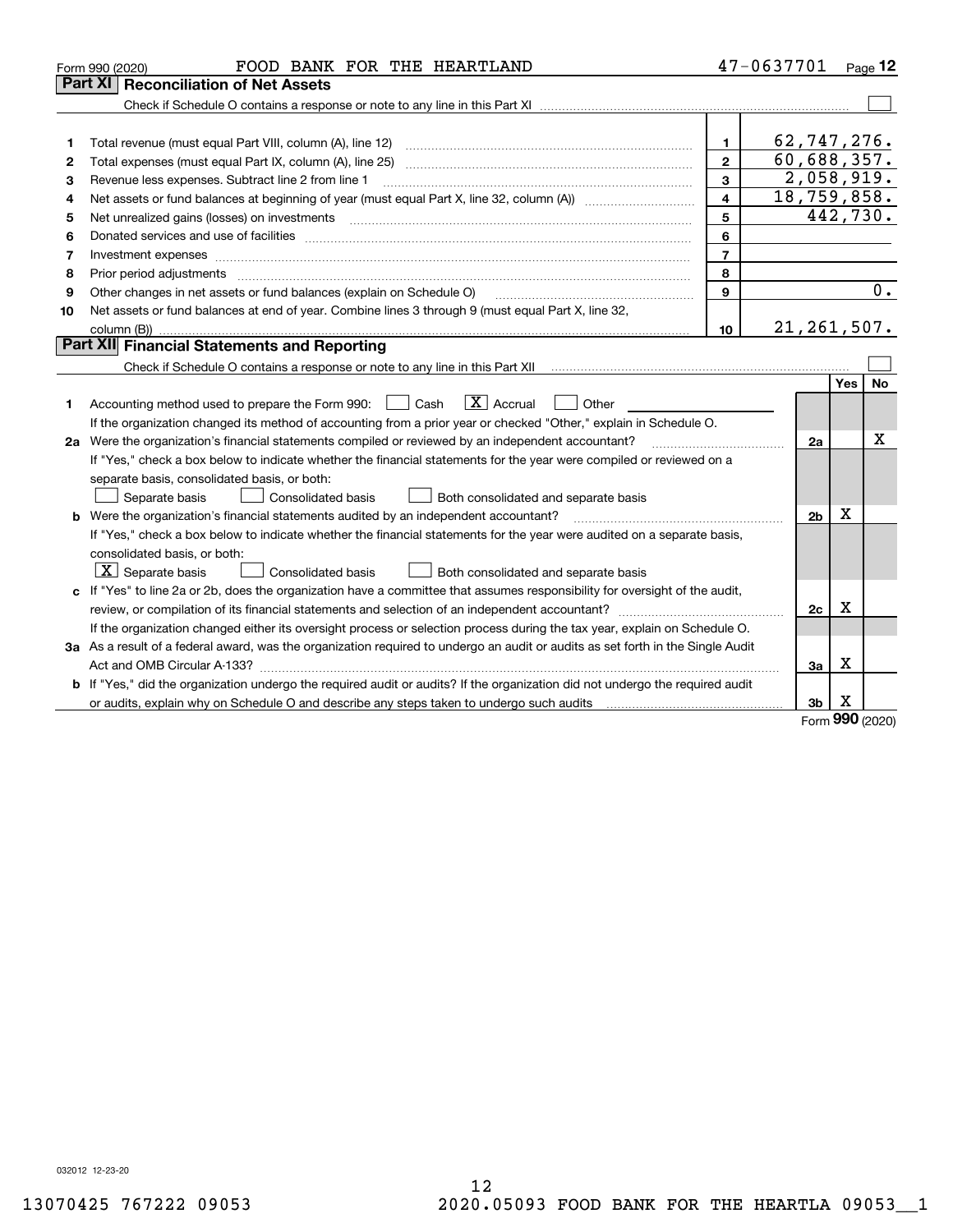Form 990 (2020) FOOD BANK FOR THE HEARTLAND 47-0637701 Page 12

## Part XI Reconciliation of Net Assets

Check if Schedule O contains a response or note to any line in this Part XI ☐

| | | | |
|---|---|---|---|
| 1 | Total revenue (must equal Part VIII, column (A), line 12) | 1 | 62,747,276. |
| 2 | Total expenses (must equal Part IX, column (A), line 25) | 2 | 60,688,357. |
| 3 | Revenue less expenses. Subtract line 2 from line 1 | 3 | 2,058,919. |
| 4 | Net assets or fund balances at beginning of year (must equal Part X, line 32, column (A)) | 4 | 18,759,858. |
| 5 | Net unrealized gains (losses) on investments | 5 | 442,730. |
| 6 | Donated services and use of facilities | 6 | |
| 7 | Investment expenses | 7 | |
| 8 | Prior period adjustments | 8 | |
| 9 | Other changes in net assets or fund balances (explain on Schedule O) | 9 | 0. |
| 10 | Net assets or fund balances at end of year. Combine lines 3 through 9 (must equal Part X, line 32, column (B)) | 10 | 21,261,507. |

## Part XII Financial Statements and Reporting

Check if Schedule O contains a response or note to any line in this Part XII ☐

| | | | Yes | No |
|---|---|---|---|---|
| 1 | Accounting method used to prepare the Form 990: ☐ Cash ☒ Accrual ☐ Other<br>If the organization changed its method of accounting from a prior year or checked "Other," explain in Schedule O. | | | |
| 2a | Were the organization's financial statements compiled or reviewed by an independent accountant?<br>If "Yes," check a box below to indicate whether the financial statements for the year were compiled or reviewed on a separate basis, consolidated basis, or both:<br>☐ Separate basis ☐ Consolidated basis ☐ Both consolidated and separate basis | 2a | | X |
| b | Were the organization's financial statements audited by an independent accountant?<br>If "Yes," check a box below to indicate whether the financial statements for the year were audited on a separate basis, consolidated basis, or both:<br>☒ Separate basis ☐ Consolidated basis ☐ Both consolidated and separate basis | 2b | X | |
| c | If "Yes" to line 2a or 2b, does the organization have a committee that assumes responsibility for oversight of the audit, review, or compilation of its financial statements and selection of an independent accountant?<br>If the organization changed either its oversight process or selection process during the tax year, explain on Schedule O. | 2c | X | |
| 3a | As a result of a federal award, was the organization required to undergo an audit or audits as set forth in the Single Audit Act and OMB Circular A-133? | 3a | X | |
| b | If "Yes," did the organization undergo the required audit or audits? If the organization did not undergo the required audit or audits, explain why on Schedule O and describe any steps taken to undergo such audits | 3b | X | |

Form 990 (2020)

032012 12-23-20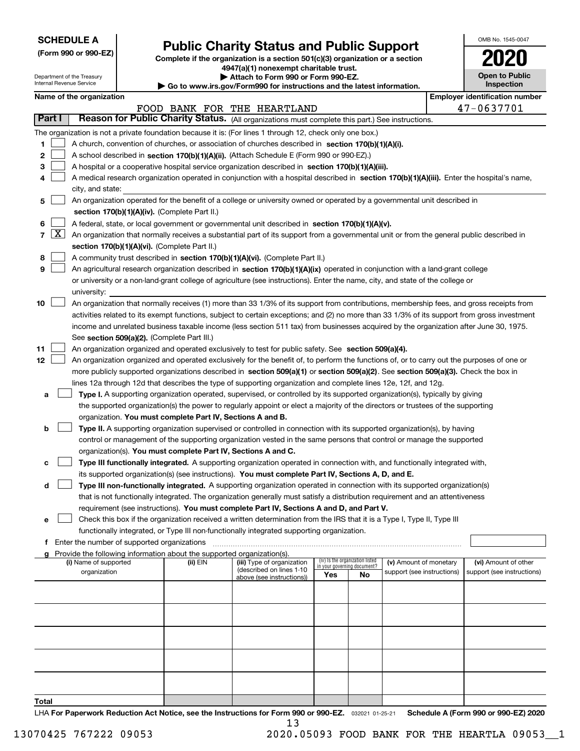**SCHEDULE A**
**(Form 990 or 990-EZ)**

Department of the Treasury
Internal Revenue Service

# Public Charity Status and Public Support

**Complete if the organization is a section 501(c)(3) organization or a section 4947(a)(1) nonexempt charitable trust.**
**▶ Attach to Form 990 or Form 990-EZ.**
**▶ Go to www.irs.gov/Form990 for instructions and the latest information.**

OMB No. 1545-0047

**2020**

**Open to Public Inspection**

**Name of the organization:** FOOD BANK FOR THE HEARTLAND

**Employer identification number:** 47-0637701

## Part I — Reason for Public Charity Status. (All organizations must complete this part.) See instructions.

The organization is not a private foundation because it is: (For lines 1 through 12, check only one box.)

1. ☐ A church, convention of churches, or association of churches described in **section 170(b)(1)(A)(i).**
2. ☐ A school described in **section 170(b)(1)(A)(ii).** (Attach Schedule E (Form 990 or 990-EZ).)
3. ☐ A hospital or a cooperative hospital service organization described in **section 170(b)(1)(A)(iii).**
4. ☐ A medical research organization operated in conjunction with a hospital described in **section 170(b)(1)(A)(iii).** Enter the hospital's name, city, and state:
5. ☐ An organization operated for the benefit of a college or university owned or operated by a governmental unit described in **section 170(b)(1)(A)(iv).** (Complete Part II.)
6. ☐ A federal, state, or local government or governmental unit described in **section 170(b)(1)(A)(v).**
7. ☒ An organization that normally receives a substantial part of its support from a governmental unit or from the general public described in **section 170(b)(1)(A)(vi).** (Complete Part II.)
8. ☐ A community trust described in **section 170(b)(1)(A)(vi).** (Complete Part II.)
9. ☐ An agricultural research organization described in **section 170(b)(1)(A)(ix)** operated in conjunction with a land-grant college or university or a non-land-grant college of agriculture (see instructions). Enter the name, city, and state of the college or university:
10. ☐ An organization that normally receives (1) more than 33 1/3% of its support from contributions, membership fees, and gross receipts from activities related to its exempt functions, subject to certain exceptions; and (2) no more than 33 1/3% of its support from gross investment income and unrelated business taxable income (less section 511 tax) from businesses acquired by the organization after June 30, 1975. See **section 509(a)(2).** (Complete Part III.)
11. ☐ An organization organized and operated exclusively to test for public safety. See **section 509(a)(4).**
12. ☐ An organization organized and operated exclusively for the benefit of, to perform the functions of, or to carry out the purposes of one or more publicly supported organizations described in **section 509(a)(1)** or **section 509(a)(2)**. See **section 509(a)(3).** Check the box in lines 12a through 12d that describes the type of supporting organization and complete lines 12e, 12f, and 12g.
   - **a** ☐ **Type I.** A supporting organization operated, supervised, or controlled by its supported organization(s), typically by giving the supported organization(s) the power to regularly appoint or elect a majority of the directors or trustees of the supporting organization. **You must complete Part IV, Sections A and B.**
   - **b** ☐ **Type II.** A supporting organization supervised or controlled in connection with its supported organization(s), by having control or management of the supporting organization vested in the same persons that control or manage the supported organization(s). **You must complete Part IV, Sections A and C.**
   - **c** ☐ **Type III functionally integrated.** A supporting organization operated in connection with, and functionally integrated with, its supported organization(s) (see instructions). **You must complete Part IV, Sections A, D, and E.**
   - **d** ☐ **Type III non-functionally integrated.** A supporting organization operated in connection with its supported organization(s) that is not functionally integrated. The organization generally must satisfy a distribution requirement and an attentiveness requirement (see instructions). **You must complete Part IV, Sections A and D, and Part V.**
   - **e** ☐ Check this box if the organization received a written determination from the IRS that it is a Type I, Type II, Type III functionally integrated, or Type III non-functionally integrated supporting organization.
   - **f** Enter the number of supported organizations
   - **g** Provide the following information about the supported organization(s).

| (i) Name of supported organization | (ii) EIN | (iii) Type of organization (described on lines 1-10 above (see instructions)) | (iv) Is the organization listed in your governing document? Yes | No | (v) Amount of monetary support (see instructions) | (vi) Amount of other support (see instructions) |
|---|---|---|---|---|---|---|
| | | | | | | |
| | | | | | | |
| | | | | | | |
| | | | | | | |
| | | | | | | |
| **Total** | | | | | | |

LHA **For Paperwork Reduction Act Notice, see the Instructions for Form 990 or 990-EZ.** 032021 01-25-21 **Schedule A (Form 990 or 990-EZ) 2020**

13070425 767222 09053 2020.05093 FOOD BANK FOR THE HEARTLA 09053__1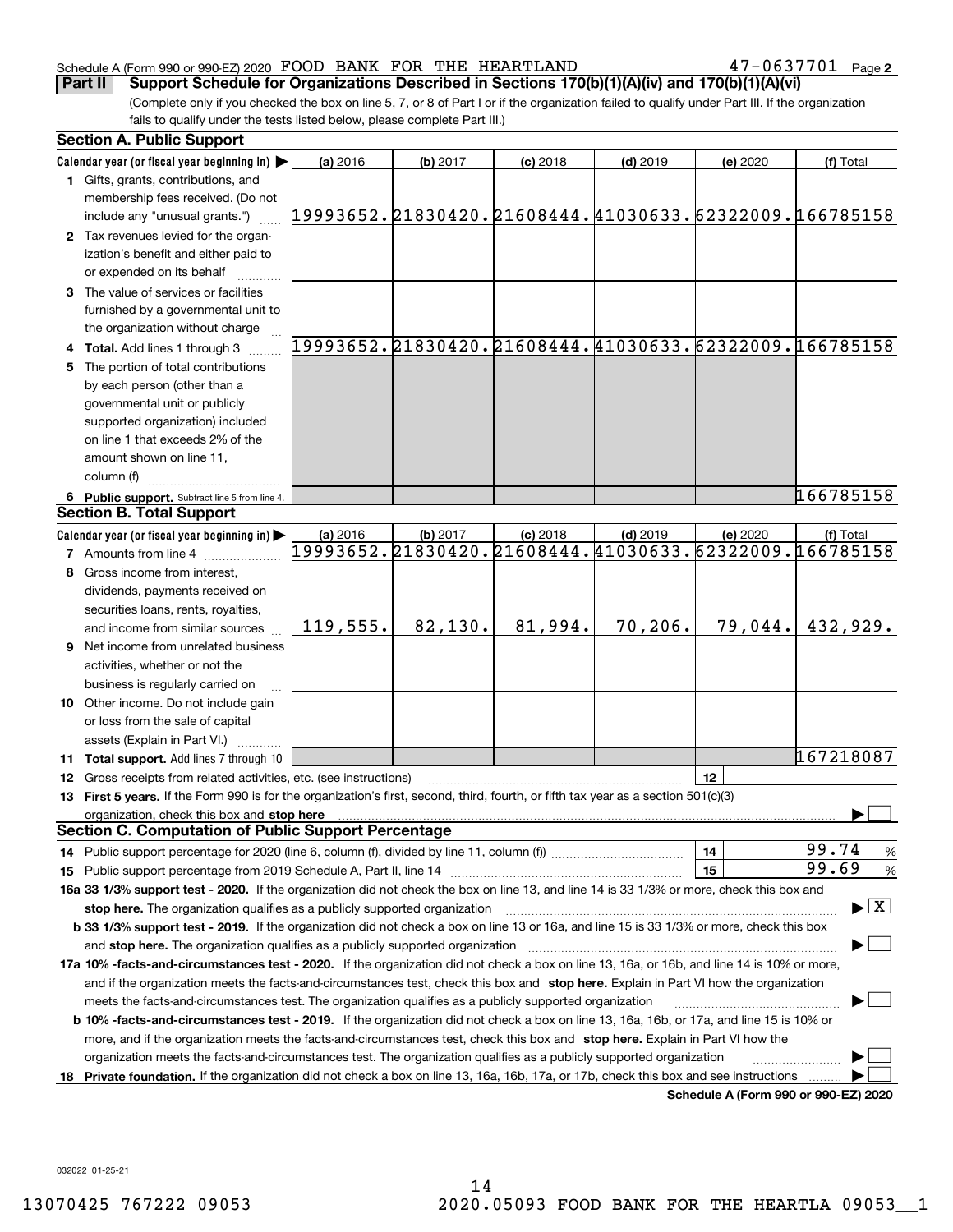Schedule A (Form 990 or 990-EZ) 2020 FOOD BANK FOR THE HEARTLAND 47-0637701 Page 2

**Part II** **Support Schedule for Organizations Described in Sections 170(b)(1)(A)(iv) and 170(b)(1)(A)(vi)**

(Complete only if you checked the box on line 5, 7, or 8 of Part I or if the organization failed to qualify under Part III. If the organization fails to qualify under the tests listed below, please complete Part III.)

**Section A. Public Support**

| Calendar year (or fiscal year beginning in) ▶ | (a) 2016 | (b) 2017 | (c) 2018 | (d) 2019 | (e) 2020 | (f) Total |
|---|---|---|---|---|---|---|
| **1** Gifts, grants, contributions, and membership fees received. (Do not include any "unusual grants.") | 19993652. | 21830420. | 21608444. | 41030633. | 62322009. | 166785158 |
| **2** Tax revenues levied for the organization's benefit and either paid to or expended on its behalf | | | | | | |
| **3** The value of services or facilities furnished by a governmental unit to the organization without charge | | | | | | |
| **4 Total.** Add lines 1 through 3 | 19993652. | 21830420. | 21608444. | 41030633. | 62322009. | 166785158 |
| **5** The portion of total contributions by each person (other than a governmental unit or publicly supported organization) included on line 1 that exceeds 2% of the amount shown on line 11, column (f) | | | | | | |
| **6 Public support.** Subtract line 5 from line 4. | | | | | | 166785158 |

**Section B. Total Support**

| Calendar year (or fiscal year beginning in) ▶ | (a) 2016 | (b) 2017 | (c) 2018 | (d) 2019 | (e) 2020 | (f) Total |
|---|---|---|---|---|---|---|
| **7** Amounts from line 4 | 19993652. | 21830420. | 21608444. | 41030633. | 62322009. | 166785158 |
| **8** Gross income from interest, dividends, payments received on securities loans, rents, royalties, and income from similar sources | 119,555. | 82,130. | 81,994. | 70,206. | 79,044. | 432,929. |
| **9** Net income from unrelated business activities, whether or not the business is regularly carried on | | | | | | |
| **10** Other income. Do not include gain or loss from the sale of capital assets (Explain in Part VI.) | | | | | | |
| **11 Total support.** Add lines 7 through 10 | | | | | | 167218087 |

**12** Gross receipts from related activities, etc. (see instructions) | **12** |

**13 First 5 years.** If the Form 990 is for the organization's first, second, third, fourth, or fifth tax year as a section 501(c)(3) organization, check this box and **stop here** ▶ ☐

**Section C. Computation of Public Support Percentage**

**14** Public support percentage for 2020 (line 6, column (f), divided by line 11, column (f)) | **14** | 99.74 %

**15** Public support percentage from 2019 Schedule A, Part II, line 14 | **15** | 99.69 %

**16a 33 1/3% support test - 2020.** If the organization did not check the box on line 13, and line 14 is 33 1/3% or more, check this box and **stop here.** The organization qualifies as a publicly supported organization ▶ ☒

**b 33 1/3% support test - 2019.** If the organization did not check a box on line 13 or 16a, and line 15 is 33 1/3% or more, check this box and **stop here.** The organization qualifies as a publicly supported organization ▶ ☐

**17a 10% -facts-and-circumstances test - 2020.** If the organization did not check a box on line 13, 16a, or 16b, and line 14 is 10% or more, and if the organization meets the facts-and-circumstances test, check this box and **stop here.** Explain in Part VI how the organization meets the facts-and-circumstances test. The organization qualifies as a publicly supported organization ▶ ☐

**b 10% -facts-and-circumstances test - 2019.** If the organization did not check a box on line 13, 16a, 16b, or 17a, and line 15 is 10% or more, and if the organization meets the facts-and-circumstances test, check this box and **stop here.** Explain in Part VI how the organization meets the facts-and-circumstances test. The organization qualifies as a publicly supported organization ▶ ☐

**18 Private foundation.** If the organization did not check a box on line 13, 16a, 16b, 17a, or 17b, check this box and see instructions ▶ ☐

**Schedule A (Form 990 or 990-EZ) 2020**

032022 01-25-21

13070425 767222 09053 2020.05093 FOOD BANK FOR THE HEARTLA 09053__1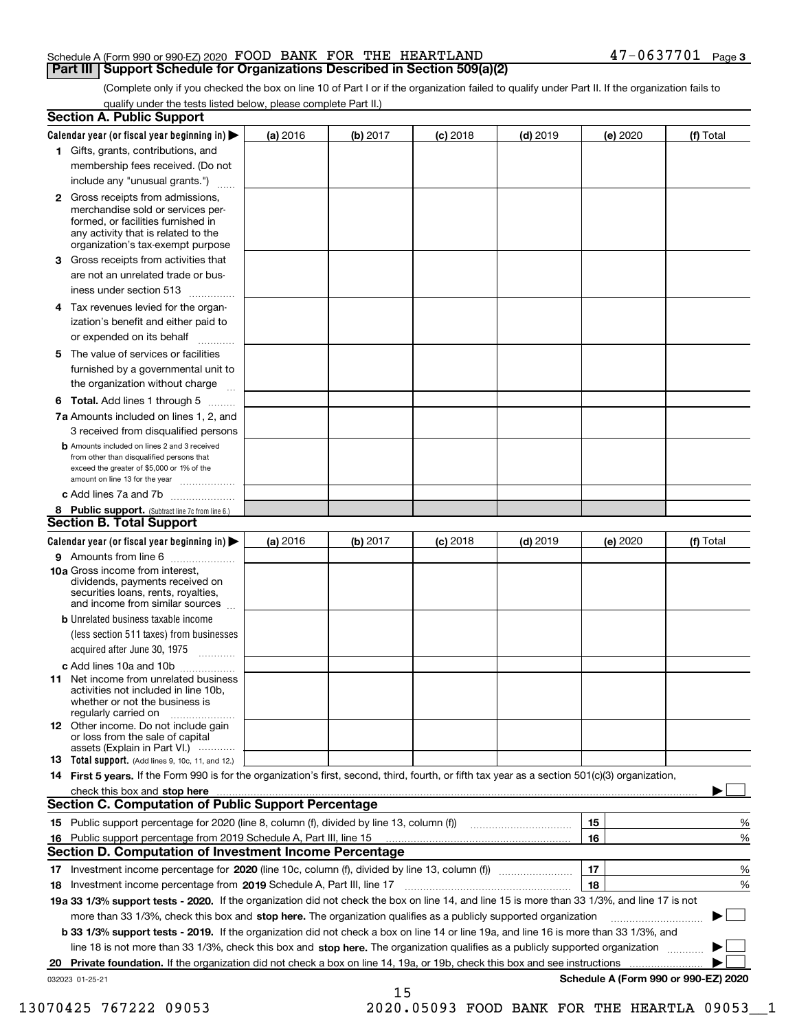Schedule A (Form 990 or 990-EZ) 2020 FOOD BANK FOR THE HEARTLAND 47-0637701 Page 3

## Part III Support Schedule for Organizations Described in Section 509(a)(2)

(Complete only if you checked the box on line 10 of Part I or if the organization failed to qualify under Part II. If the organization fails to qualify under the tests listed below, please complete Part II.)

### Section A. Public Support

| Calendar year (or fiscal year beginning in) ▶ | (a) 2016 | (b) 2017 | (c) 2018 | (d) 2019 | (e) 2020 | (f) Total |
|---|---|---|---|---|---|---|
| **1** Gifts, grants, contributions, and membership fees received. (Do not include any "unusual grants.") | | | | | | |
| **2** Gross receipts from admissions, merchandise sold or services performed, or facilities furnished in any activity that is related to the organization's tax-exempt purpose | | | | | | |
| **3** Gross receipts from activities that are not an unrelated trade or business under section 513 | | | | | | |
| **4** Tax revenues levied for the organization's benefit and either paid to or expended on its behalf | | | | | | |
| **5** The value of services or facilities furnished by a governmental unit to the organization without charge | | | | | | |
| **6 Total.** Add lines 1 through 5 | | | | | | |
| **7a** Amounts included on lines 1, 2, and 3 received from disqualified persons | | | | | | |
| **b** Amounts included on lines 2 and 3 received from other than disqualified persons that exceed the greater of $5,000 or 1% of the amount on line 13 for the year | | | | | | |
| **c** Add lines 7a and 7b | | | | | | |
| **8 Public support.** (Subtract line 7c from line 6.) | | | | | | |

### Section B. Total Support

| Calendar year (or fiscal year beginning in) ▶ | (a) 2016 | (b) 2017 | (c) 2018 | (d) 2019 | (e) 2020 | (f) Total |
|---|---|---|---|---|---|---|
| **9** Amounts from line 6 | | | | | | |
| **10a** Gross income from interest, dividends, payments received on securities loans, rents, royalties, and income from similar sources | | | | | | |
| **b** Unrelated business taxable income (less section 511 taxes) from businesses acquired after June 30, 1975 | | | | | | |
| **c** Add lines 10a and 10b | | | | | | |
| **11** Net income from unrelated business activities not included in line 10b, whether or not the business is regularly carried on | | | | | | |
| **12** Other income. Do not include gain or loss from the sale of capital assets (Explain in Part VI.) | | | | | | |
| **13 Total support.** (Add lines 9, 10c, 11, and 12.) | | | | | | |

**14 First 5 years.** If the Form 990 is for the organization's first, second, third, fourth, or fifth tax year as a section 501(c)(3) organization, check this box and **stop here** ▶ ☐

### Section C. Computation of Public Support Percentage

| | | | |
|---|---|---|---|
| **15** Public support percentage for 2020 (line 8, column (f), divided by line 13, column (f)) | 15 | | % |
| **16** Public support percentage from 2019 Schedule A, Part III, line 15 | 16 | | % |

### Section D. Computation of Investment Income Percentage

| | | | |
|---|---|---|---|
| **17** Investment income percentage for **2020** (line 10c, column (f), divided by line 13, column (f)) | 17 | | % |
| **18** Investment income percentage from **2019** Schedule A, Part III, line 17 | 18 | | % |

**19a 33 1/3% support tests - 2020.** If the organization did not check the box on line 14, and line 15 is more than 33 1/3%, and line 17 is not more than 33 1/3%, check this box and **stop here.** The organization qualifies as a publicly supported organization ▶ ☐

**b 33 1/3% support tests - 2019.** If the organization did not check a box on line 14 or line 19a, and line 16 is more than 33 1/3%, and line 18 is not more than 33 1/3%, check this box and **stop here.** The organization qualifies as a publicly supported organization ▶ ☐

**20 Private foundation.** If the organization did not check a box on line 14, 19a, or 19b, check this box and see instructions ▶ ☐

032023 01-25-21 **Schedule A (Form 990 or 990-EZ) 2020**

13070425 767222 09053 2020.05093 FOOD BANK FOR THE HEARTLA 09053__1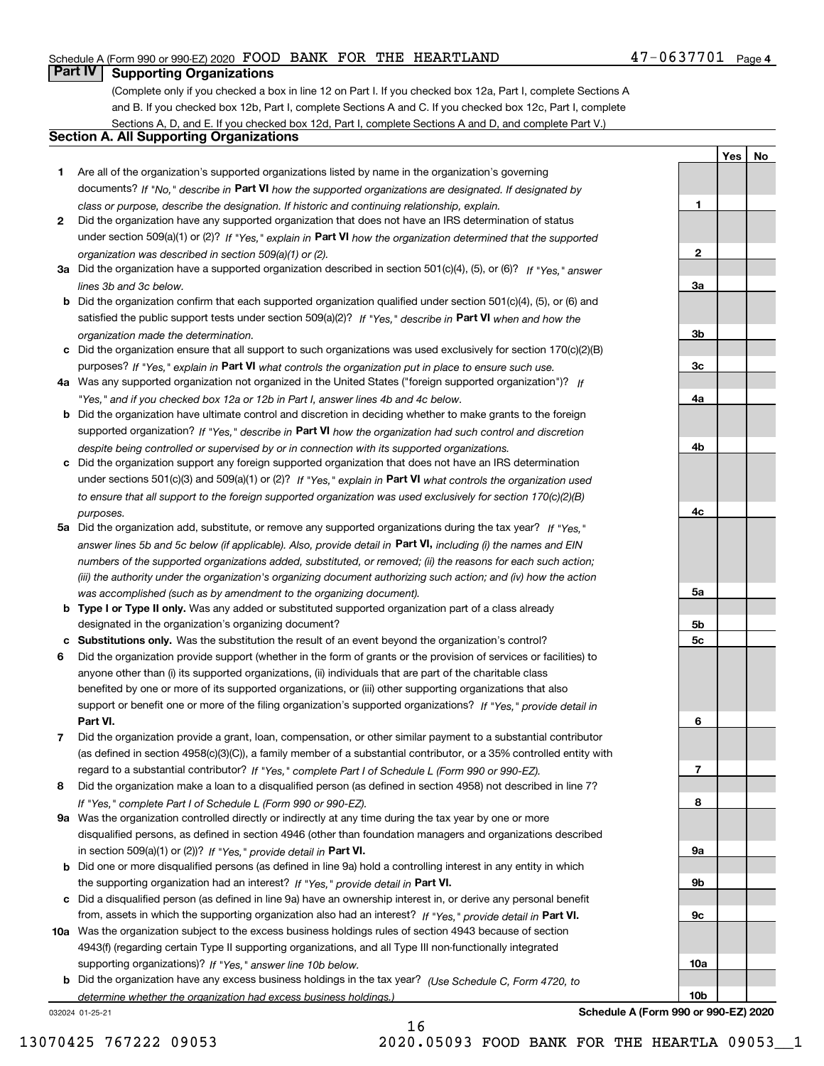Schedule A (Form 990 or 990-EZ) 2020 FOOD BANK FOR THE HEARTLAND 47-0637701 Page 4

## Part IV Supporting Organizations

(Complete only if you checked a box in line 12 on Part I. If you checked box 12a, Part I, complete Sections A and B. If you checked box 12b, Part I, complete Sections A and C. If you checked box 12c, Part I, complete Sections A, D, and E. If you checked box 12d, Part I, complete Sections A and D, and complete Part V.)

### Section A. All Supporting Organizations

| | | Line | Yes | No |
|---|---|---|---|---|
| **1** | Are all of the organization's supported organizations listed by name in the organization's governing documents? *If "No," describe in* **Part VI** *how the supported organizations are designated. If designated by class or purpose, describe the designation. If historic and continuing relationship, explain.* | 1 | | |
| **2** | Did the organization have any supported organization that does not have an IRS determination of status under section 509(a)(1) or (2)? *If "Yes," explain in* **Part VI** *how the organization determined that the supported organization was described in section 509(a)(1) or (2).* | 2 | | |
| **3a** | Did the organization have a supported organization described in section 501(c)(4), (5), or (6)? *If "Yes," answer lines 3b and 3c below.* | 3a | | |
| **b** | Did the organization confirm that each supported organization qualified under section 501(c)(4), (5), or (6) and satisfied the public support tests under section 509(a)(2)? *If "Yes," describe in* **Part VI** *when and how the organization made the determination.* | 3b | | |
| **c** | Did the organization ensure that all support to such organizations was used exclusively for section 170(c)(2)(B) purposes? *If "Yes," explain in* **Part VI** *what controls the organization put in place to ensure such use.* | 3c | | |
| **4a** | Was any supported organization not organized in the United States ("foreign supported organization")? *If "Yes," and if you checked box 12a or 12b in Part I, answer lines 4b and 4c below.* | 4a | | |
| **b** | Did the organization have ultimate control and discretion in deciding whether to make grants to the foreign supported organization? *If "Yes," describe in* **Part VI** *how the organization had such control and discretion despite being controlled or supervised by or in connection with its supported organizations.* | 4b | | |
| **c** | Did the organization support any foreign supported organization that does not have an IRS determination under sections 501(c)(3) and 509(a)(1) or (2)? *If "Yes," explain in* **Part VI** *what controls the organization used to ensure that all support to the foreign supported organization was used exclusively for section 170(c)(2)(B) purposes.* | 4c | | |
| **5a** | Did the organization add, substitute, or remove any supported organizations during the tax year? *If "Yes," answer lines 5b and 5c below (if applicable). Also, provide detail in* **Part VI,** *including (i) the names and EIN numbers of the supported organizations added, substituted, or removed; (ii) the reasons for each such action; (iii) the authority under the organization's organizing document authorizing such action; and (iv) how the action was accomplished (such as by amendment to the organizing document).* | 5a | | |
| **b** | **Type I or Type II only.** Was any added or substituted supported organization part of a class already designated in the organization's organizing document? | 5b | | |
| **c** | **Substitutions only.** Was the substitution the result of an event beyond the organization's control? | 5c | | |
| **6** | Did the organization provide support (whether in the form of grants or the provision of services or facilities) to anyone other than (i) its supported organizations, (ii) individuals that are part of the charitable class benefited by one or more of its supported organizations, or (iii) other supporting organizations that also support or benefit one or more of the filing organization's supported organizations? *If "Yes," provide detail in* **Part VI.** | 6 | | |
| **7** | Did the organization provide a grant, loan, compensation, or other similar payment to a substantial contributor (as defined in section 4958(c)(3)(C)), a family member of a substantial contributor, or a 35% controlled entity with regard to a substantial contributor? *If "Yes," complete Part I of Schedule L (Form 990 or 990-EZ).* | 7 | | |
| **8** | Did the organization make a loan to a disqualified person (as defined in section 4958) not described in line 7? *If "Yes," complete Part I of Schedule L (Form 990 or 990-EZ).* | 8 | | |
| **9a** | Was the organization controlled directly or indirectly at any time during the tax year by one or more disqualified persons, as defined in section 4946 (other than foundation managers and organizations described in section 509(a)(1) or (2))? *If "Yes," provide detail in* **Part VI.** | 9a | | |
| **b** | Did one or more disqualified persons (as defined in line 9a) hold a controlling interest in any entity in which the supporting organization had an interest? *If "Yes," provide detail in* **Part VI.** | 9b | | |
| **c** | Did a disqualified person (as defined in line 9a) have an ownership interest in, or derive any personal benefit from, assets in which the supporting organization also had an interest? *If "Yes," provide detail in* **Part VI.** | 9c | | |
| **10a** | Was the organization subject to the excess business holdings rules of section 4943 because of section 4943(f) (regarding certain Type II supporting organizations, and all Type III non-functionally integrated supporting organizations)? *If "Yes," answer line 10b below.* | 10a | | |
| **b** | Did the organization have any excess business holdings in the tax year? *(Use Schedule C, Form 4720, to determine whether the organization had excess business holdings.)* | 10b | | |

032024 01-25-21 **Schedule A (Form 990 or 990-EZ) 2020**

13070425 767222 09053 2020.05093 FOOD BANK FOR THE HEARTLA 09053__1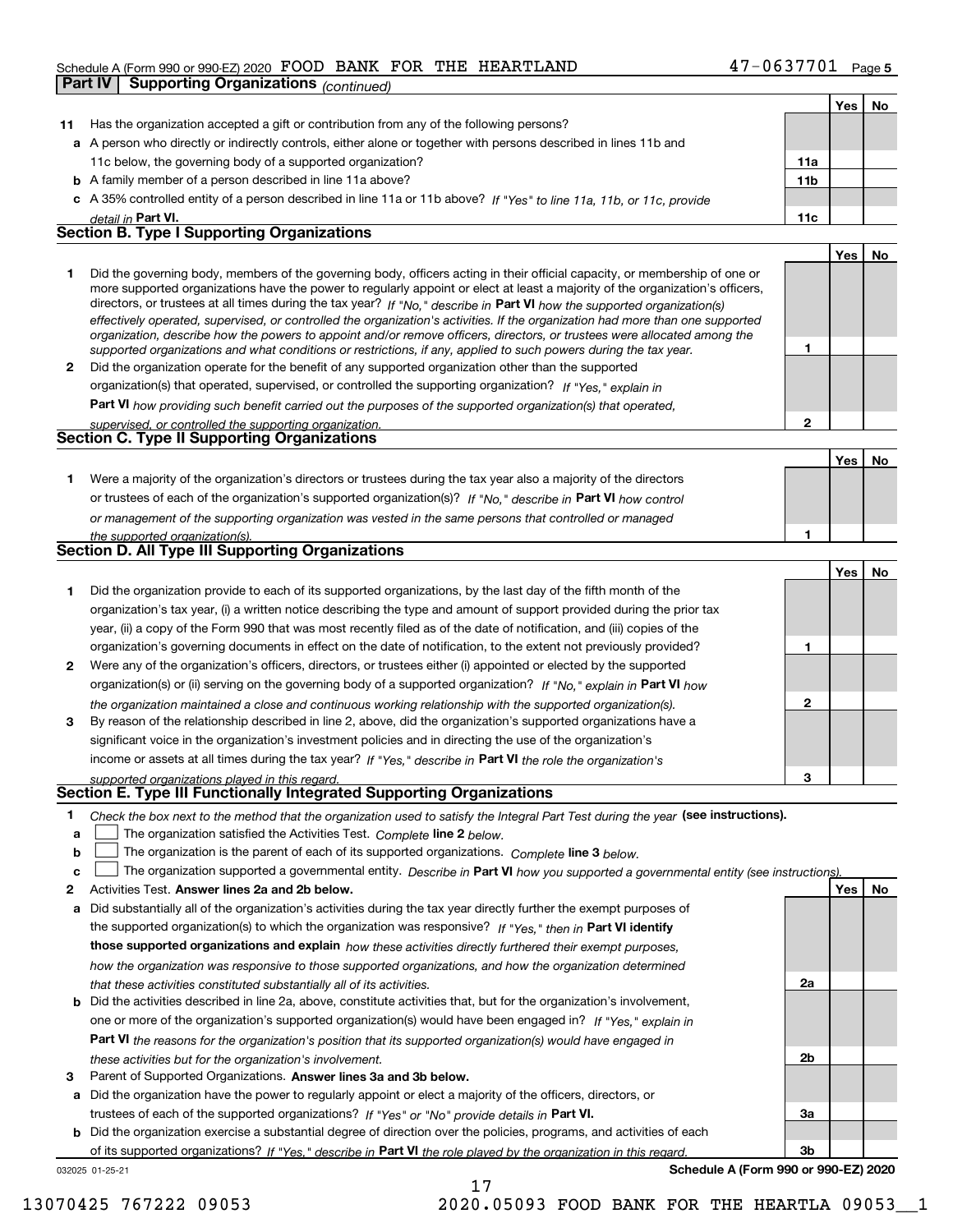## Part IV Supporting Organizations *(continued)*

| | | | Yes | No |
|---|---|---|---|---|
| **11** | Has the organization accepted a gift or contribution from any of the following persons? | | | |
| **a** | A person who directly or indirectly controls, either alone or together with persons described in lines 11b and 11c below, the governing body of a supported organization? | **11a** | | |
| **b** | A family member of a person described in line 11a above? | **11b** | | |
| **c** | A 35% controlled entity of a person described in line 11a or 11b above? *If "Yes" to line 11a, 11b, or 11c, provide detail in* **Part VI.** | **11c** | | |

### Section B. Type I Supporting Organizations

| | | | Yes | No |
|---|---|---|---|---|
| **1** | Did the governing body, members of the governing body, officers acting in their official capacity, or membership of one or more supported organizations have the power to regularly appoint or elect at least a majority of the organization's officers, directors, or trustees at all times during the tax year? *If "No," describe in* **Part VI** *how the supported organization(s) effectively operated, supervised, or controlled the organization's activities. If the organization had more than one supported organization, describe how the powers to appoint and/or remove officers, directors, or trustees were allocated among the supported organizations and what conditions or restrictions, if any, applied to such powers during the tax year.* | **1** | | |
| **2** | Did the organization operate for the benefit of any supported organization other than the supported organization(s) that operated, supervised, or controlled the supporting organization? *If "Yes," explain in* **Part VI** *how providing such benefit carried out the purposes of the supported organization(s) that operated, supervised, or controlled the supporting organization.* | **2** | | |

### Section C. Type II Supporting Organizations

| | | | Yes | No |
|---|---|---|---|---|
| **1** | Were a majority of the organization's directors or trustees during the tax year also a majority of the directors or trustees of each of the organization's supported organization(s)? *If "No," describe in* **Part VI** *how control or management of the supporting organization was vested in the same persons that controlled or managed the supported organization(s).* | **1** | | |

### Section D. All Type III Supporting Organizations

| | | | Yes | No |
|---|---|---|---|---|
| **1** | Did the organization provide to each of its supported organizations, by the last day of the fifth month of the organization's tax year, (i) a written notice describing the type and amount of support provided during the prior tax year, (ii) a copy of the Form 990 that was most recently filed as of the date of notification, and (iii) copies of the organization's governing documents in effect on the date of notification, to the extent not previously provided? | **1** | | |
| **2** | Were any of the organization's officers, directors, or trustees either (i) appointed or elected by the supported organization(s) or (ii) serving on the governing body of a supported organization? *If "No," explain in* **Part VI** *how the organization maintained a close and continuous working relationship with the supported organization(s).* | **2** | | |
| **3** | By reason of the relationship described in line 2, above, did the organization's supported organizations have a significant voice in the organization's investment policies and in directing the use of the organization's income or assets at all times during the tax year? *If "Yes," describe in* **Part VI** *the role the organization's supported organizations played in this regard.* | **3** | | |

### Section E. Type III Functionally Integrated Supporting Organizations

**1** *Check the box next to the method that the organization used to satisfy the Integral Part Test during the year* **(see instructions).**

**a** ☐ The organization satisfied the Activities Test. *Complete* **line 2** *below.*

**b** ☐ The organization is the parent of each of its supported organizations. *Complete* **line 3** *below.*

**c** ☐ The organization supported a governmental entity. *Describe in* **Part VI** *how you supported a governmental entity (see instructions).*

| | | | Yes | No |
|---|---|---|---|---|
| **2** | Activities Test. **Answer lines 2a and 2b below.** | | | |
| **a** | Did substantially all of the organization's activities during the tax year directly further the exempt purposes of the supported organization(s) to which the organization was responsive? *If "Yes," then in* **Part VI identify those supported organizations and explain** *how these activities directly furthered their exempt purposes, how the organization was responsive to those supported organizations, and how the organization determined that these activities constituted substantially all of its activities.* | **2a** | | |
| **b** | Did the activities described in line 2a, above, constitute activities that, but for the organization's involvement, one or more of the organization's supported organization(s) would have been engaged in? *If "Yes," explain in* **Part VI** *the reasons for the organization's position that its supported organization(s) would have engaged in these activities but for the organization's involvement.* | **2b** | | |
| **3** | Parent of Supported Organizations. **Answer lines 3a and 3b below.** | | | |
| **a** | Did the organization have the power to regularly appoint or elect a majority of the officers, directors, or trustees of each of the supported organizations? *If "Yes" or "No" provide details in* **Part VI.** | **3a** | | |
| **b** | Did the organization exercise a substantial degree of direction over the policies, programs, and activities of each of its supported organizations? *If "Yes," describe in* **Part VI** *the role played by the organization in this regard.* | **3b** | | |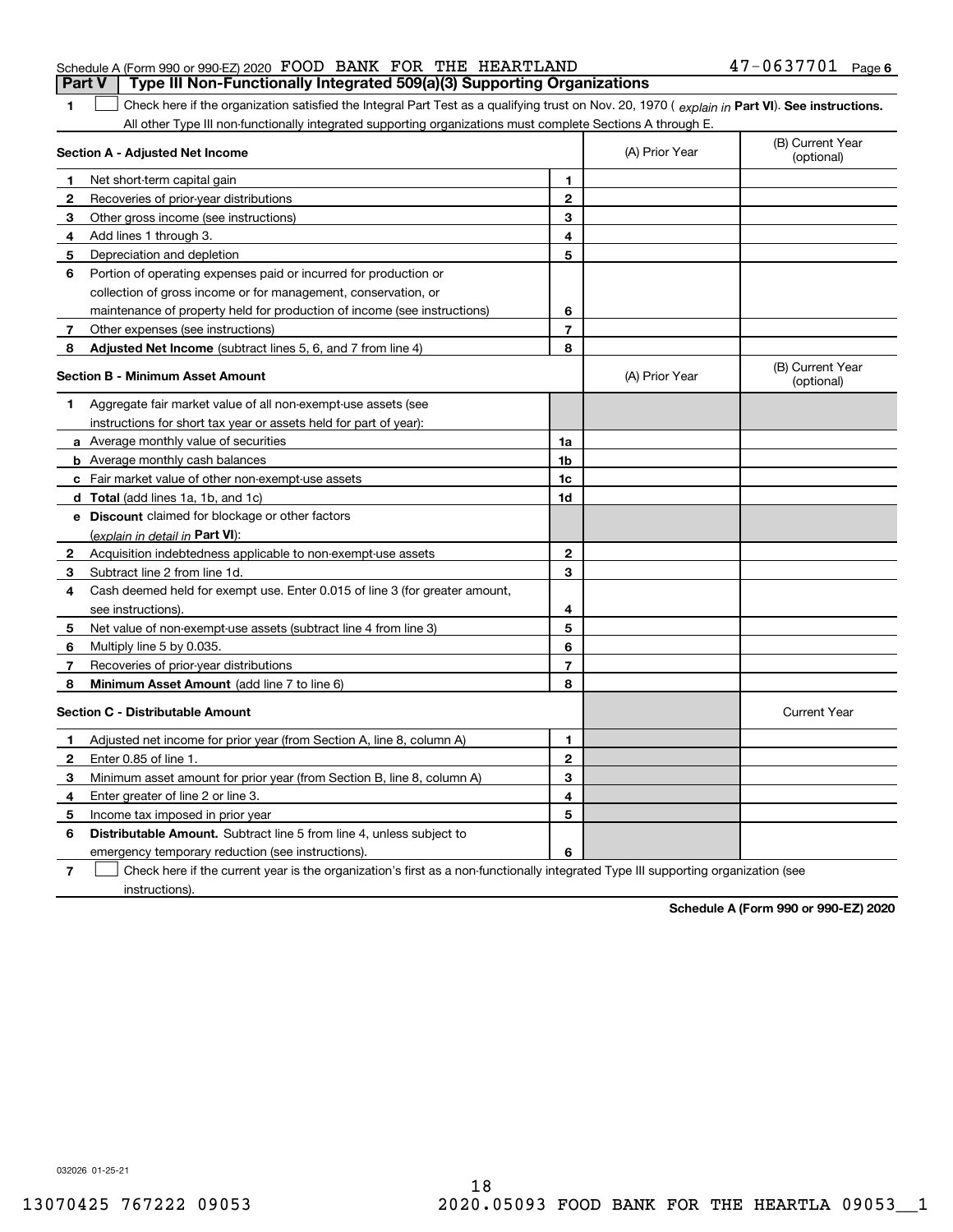Schedule A (Form 990 or 990-EZ) 2020 FOOD BANK FOR THE HEARTLAND 47-0637701

## Part V Type III Non-Functionally Integrated 509(a)(3) Supporting Organizations

**1** ☐ Check here if the organization satisfied the Integral Part Test as a qualifying trust on Nov. 20, 1970 ( *explain in* **Part VI**). **See instructions.** All other Type III non-functionally integrated supporting organizations must complete Sections A through E.

| **Section A - Adjusted Net Income** | | | (A) Prior Year | (B) Current Year (optional) |
|---|---|---|---|---|
| **1** | Net short-term capital gain | 1 | | |
| **2** | Recoveries of prior-year distributions | 2 | | |
| **3** | Other gross income (see instructions) | 3 | | |
| **4** | Add lines 1 through 3. | 4 | | |
| **5** | Depreciation and depletion | 5 | | |
| **6** | Portion of operating expenses paid or incurred for production or collection of gross income or for management, conservation, or maintenance of property held for production of income (see instructions) | 6 | | |
| **7** | Other expenses (see instructions) | 7 | | |
| **8** | **Adjusted Net Income** (subtract lines 5, 6, and 7 from line 4) | 8 | | |

| **Section B - Minimum Asset Amount** | | | (A) Prior Year | (B) Current Year (optional) |
|---|---|---|---|---|
| **1** | Aggregate fair market value of all non-exempt-use assets (see instructions for short tax year or assets held for part of year): | | | |
| **a** | Average monthly value of securities | 1a | | |
| **b** | Average monthly cash balances | 1b | | |
| **c** | Fair market value of other non-exempt-use assets | 1c | | |
| **d** | **Total** (add lines 1a, 1b, and 1c) | 1d | | |
| **e** | **Discount** claimed for blockage or other factors (*explain in detail in* **Part VI**): | | | |
| **2** | Acquisition indebtedness applicable to non-exempt-use assets | 2 | | |
| **3** | Subtract line 2 from line 1d. | 3 | | |
| **4** | Cash deemed held for exempt use. Enter 0.015 of line 3 (for greater amount, see instructions). | 4 | | |
| **5** | Net value of non-exempt-use assets (subtract line 4 from line 3) | 5 | | |
| **6** | Multiply line 5 by 0.035. | 6 | | |
| **7** | Recoveries of prior-year distributions | 7 | | |
| **8** | **Minimum Asset Amount** (add line 7 to line 6) | 8 | | |

| **Section C - Distributable Amount** | | | | Current Year |
|---|---|---|---|---|
| **1** | Adjusted net income for prior year (from Section A, line 8, column A) | 1 | | |
| **2** | Enter 0.85 of line 1. | 2 | | |
| **3** | Minimum asset amount for prior year (from Section B, line 8, column A) | 3 | | |
| **4** | Enter greater of line 2 or line 3. | 4 | | |
| **5** | Income tax imposed in prior year | 5 | | |
| **6** | **Distributable Amount.** Subtract line 5 from line 4, unless subject to emergency temporary reduction (see instructions). | 6 | | |

**7** ☐ Check here if the current year is the organization's first as a non-functionally integrated Type III supporting organization (see instructions).

**Schedule A (Form 990 or 990-EZ) 2020**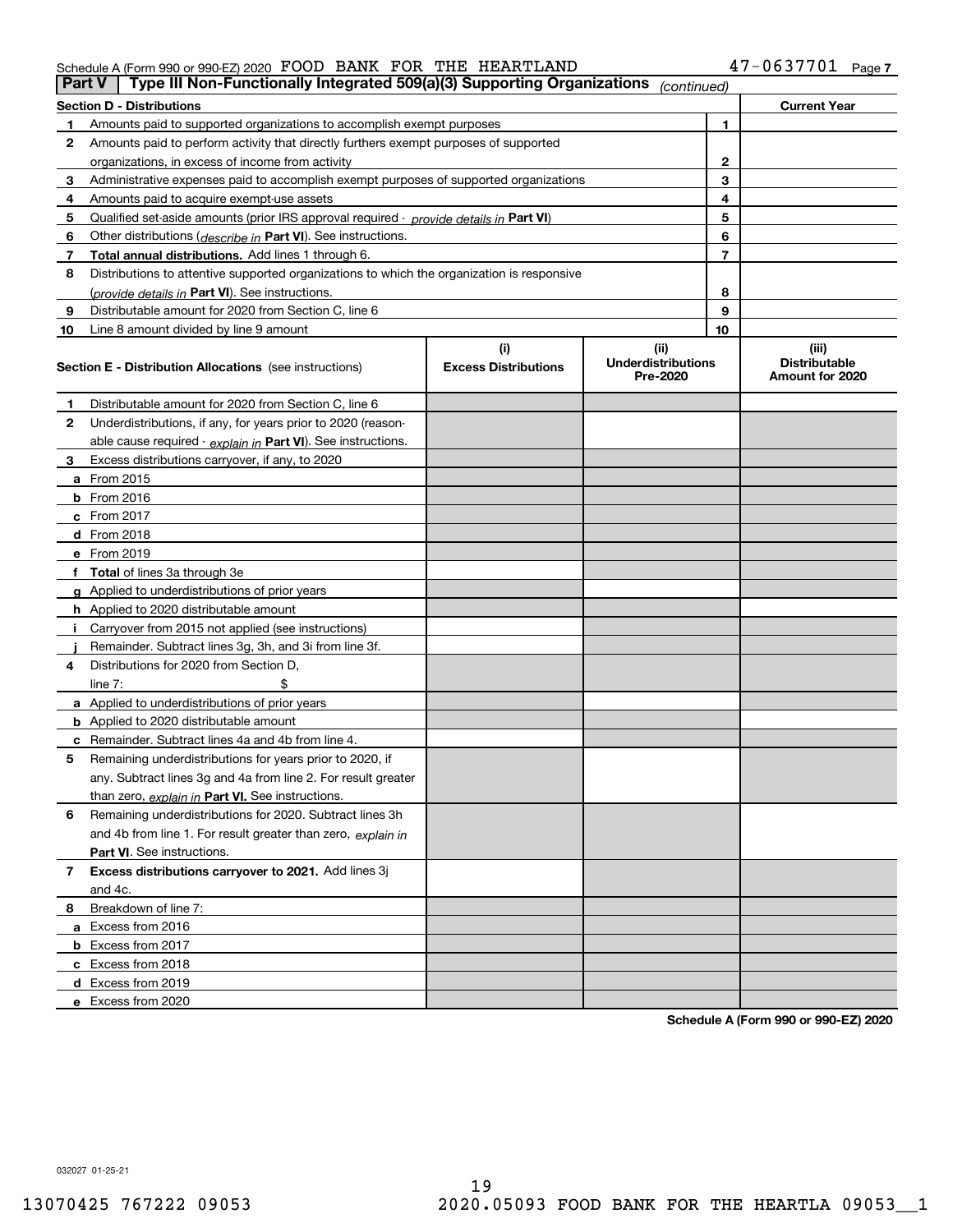Schedule A (Form 990 or 990-EZ) 2020 FOOD BANK FOR THE HEARTLAND 47-0637701 Page 7

## Part V Type III Non-Functionally Integrated 509(a)(3) Supporting Organizations *(continued)*

| Section D - Distributions | | | Current Year |
|---|---|---|---|
| 1 | Amounts paid to supported organizations to accomplish exempt purposes | 1 | |
| 2 | Amounts paid to perform activity that directly furthers exempt purposes of supported organizations, in excess of income from activity | 2 | |
| 3 | Administrative expenses paid to accomplish exempt purposes of supported organizations | 3 | |
| 4 | Amounts paid to acquire exempt-use assets | 4 | |
| 5 | Qualified set-aside amounts (prior IRS approval required - *provide details in* **Part VI**) | 5 | |
| 6 | Other distributions (*describe in* **Part VI**). See instructions. | 6 | |
| 7 | **Total annual distributions.** Add lines 1 through 6. | 7 | |
| 8 | Distributions to attentive supported organizations to which the organization is responsive (*provide details in* **Part VI**). See instructions. | 8 | |
| 9 | Distributable amount for 2020 from Section C, line 6 | 9 | |
| 10 | Line 8 amount divided by line 9 amount | 10 | |

| Section E - Distribution Allocations (see instructions) | (i) Excess Distributions | (ii) Underdistributions Pre-2020 | (iii) Distributable Amount for 2020 |
|---|---|---|---|
| **1** Distributable amount for 2020 from Section C, line 6 | | | |
| **2** Underdistributions, if any, for years prior to 2020 (reasonable cause required - *explain in* **Part VI**). See instructions. | | | |
| **3** Excess distributions carryover, if any, to 2020 | | | |
| **a** From 2015 | | | |
| **b** From 2016 | | | |
| **c** From 2017 | | | |
| **d** From 2018 | | | |
| **e** From 2019 | | | |
| **f Total** of lines 3a through 3e | | | |
| **g** Applied to underdistributions of prior years | | | |
| **h** Applied to 2020 distributable amount | | | |
| **i** Carryover from 2015 not applied (see instructions) | | | |
| **j** Remainder. Subtract lines 3g, 3h, and 3i from line 3f. | | | |
| **4** Distributions for 2020 from Section D, line 7: $ | | | |
| **a** Applied to underdistributions of prior years | | | |
| **b** Applied to 2020 distributable amount | | | |
| **c** Remainder. Subtract lines 4a and 4b from line 4. | | | |
| **5** Remaining underdistributions for years prior to 2020, if any. Subtract lines 3g and 4a from line 2. For result greater than zero, *explain in* **Part VI.** See instructions. | | | |
| **6** Remaining underdistributions for 2020. Subtract lines 3h and 4b from line 1. For result greater than zero, *explain in* **Part VI**. See instructions. | | | |
| **7 Excess distributions carryover to 2021.** Add lines 3j and 4c. | | | |
| **8** Breakdown of line 7: | | | |
| **a** Excess from 2016 | | | |
| **b** Excess from 2017 | | | |
| **c** Excess from 2018 | | | |
| **d** Excess from 2019 | | | |
| **e** Excess from 2020 | | | |

**Schedule A (Form 990 or 990-EZ) 2020**

032027 01-25-21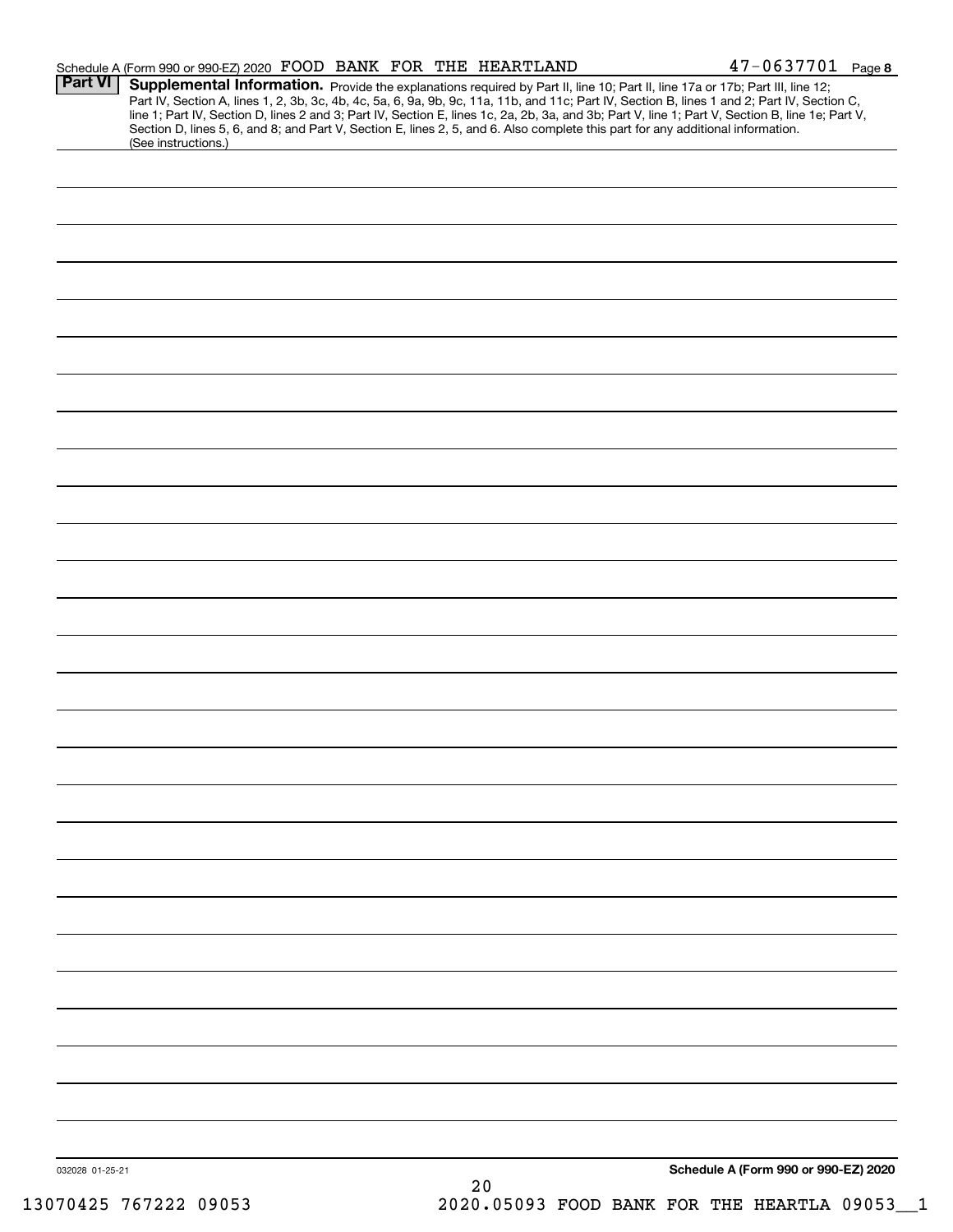Schedule A (Form 990 or 990-EZ) 2020 FOOD BANK FOR THE HEARTLAND 47-0637701 Page 8

**Part VI** **Supplemental Information.** Provide the explanations required by Part II, line 10; Part II, line 17a or 17b; Part III, line 12; Part IV, Section A, lines 1, 2, 3b, 3c, 4b, 4c, 5a, 6, 9a, 9b, 9c, 11a, 11b, and 11c; Part IV, Section B, lines 1 and 2; Part IV, Section C, line 1; Part IV, Section D, lines 2 and 3; Part IV, Section E, lines 1c, 2a, 2b, 3a, and 3b; Part V, line 1; Part V, Section B, line 1e; Part V, Section D, lines 5, 6, and 8; and Part V, Section E, lines 2, 5, and 6. Also complete this part for any additional information. (See instructions.)

032028 01-25-21

**Schedule A (Form 990 or 990-EZ) 2020**

13070425 767222 09053 2020.05093 FOOD BANK FOR THE HEARTLA 09053__1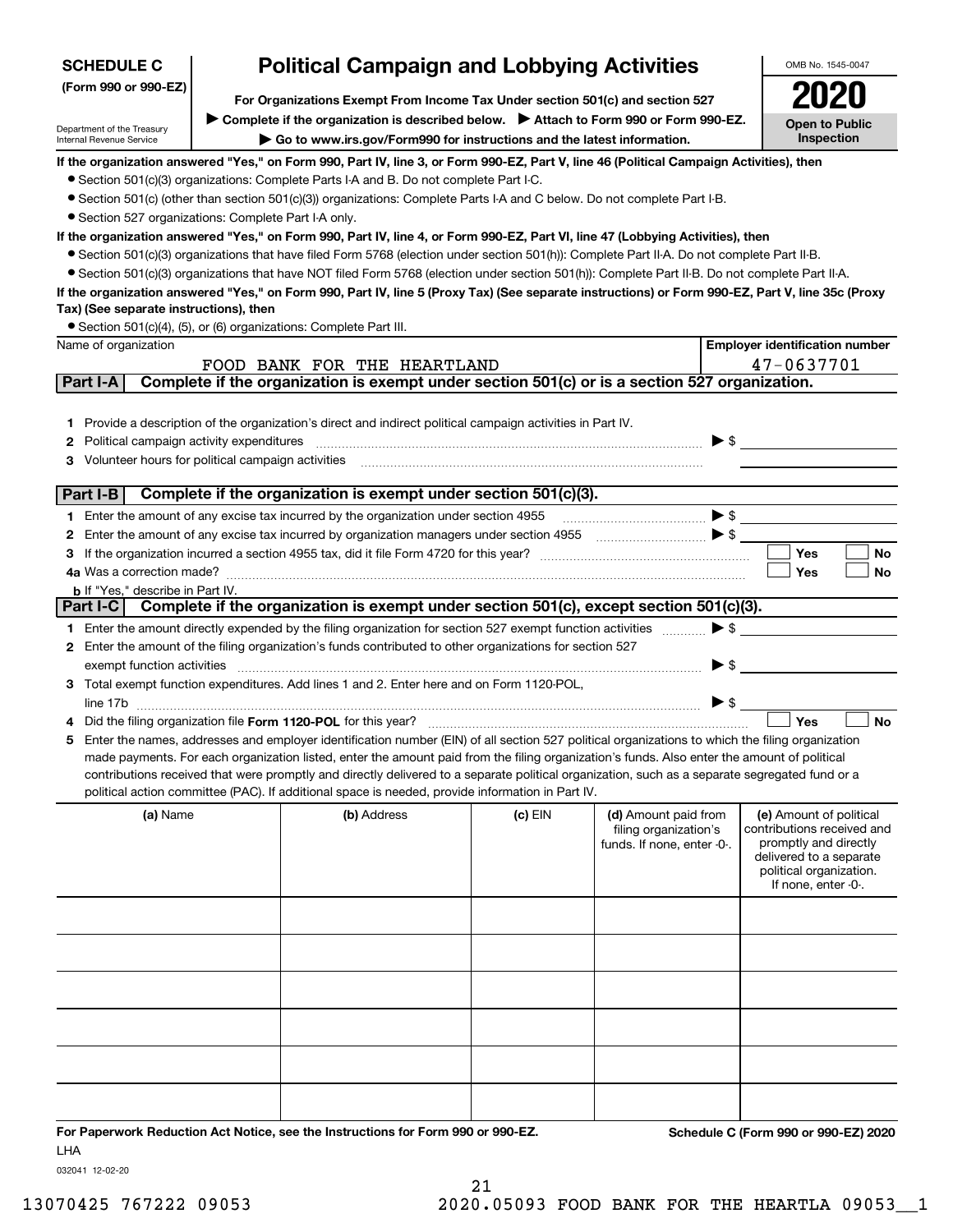**SCHEDULE C**
**(Form 990 or 990-EZ)**

Department of the Treasury
Internal Revenue Service

# Political Campaign and Lobbying Activities

**For Organizations Exempt From Income Tax Under section 501(c) and section 527**

▶ **Complete if the organization is described below.** ▶ **Attach to Form 990 or Form 990-EZ.**

▶ **Go to www.irs.gov/Form990 for instructions and the latest information.**

OMB No. 1545-0047

**2020**

**Open to Public Inspection**

**If the organization answered "Yes," on Form 990, Part IV, line 3, or Form 990-EZ, Part V, line 46 (Political Campaign Activities), then**

- Section 501(c)(3) organizations: Complete Parts I-A and B. Do not complete Part I-C.
- Section 501(c) (other than section 501(c)(3)) organizations: Complete Parts I-A and C below. Do not complete Part I-B.
- Section 527 organizations: Complete Part I-A only.

**If the organization answered "Yes," on Form 990, Part IV, line 4, or Form 990-EZ, Part VI, line 47 (Lobbying Activities), then**

- Section 501(c)(3) organizations that have filed Form 5768 (election under section 501(h)): Complete Part II-A. Do not complete Part II-B.
- Section 501(c)(3) organizations that have NOT filed Form 5768 (election under section 501(h)): Complete Part II-B. Do not complete Part II-A.

**If the organization answered "Yes," on Form 990, Part IV, line 5 (Proxy Tax) (See separate instructions) or Form 990-EZ, Part V, line 35c (Proxy Tax) (See separate instructions), then**

- Section 501(c)(4), (5), or (6) organizations: Complete Part III.

| Name of organization | Employer identification number |
|---|---|
| FOOD BANK FOR THE HEARTLAND | 47-0637701 |

## Part I-A — Complete if the organization is exempt under section 501(c) or is a section 527 organization.

1. Provide a description of the organization's direct and indirect political campaign activities in Part IV.
2. Political campaign activity expenditures ▶ $
3. Volunteer hours for political campaign activities

## Part I-B — Complete if the organization is exempt under section 501(c)(3).

1. Enter the amount of any excise tax incurred by the organization under section 4955 ▶ $
2. Enter the amount of any excise tax incurred by organization managers under section 4955 ▶ $
3. If the organization incurred a section 4955 tax, did it file Form 4720 for this year? ☐ Yes ☐ No

4a. Was a correction made? ☐ Yes ☐ No

b. If "Yes," describe in Part IV.

## Part I-C — Complete if the organization is exempt under section 501(c), except section 501(c)(3).

1. Enter the amount directly expended by the filing organization for section 527 exempt function activities ▶ $
2. Enter the amount of the filing organization's funds contributed to other organizations for section 527 exempt function activities ▶ $
3. Total exempt function expenditures. Add lines 1 and 2. Enter here and on Form 1120-POL, line 17b ▶ $
4. Did the filing organization file **Form 1120-POL** for this year? ☐ Yes ☐ No
5. Enter the names, addresses and employer identification number (EIN) of all section 527 political organizations to which the filing organization made payments. For each organization listed, enter the amount paid from the filing organization's funds. Also enter the amount of political contributions received that were promptly and directly delivered to a separate political organization, such as a separate segregated fund or a political action committee (PAC). If additional space is needed, provide information in Part IV.

| (a) Name | (b) Address | (c) EIN | (d) Amount paid from filing organization's funds. If none, enter -0-. | (e) Amount of political contributions received and promptly and directly delivered to a separate political organization. If none, enter -0-. |
|---|---|---|---|---|
| | | | | |
| | | | | |
| | | | | |
| | | | | |
| | | | | |
| | | | | |

**For Paperwork Reduction Act Notice, see the Instructions for Form 990 or 990-EZ.**

**Schedule C (Form 990 or 990-EZ) 2020**

LHA

032041 12-02-20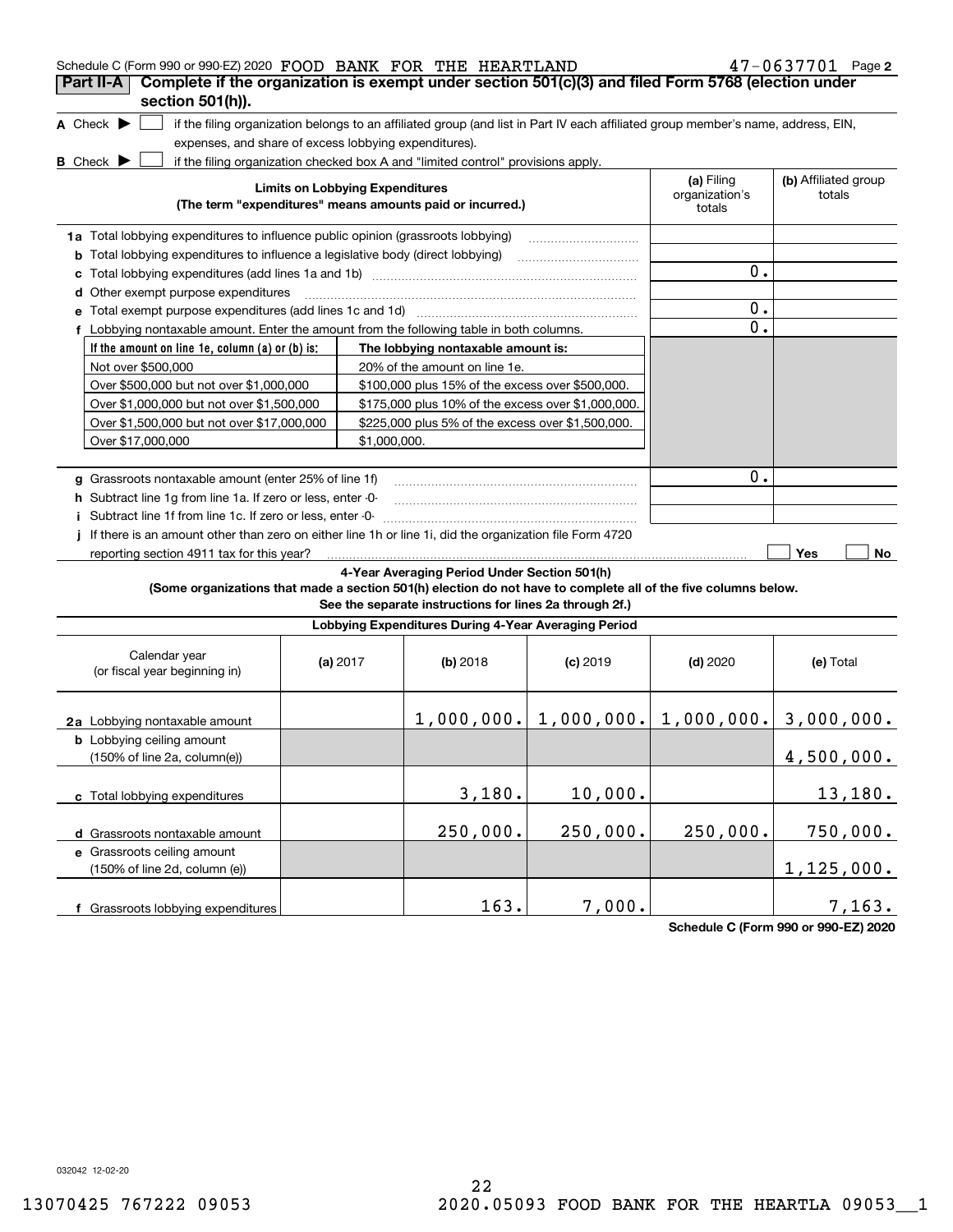Schedule C (Form 990 or 990-EZ) 2020 FOOD BANK FOR THE HEARTLAND 47-0637701 Page **2**

## Part II-A Complete if the organization is exempt under section 501(c)(3) and filed Form 5768 (election under section 501(h)).

**A** Check ▶ ☐ if the filing organization belongs to an affiliated group (and list in Part IV each affiliated group member's name, address, EIN, expenses, and share of excess lobbying expenditures).

**B** Check ▶ ☐ if the filing organization checked box A and "limited control" provisions apply.

| Limits on Lobbying Expenditures (The term "expenditures" means amounts paid or incurred.) | (a) Filing organization's totals | (b) Affiliated group totals |
|---|---|---|
| **1a** Total lobbying expenditures to influence public opinion (grassroots lobbying) | | |
| **b** Total lobbying expenditures to influence a legislative body (direct lobbying) | | |
| **c** Total lobbying expenditures (add lines 1a and 1b) | 0. | |
| **d** Other exempt purpose expenditures | | |
| **e** Total exempt purpose expenditures (add lines 1c and 1d) | 0. | |
| **f** Lobbying nontaxable amount. Enter the amount from the following table in both columns. | 0. | |

| If the amount on line 1e, column (a) or (b) is: | The lobbying nontaxable amount is: |
|---|---|
| Not over $500,000 | 20% of the amount on line 1e. |
| Over $500,000 but not over $1,000,000 | $100,000 plus 15% of the excess over $500,000. |
| Over $1,000,000 but not over $1,500,000 | $175,000 plus 10% of the excess over $1,000,000. |
| Over $1,500,000 but not over $17,000,000 | $225,000 plus 5% of the excess over $1,500,000. |
| Over $17,000,000 | $1,000,000. |

| | (a) | (b) |
|---|---|---|
| **g** Grassroots nontaxable amount (enter 25% of line 1f) | 0. | |
| **h** Subtract line 1g from line 1a. If zero or less, enter -0- | | |
| **i** Subtract line 1f from line 1c. If zero or less, enter -0- | | |

**j** If there is an amount other than zero on either line 1h or line 1i, did the organization file Form 4720 reporting section 4911 tax for this year? ☐ Yes ☐ No

### 4-Year Averaging Period Under Section 501(h)

**(Some organizations that made a section 501(h) election do not have to complete all of the five columns below. See the separate instructions for lines 2a through 2f.)**

| Lobbying Expenditures During 4-Year Averaging Period | | | | | |
|---|---|---|---|---|---|
| Calendar year (or fiscal year beginning in) | (a) 2017 | (b) 2018 | (c) 2019 | (d) 2020 | (e) Total |
| **2a** Lobbying nontaxable amount | | 1,000,000. | 1,000,000. | 1,000,000. | 3,000,000. |
| **b** Lobbying ceiling amount (150% of line 2a, column(e)) | | | | | 4,500,000. |
| **c** Total lobbying expenditures | | 3,180. | 10,000. | | 13,180. |
| **d** Grassroots nontaxable amount | | 250,000. | 250,000. | 250,000. | 750,000. |
| **e** Grassroots ceiling amount (150% of line 2d, column (e)) | | | | | 1,125,000. |
| **f** Grassroots lobbying expenditures | | 163. | 7,000. | | 7,163. |

**Schedule C (Form 990 or 990-EZ) 2020**

032042 12-02-20

13070425 767222 09053 2020.05093 FOOD BANK FOR THE HEARTLA 09053__1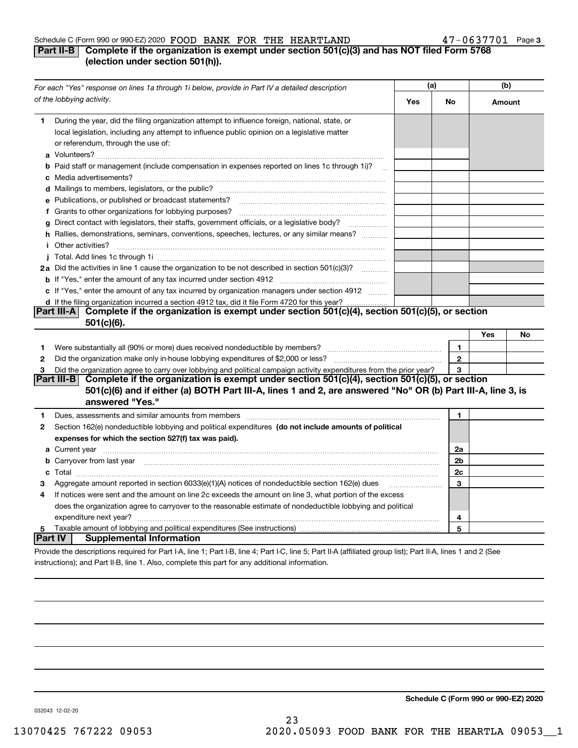Schedule C (Form 990 or 990-EZ) 2020 FOOD BANK FOR THE HEARTLAND 47-0637701 Page 3

## Part II-B Complete if the organization is exempt under section 501(c)(3) and has NOT filed Form 5768 (election under section 501(h)).

| *For each "Yes" response on lines 1a through 1i below, provide in Part IV a detailed description of the lobbying activity.* | (a) Yes | (a) No | (b) Amount |
|---|---|---|---|
| **1** During the year, did the filing organization attempt to influence foreign, national, state, or local legislation, including any attempt to influence public opinion on a legislative matter or referendum, through the use of: | | | |
| **a** Volunteers? | | | |
| **b** Paid staff or management (include compensation in expenses reported on lines 1c through 1i)? | | | |
| **c** Media advertisements? | | | |
| **d** Mailings to members, legislators, or the public? | | | |
| **e** Publications, or published or broadcast statements? | | | |
| **f** Grants to other organizations for lobbying purposes? | | | |
| **g** Direct contact with legislators, their staffs, government officials, or a legislative body? | | | |
| **h** Rallies, demonstrations, seminars, conventions, speeches, lectures, or any similar means? | | | |
| **i** Other activities? | | | |
| **j** Total. Add lines 1c through 1i | | | |
| **2a** Did the activities in line 1 cause the organization to be not described in section 501(c)(3)? | | | |
| **b** If "Yes," enter the amount of any tax incurred under section 4912 | | | |
| **c** If "Yes," enter the amount of any tax incurred by organization managers under section 4912 | | | |
| **d** If the filing organization incurred a section 4912 tax, did it file Form 4720 for this year? | | | |

## Part III-A Complete if the organization is exempt under section 501(c)(4), section 501(c)(5), or section 501(c)(6).

| | | | Yes | No |
|---|---|---|---|---|
| **1** | Were substantially all (90% or more) dues received nondeductible by members? | 1 | | |
| **2** | Did the organization make only in-house lobbying expenditures of $2,000 or less? | 2 | | |
| **3** | Did the organization agree to carry over lobbying and political campaign activity expenditures from the prior year? | 3 | | |

## Part III-B Complete if the organization is exempt under section 501(c)(4), section 501(c)(5), or section 501(c)(6) and if either (a) BOTH Part III-A, lines 1 and 2, are answered "No" OR (b) Part III-A, line 3, is answered "Yes."

| | | | |
|---|---|---|---|
| **1** | Dues, assessments and similar amounts from members | 1 | |
| **2** | Section 162(e) nondeductible lobbying and political expenditures **(do not include amounts of political expenses for which the section 527(f) tax was paid).** | | |
| **a** | Current year | 2a | |
| **b** | Carryover from last year | 2b | |
| **c** | Total | 2c | |
| **3** | Aggregate amount reported in section 6033(e)(1)(A) notices of nondeductible section 162(e) dues | 3 | |
| **4** | If notices were sent and the amount on line 2c exceeds the amount on line 3, what portion of the excess does the organization agree to carryover to the reasonable estimate of nondeductible lobbying and political expenditure next year? | 4 | |
| **5** | Taxable amount of lobbying and political expenditures (See instructions) | 5 | |

## Part IV Supplemental Information

Provide the descriptions required for Part I-A, line 1; Part I-B, line 4; Part I-C, line 5; Part II-A (affiliated group list); Part II-A, lines 1 and 2 (See instructions); and Part II-B, line 1. Also, complete this part for any additional information.

**Schedule C (Form 990 or 990-EZ) 2020**

032043 12-02-20

13070425 767222 09053 2020.05093 FOOD BANK FOR THE HEARTLA 09053__1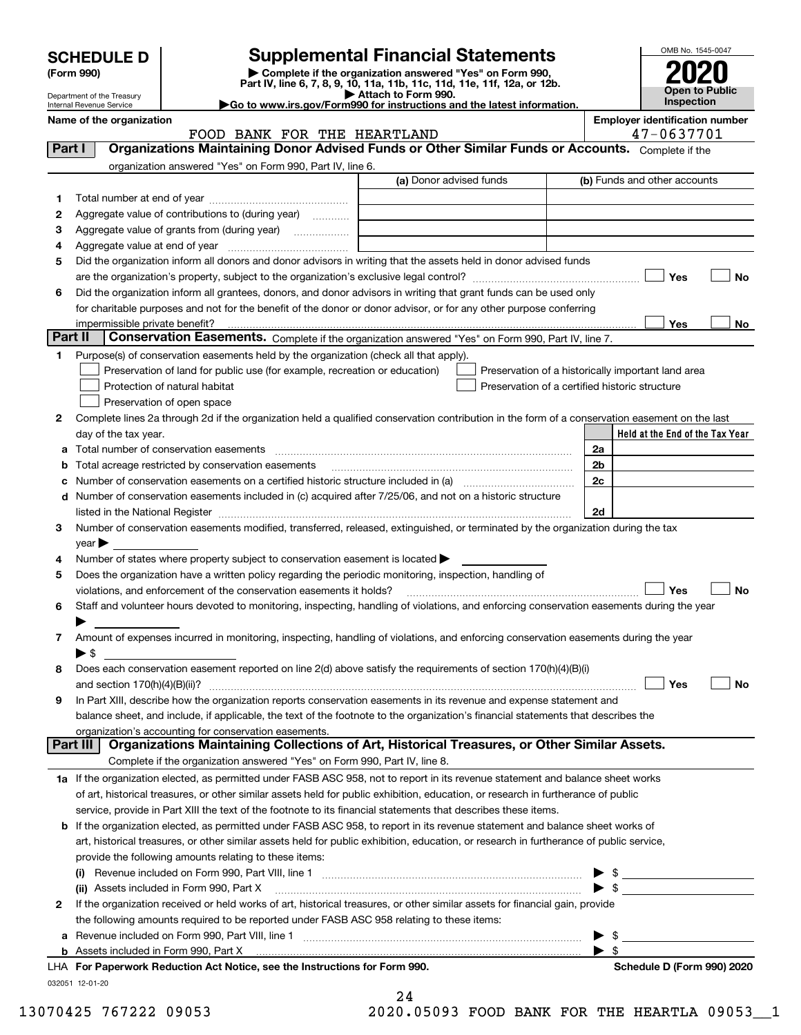# SCHEDULE D (Form 990)

Department of the Treasury
Internal Revenue Service

## Supplemental Financial Statements

▶ Complete if the organization answered "Yes" on Form 990, Part IV, line 6, 7, 8, 9, 10, 11a, 11b, 11c, 11d, 11e, 11f, 12a, or 12b.
▶ Attach to Form 990.
▶ Go to www.irs.gov/Form990 for instructions and the latest information.

OMB No. 1545-0047

**2020**

**Open to Public Inspection**

**Name of the organization:** FOOD BANK FOR THE HEARTLAND

**Employer identification number:** 47-0637701

### Part I — Organizations Maintaining Donor Advised Funds or Other Similar Funds or Accounts.
Complete if the organization answered "Yes" on Form 990, Part IV, line 6.

| | | (a) Donor advised funds | (b) Funds and other accounts |
|---|---|---|---|
| 1 | Total number at end of year | | |
| 2 | Aggregate value of contributions to (during year) | | |
| 3 | Aggregate value of grants from (during year) | | |
| 4 | Aggregate value at end of year | | |

5 Did the organization inform all donors and donor advisors in writing that the assets held in donor advised funds are the organization's property, subject to the organization's exclusive legal control? ☐ Yes ☐ No

6 Did the organization inform all grantees, donors, and donor advisors in writing that grant funds can be used only for charitable purposes and not for the benefit of the donor or donor advisor, or for any other purpose conferring impermissible private benefit? ☐ Yes ☐ No

### Part II — Conservation Easements.
Complete if the organization answered "Yes" on Form 990, Part IV, line 7.

1 Purpose(s) of conservation easements held by the organization (check all that apply).

☐ Preservation of land for public use (for example, recreation or education)
☐ Preservation of a historically important land area
☐ Protection of natural habitat
☐ Preservation of a certified historic structure
☐ Preservation of open space

2 Complete lines 2a through 2d if the organization held a qualified conservation contribution in the form of a conservation easement on the last day of the tax year.

| | | | Held at the End of the Tax Year |
|---|---|---|---|
| a | Total number of conservation easements | 2a | |
| b | Total acreage restricted by conservation easements | 2b | |
| c | Number of conservation easements on a certified historic structure included in (a) | 2c | |
| d | Number of conservation easements included in (c) acquired after 7/25/06, and not on a historic structure listed in the National Register | 2d | |

3 Number of conservation easements modified, transferred, released, extinguished, or terminated by the organization during the tax year ▶

4 Number of states where property subject to conservation easement is located ▶

5 Does the organization have a written policy regarding the periodic monitoring, inspection, handling of violations, and enforcement of the conservation easements it holds? ☐ Yes ☐ No

6 Staff and volunteer hours devoted to monitoring, inspecting, handling of violations, and enforcing conservation easements during the year ▶

7 Amount of expenses incurred in monitoring, inspecting, handling of violations, and enforcing conservation easements during the year ▶ $

8 Does each conservation easement reported on line 2(d) above satisfy the requirements of section 170(h)(4)(B)(i) and section 170(h)(4)(B)(ii)? ☐ Yes ☐ No

9 In Part XIII, describe how the organization reports conservation easements in its revenue and expense statement and balance sheet, and include, if applicable, the text of the footnote to the organization's financial statements that describes the organization's accounting for conservation easements.

### Part III — Organizations Maintaining Collections of Art, Historical Treasures, or Other Similar Assets.
Complete if the organization answered "Yes" on Form 990, Part IV, line 8.

1a If the organization elected, as permitted under FASB ASC 958, not to report in its revenue statement and balance sheet works of art, historical treasures, or other similar assets held for public exhibition, education, or research in furtherance of public service, provide in Part XIII the text of the footnote to its financial statements that describes these items.

b If the organization elected, as permitted under FASB ASC 958, to report in its revenue statement and balance sheet works of art, historical treasures, or other similar assets held for public exhibition, education, or research in furtherance of public service, provide the following amounts relating to these items:

(i) Revenue included on Form 990, Part VIII, line 1 ▶ $

(ii) Assets included in Form 990, Part X ▶ $

2 If the organization received or held works of art, historical treasures, or other similar assets for financial gain, provide the following amounts required to be reported under FASB ASC 958 relating to these items:

a Revenue included on Form 990, Part VIII, line 1 ▶ $

b Assets included in Form 990, Part X ▶ $

LHA For Paperwork Reduction Act Notice, see the Instructions for Form 990. Schedule D (Form 990) 2020

032051 12-01-20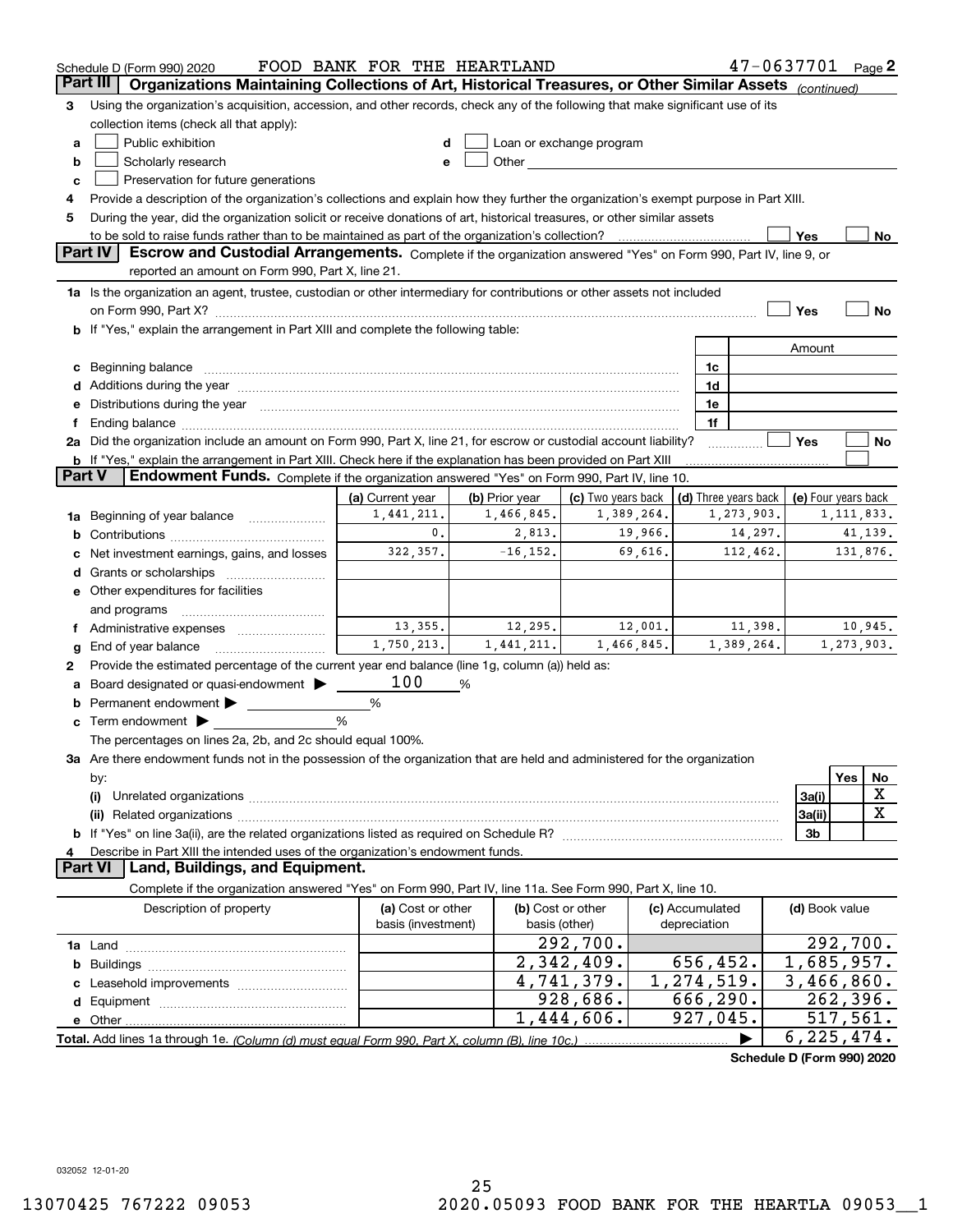Schedule D (Form 990) 2020 FOOD BANK FOR THE HEARTLAND 47-0637701 Page 2

## Part III Organizations Maintaining Collections of Art, Historical Treasures, or Other Similar Assets *(continued)*

3 Using the organization's acquisition, accession, and other records, check any of the following that make significant use of its collection items (check all that apply):

- a ☐ Public exhibition
- b ☐ Scholarly research
- c ☐ Preservation for future generations
- d ☐ Loan or exchange program
- e ☐ Other

4 Provide a description of the organization's collections and explain how they further the organization's exempt purpose in Part XIII.

5 During the year, did the organization solicit or receive donations of art, historical treasures, or other similar assets to be sold to raise funds rather than to be maintained as part of the organization's collection? ☐ Yes ☐ No

## Part IV Escrow and Custodial Arrangements.

Complete if the organization answered "Yes" on Form 990, Part IV, line 9, or reported an amount on Form 990, Part X, line 21.

1a Is the organization an agent, trustee, custodian or other intermediary for contributions or other assets not included on Form 990, Part X? ☐ Yes ☐ No

b If "Yes," explain the arrangement in Part XIII and complete the following table:

| | | Amount |
|---|---|---|
| c Beginning balance | 1c | |
| d Additions during the year | 1d | |
| e Distributions during the year | 1e | |
| f Ending balance | 1f | |

2a Did the organization include an amount on Form 990, Part X, line 21, for escrow or custodial account liability? ☐ Yes ☐ No

b If "Yes," explain the arrangement in Part XIII. Check here if the explanation has been provided on Part XIII ☐

## Part V Endowment Funds.

Complete if the organization answered "Yes" on Form 990, Part IV, line 10.

| | (a) Current year | (b) Prior year | (c) Two years back | (d) Three years back | (e) Four years back |
|---|---|---|---|---|---|
| 1a Beginning of year balance | 1,441,211. | 1,466,845. | 1,389,264. | 1,273,903. | 1,111,833. |
| b Contributions | 0. | 2,813. | 19,966. | 14,297. | 41,139. |
| c Net investment earnings, gains, and losses | 322,357. | -16,152. | 69,616. | 112,462. | 131,876. |
| d Grants or scholarships | | | | | |
| e Other expenditures for facilities and programs | | | | | |
| f Administrative expenses | 13,355. | 12,295. | 12,001. | 11,398. | 10,945. |
| g End of year balance | 1,750,213. | 1,441,211. | 1,466,845. | 1,389,264. | 1,273,903. |

2 Provide the estimated percentage of the current year end balance (line 1g, column (a)) held as:

- a Board designated or quasi-endowment ▶ 100 %
- b Permanent endowment ▶ %
- c Term endowment ▶ %

The percentages on lines 2a, 2b, and 2c should equal 100%.

3a Are there endowment funds not in the possession of the organization that are held and administered for the organization by:

| | | Yes | No |
|---|---|---|---|
| (i) Unrelated organizations | 3a(i) | | X |
| (ii) Related organizations | 3a(ii) | | X |
| b If "Yes" on line 3a(ii), are the related organizations listed as required on Schedule R? | 3b | | |

4 Describe in Part XIII the intended uses of the organization's endowment funds.

## Part VI Land, Buildings, and Equipment.

Complete if the organization answered "Yes" on Form 990, Part IV, line 11a. See Form 990, Part X, line 10.

| Description of property | (a) Cost or other basis (investment) | (b) Cost or other basis (other) | (c) Accumulated depreciation | (d) Book value |
|---|---|---|---|---|
| 1a Land | | 292,700. | | 292,700. |
| b Buildings | | 2,342,409. | 656,452. | 1,685,957. |
| c Leasehold improvements | | 4,741,379. | 1,274,519. | 3,466,860. |
| d Equipment | | 928,686. | 666,290. | 262,396. |
| e Other | | 1,444,606. | 927,045. | 517,561. |
| Total. Add lines 1a through 1e. *(Column (d) must equal Form 990, Part X, column (B), line 10c.)* | | | ▶ | 6,225,474. |

Schedule D (Form 990) 2020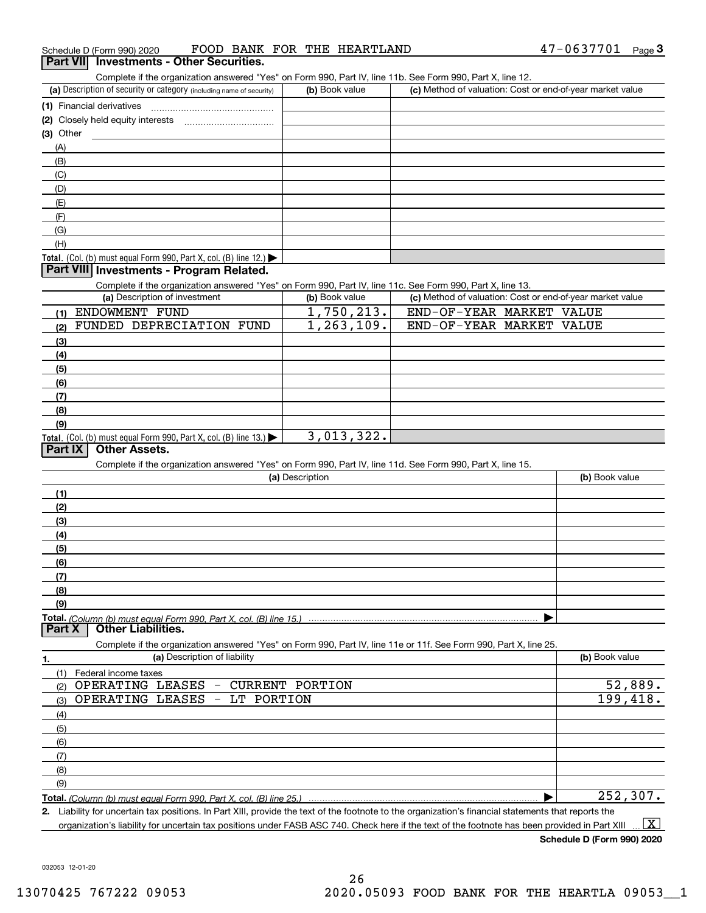Schedule D (Form 990) 2020 FOOD BANK FOR THE HEARTLAND 47-0637701 Page 3

## Part VII Investments - Other Securities.

Complete if the organization answered "Yes" on Form 990, Part IV, line 11b. See Form 990, Part X, line 12.

| (a) Description of security or category (including name of security) | (b) Book value | (c) Method of valuation: Cost or end-of-year market value |
|---|---|---|
| (1) Financial derivatives | | |
| (2) Closely held equity interests | | |
| (3) Other | | |
| (A) | | |
| (B) | | |
| (C) | | |
| (D) | | |
| (E) | | |
| (F) | | |
| (G) | | |
| (H) | | |
| **Total.** (Col. (b) must equal Form 990, Part X, col. (B) line 12.) ▶ | | |

## Part VIII Investments - Program Related.

Complete if the organization answered "Yes" on Form 990, Part IV, line 11c. See Form 990, Part X, line 13.

| (a) Description of investment | (b) Book value | (c) Method of valuation: Cost or end-of-year market value |
|---|---|---|
| (1) ENDOWMENT FUND | 1,750,213. | END-OF-YEAR MARKET VALUE |
| (2) FUNDED DEPRECIATION FUND | 1,263,109. | END-OF-YEAR MARKET VALUE |
| (3) | | |
| (4) | | |
| (5) | | |
| (6) | | |
| (7) | | |
| (8) | | |
| (9) | | |
| **Total.** (Col. (b) must equal Form 990, Part X, col. (B) line 13.) ▶ | 3,013,322. | |

## Part IX Other Assets.

Complete if the organization answered "Yes" on Form 990, Part IV, line 11d. See Form 990, Part X, line 15.

| (a) Description | (b) Book value |
|---|---|
| (1) | |
| (2) | |
| (3) | |
| (4) | |
| (5) | |
| (6) | |
| (7) | |
| (8) | |
| (9) | |
| **Total.** *(Column (b) must equal Form 990, Part X, col. (B) line 15.)* ▶ | |

## Part X Other Liabilities.

Complete if the organization answered "Yes" on Form 990, Part IV, line 11e or 11f. See Form 990, Part X, line 25.

| 1. (a) Description of liability | (b) Book value |
|---|---|
| (1) Federal income taxes | |
| (2) OPERATING LEASES - CURRENT PORTION | 52,889. |
| (3) OPERATING LEASES - LT PORTION | 199,418. |
| (4) | |
| (5) | |
| (6) | |
| (7) | |
| (8) | |
| (9) | |
| **Total.** *(Column (b) must equal Form 990, Part X, col. (B) line 25.)* ▶ | 252,307. |

2. Liability for uncertain tax positions. In Part XIII, provide the text of the footnote to the organization's financial statements that reports the organization's liability for uncertain tax positions under FASB ASC 740. Check here if the text of the footnote has been provided in Part XIII ... [X]

**Schedule D (Form 990) 2020**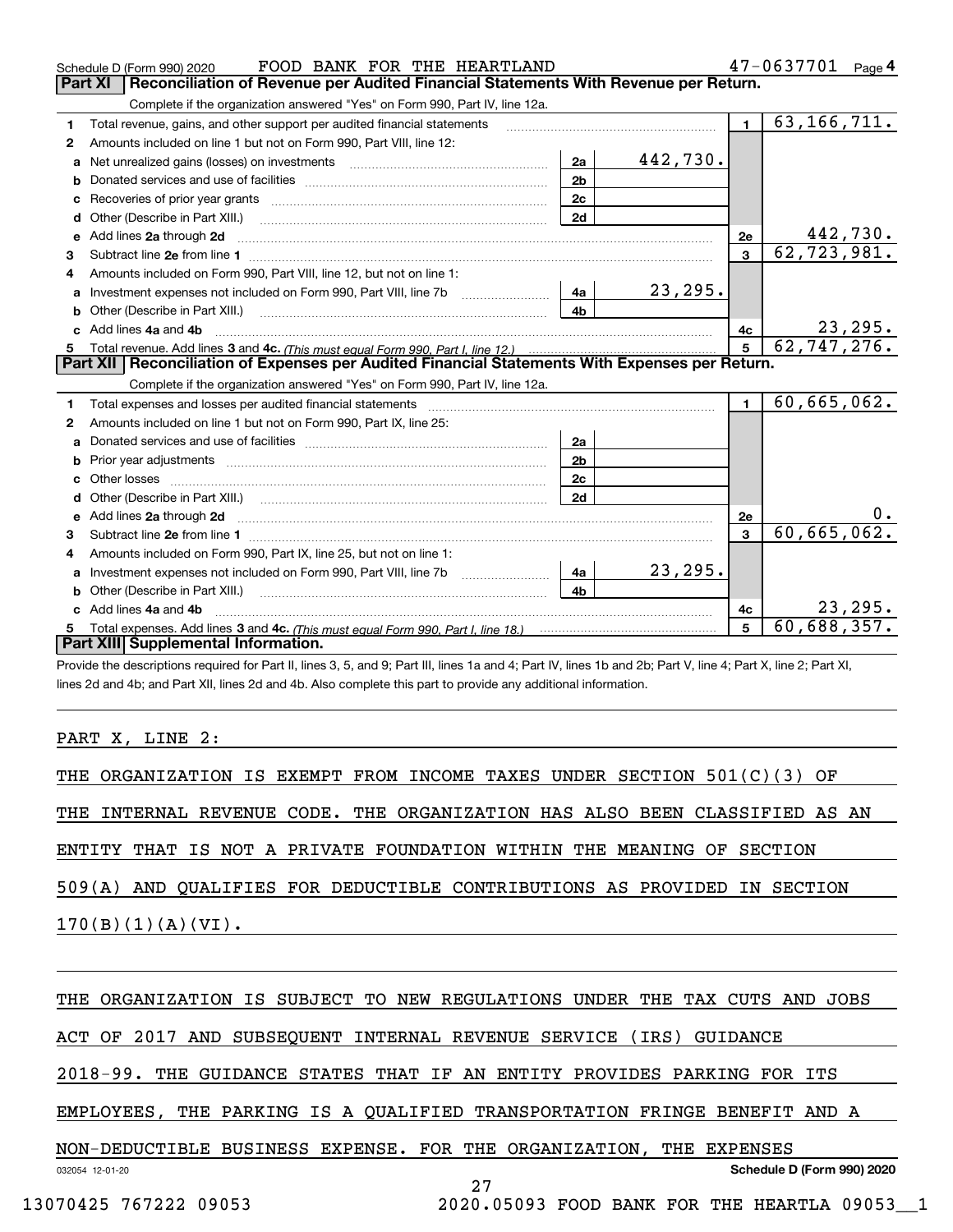Schedule D (Form 990) 2020 FOOD BANK FOR THE HEARTLAND 47-0637701 Page 4

## Part XI | Reconciliation of Revenue per Audited Financial Statements With Revenue per Return.

Complete if the organization answered "Yes" on Form 990, Part IV, line 12a.

| | | | | | |
|---|---|---|---|---|---|
| 1 | Total revenue, gains, and other support per audited financial statements | | | 1 | 63,166,711. |
| 2 | Amounts included on line 1 but not on Form 990, Part VIII, line 12: | | | | |
| a | Net unrealized gains (losses) on investments | 2a | 442,730. | | |
| b | Donated services and use of facilities | 2b | | | |
| c | Recoveries of prior year grants | 2c | | | |
| d | Other (Describe in Part XIII.) | 2d | | | |
| e | Add lines 2a through 2d | | | 2e | 442,730. |
| 3 | Subtract line 2e from line 1 | | | 3 | 62,723,981. |
| 4 | Amounts included on Form 990, Part VIII, line 12, but not on line 1: | | | | |
| a | Investment expenses not included on Form 990, Part VIII, line 7b | 4a | 23,295. | | |
| b | Other (Describe in Part XIII.) | 4b | | | |
| c | Add lines 4a and 4b | | | 4c | 23,295. |
| 5 | Total revenue. Add lines 3 and 4c. *(This must equal Form 990, Part I, line 12.)* | | | 5 | 62,747,276. |

## Part XII | Reconciliation of Expenses per Audited Financial Statements With Expenses per Return.

Complete if the organization answered "Yes" on Form 990, Part IV, line 12a.

| | | | | | |
|---|---|---|---|---|---|
| 1 | Total expenses and losses per audited financial statements | | | 1 | 60,665,062. |
| 2 | Amounts included on line 1 but not on Form 990, Part IX, line 25: | | | | |
| a | Donated services and use of facilities | 2a | | | |
| b | Prior year adjustments | 2b | | | |
| c | Other losses | 2c | | | |
| d | Other (Describe in Part XIII.) | 2d | | | |
| e | Add lines 2a through 2d | | | 2e | 0. |
| 3 | Subtract line 2e from line 1 | | | 3 | 60,665,062. |
| 4 | Amounts included on Form 990, Part IX, line 25, but not on line 1: | | | | |
| a | Investment expenses not included on Form 990, Part VIII, line 7b | 4a | 23,295. | | |
| b | Other (Describe in Part XIII.) | 4b | | | |
| c | Add lines 4a and 4b | | | 4c | 23,295. |
| 5 | Total expenses. Add lines 3 and 4c. *(This must equal Form 990, Part I, line 18.)* | | | 5 | 60,688,357. |

## Part XIII | Supplemental Information.

Provide the descriptions required for Part II, lines 3, 5, and 9; Part III, lines 1a and 4; Part IV, lines 1b and 2b; Part V, line 4; Part X, line 2; Part XI, lines 2d and 4b; and Part XII, lines 2d and 4b. Also complete this part to provide any additional information.

PART X, LINE 2:

THE ORGANIZATION IS EXEMPT FROM INCOME TAXES UNDER SECTION 501(C)(3) OF THE INTERNAL REVENUE CODE. THE ORGANIZATION HAS ALSO BEEN CLASSIFIED AS AN ENTITY THAT IS NOT A PRIVATE FOUNDATION WITHIN THE MEANING OF SECTION 509(A) AND QUALIFIES FOR DEDUCTIBLE CONTRIBUTIONS AS PROVIDED IN SECTION 170(B)(1)(A)(VI).

THE ORGANIZATION IS SUBJECT TO NEW REGULATIONS UNDER THE TAX CUTS AND JOBS ACT OF 2017 AND SUBSEQUENT INTERNAL REVENUE SERVICE (IRS) GUIDANCE 2018-99. THE GUIDANCE STATES THAT IF AN ENTITY PROVIDES PARKING FOR ITS EMPLOYEES, THE PARKING IS A QUALIFIED TRANSPORTATION FRINGE BENEFIT AND A NON-DEDUCTIBLE BUSINESS EXPENSE. FOR THE ORGANIZATION, THE EXPENSES

032054 12-01-20 Schedule D (Form 990) 2020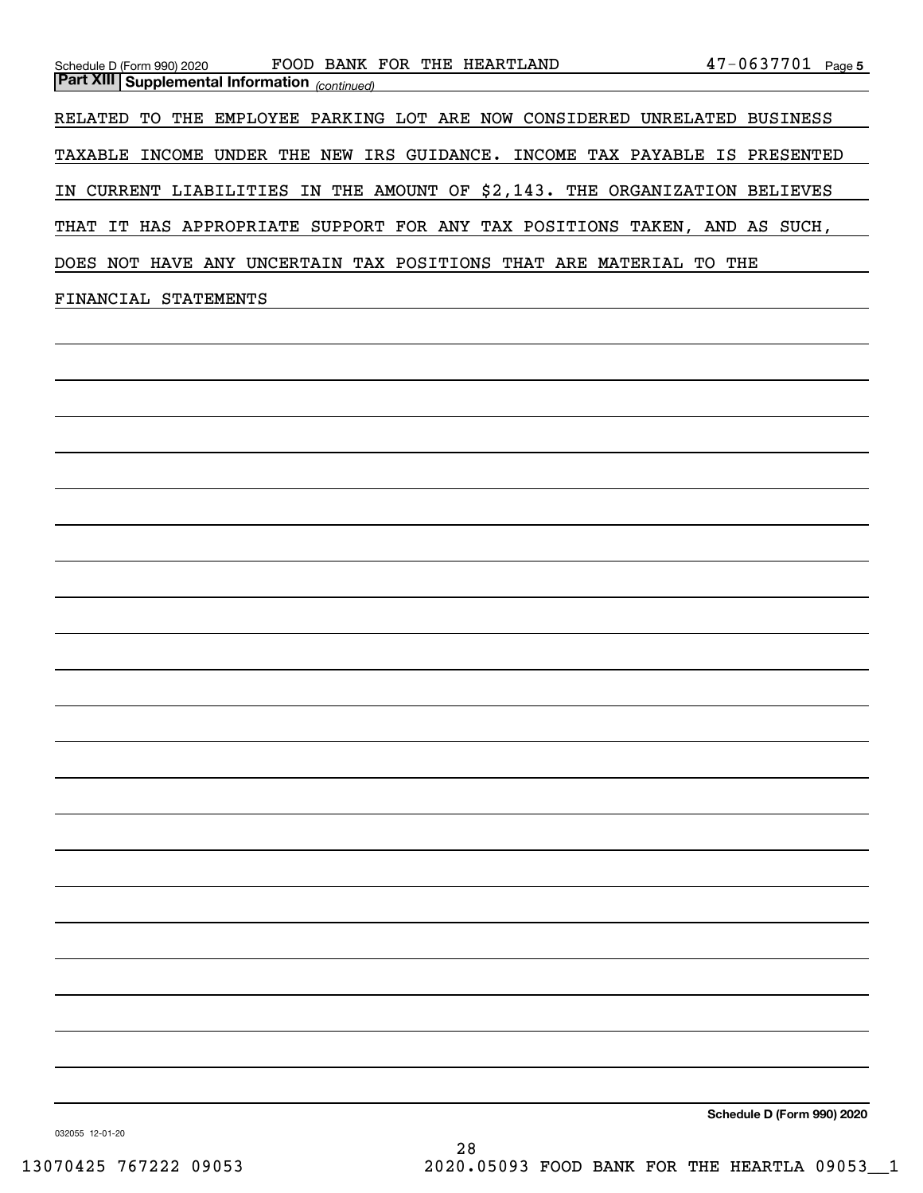## Part XIII Supplemental Information *(continued)*

RELATED TO THE EMPLOYEE PARKING LOT ARE NOW CONSIDERED UNRELATED BUSINESS TAXABLE INCOME UNDER THE NEW IRS GUIDANCE. INCOME TAX PAYABLE IS PRESENTED IN CURRENT LIABILITIES IN THE AMOUNT OF $2,143. THE ORGANIZATION BELIEVES THAT IT HAS APPROPRIATE SUPPORT FOR ANY TAX POSITIONS TAKEN, AND AS SUCH, DOES NOT HAVE ANY UNCERTAIN TAX POSITIONS THAT ARE MATERIAL TO THE FINANCIAL STATEMENTS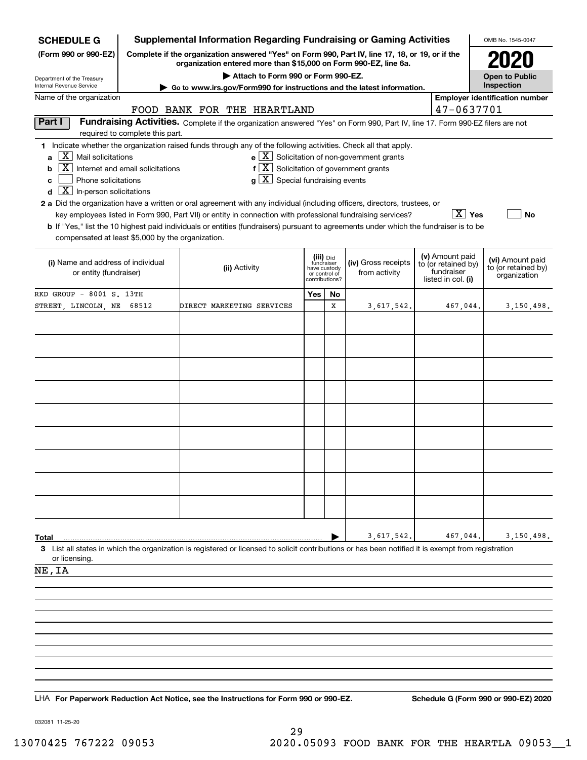**SCHEDULE G (Form 990 or 990-EZ)**

Department of the Treasury
Internal Revenue Service

# Supplemental Information Regarding Fundraising or Gaming Activities

**Complete if the organization answered "Yes" on Form 990, Part IV, line 17, 18, or 19, or if the organization entered more than $15,000 on Form 990-EZ, line 6a.**

▶ Attach to Form 990 or Form 990-EZ.

▶ Go to www.irs.gov/Form990 for instructions and the latest information.

OMB No. 1545-0047

**2020**

**Open to Public Inspection**

Name of the organization: FOOD BANK FOR THE HEARTLAND

Employer identification number: 47-0637701

## Part I Fundraising Activities.

Complete if the organization answered "Yes" on Form 990, Part IV, line 17. Form 990-EZ filers are not required to complete this part.

**1** Indicate whether the organization raised funds through any of the following activities. Check all that apply.

- **a** [X] Mail solicitations
- **b** [X] Internet and email solicitations
- **c** [ ] Phone solicitations
- **d** [X] In-person solicitations
- **e** [X] Solicitation of non-government grants
- **f** [X] Solicitation of government grants
- **g** [X] Special fundraising events

**2 a** Did the organization have a written or oral agreement with any individual (including officers, directors, trustees, or key employees listed in Form 990, Part VII) or entity in connection with professional fundraising services? [X] Yes [ ] No

**b** If "Yes," list the 10 highest paid individuals or entities (fundraisers) pursuant to agreements under which the fundraiser is to be compensated at least $5,000 by the organization.

| (i) Name and address of individual or entity (fundraiser) | (ii) Activity | (iii) Did fundraiser have custody or control of contributions? Yes | No | (iv) Gross receipts from activity | (v) Amount paid to (or retained by) fundraiser listed in col. (i) | (vi) Amount paid to (or retained by) organization |
|---|---|---|---|---|---|---|
| RKD GROUP - 8001 S. 13TH STREET, LINCOLN, NE 68512 | DIRECT MARKETING SERVICES | | X | 3,617,542. | 467,044. | 3,150,498. |
| | | | | | | |
| | | | | | | |
| | | | | | | |
| | | | | | | |
| | | | | | | |
| | | | | | | |
| | | | | | | |
| | | | | | | |
| | | | | | | |
| **Total** | | | ▶ | 3,617,542. | 467,044. | 3,150,498. |

**3** List all states in which the organization is registered or licensed to solicit contributions or has been notified it is exempt from registration or licensing.

NE,IA

LHA **For Paperwork Reduction Act Notice, see the Instructions for Form 990 or 990-EZ.** **Schedule G (Form 990 or 990-EZ) 2020**

032081 11-25-20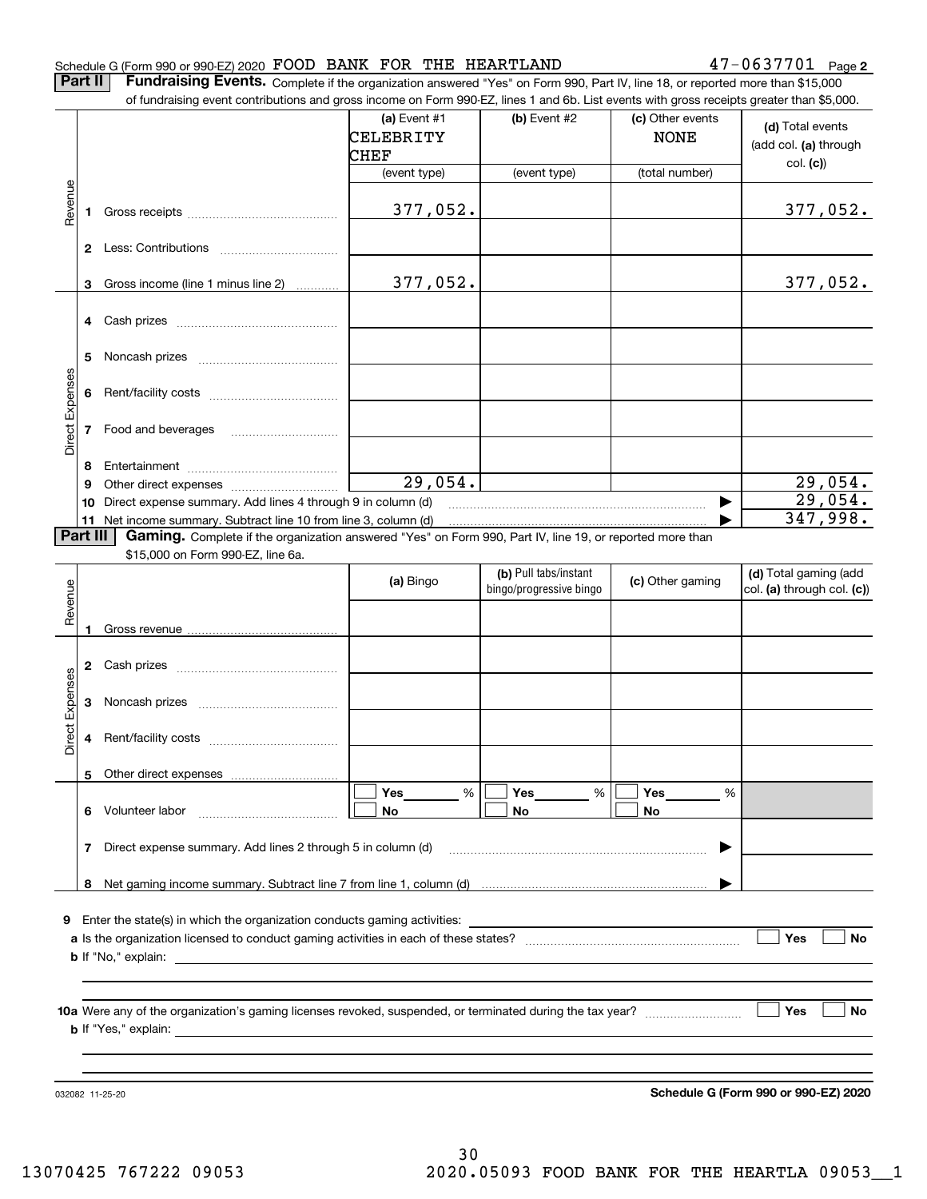Schedule G (Form 990 or 990-EZ) 2020 FOOD BANK FOR THE HEARTLAND 47-0637701 Page **2**

**Part II** **Fundraising Events.** Complete if the organization answered "Yes" on Form 990, Part IV, line 18, or reported more than $15,000 of fundraising event contributions and gross income on Form 990-EZ, lines 1 and 6b. List events with gross receipts greater than $5,000.

| | | (a) Event #1 CELEBRITY CHEF (event type) | (b) Event #2 (event type) | (c) Other events NONE (total number) | (d) Total events (add col. (a) through col. (c)) |
|---|---|---|---|---|---|
| Revenue | 1 Gross receipts | 377,052. | | | 377,052. |
| | 2 Less: Contributions | | | | |
| | 3 Gross income (line 1 minus line 2) | 377,052. | | | 377,052. |
| Direct Expenses | 4 Cash prizes | | | | |
| | 5 Noncash prizes | | | | |
| | 6 Rent/facility costs | | | | |
| | 7 Food and beverages | | | | |
| | 8 Entertainment | | | | |
| | 9 Other direct expenses | 29,054. | | | 29,054. |
| | 10 Direct expense summary. Add lines 4 through 9 in column (d) | | | ▶ | 29,054. |
| | 11 Net income summary. Subtract line 10 from line 3, column (d) | | | ▶ | 347,998. |

**Part III** **Gaming.** Complete if the organization answered "Yes" on Form 990, Part IV, line 19, or reported more than $15,000 on Form 990-EZ, line 6a.

| | | (a) Bingo | (b) Pull tabs/instant bingo/progressive bingo | (c) Other gaming | (d) Total gaming (add col. (a) through col. (c)) |
|---|---|---|---|---|---|
| Revenue | 1 Gross revenue | | | | |
| Direct Expenses | 2 Cash prizes | | | | |
| | 3 Noncash prizes | | | | |
| | 4 Rent/facility costs | | | | |
| | 5 Other direct expenses | | | | |
| | 6 Volunteer labor | ☐ Yes \_\_\_ % ☐ No | ☐ Yes \_\_\_ % ☐ No | ☐ Yes \_\_\_ % ☐ No | |
| | 7 Direct expense summary. Add lines 2 through 5 in column (d) | | | ▶ | |
| | 8 Net gaming income summary. Subtract line 7 from line 1, column (d) | | | ▶ | |

**9** Enter the state(s) in which the organization conducts gaming activities: \_\_\_\_\_\_\_\_\_\_

**a** Is the organization licensed to conduct gaming activities in each of these states? ☐ Yes ☐ No

**b** If "No," explain: \_\_\_\_\_\_\_\_\_\_

**10a** Were any of the organization's gaming licenses revoked, suspended, or terminated during the tax year? ☐ Yes ☐ No

**b** If "Yes," explain: \_\_\_\_\_\_\_\_\_\_

032082 11-25-20 **Schedule G (Form 990 or 990-EZ) 2020**

13070425 767222 09053 2020.05093 FOOD BANK FOR THE HEARTLA 09053__1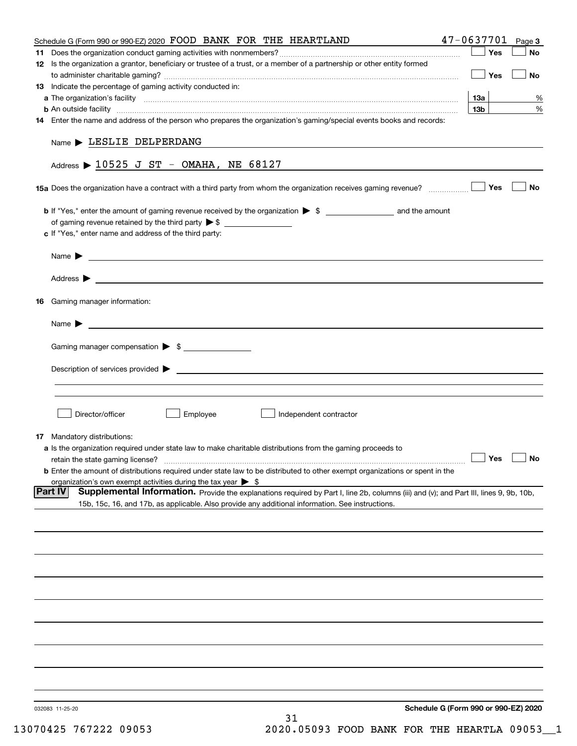Schedule G (Form 990 or 990-EZ) 2020 FOOD BANK FOR THE HEARTLAND 47-0637701 Page 3

**11** Does the organization conduct gaming activities with nonmembers? ☐ Yes ☐ No

**12** Is the organization a grantor, beneficiary or trustee of a trust, or a member of a partnership or other entity formed to administer charitable gaming? ☐ Yes ☐ No

**13** Indicate the percentage of gaming activity conducted in:

**a** The organization's facility — **13a** %

**b** An outside facility — **13b** %

**14** Enter the name and address of the person who prepares the organization's gaming/special events books and records:

Name ▶ LESLIE DELPERDANG

Address ▶ 10525 J ST - OMAHA, NE 68127

**15a** Does the organization have a contract with a third party from whom the organization receives gaming revenue? ☐ Yes ☐ No

**b** If "Yes," enter the amount of gaming revenue received by the organization ▶ $ ______ and the amount of gaming revenue retained by the third party ▶ $ ______

**c** If "Yes," enter name and address of the third party:

Name ▶

Address ▶

**16** Gaming manager information:

Name ▶

Gaming manager compensation ▶ $

Description of services provided ▶

☐ Director/officer ☐ Employee ☐ Independent contractor

**17** Mandatory distributions:

**a** Is the organization required under state law to make charitable distributions from the gaming proceeds to retain the state gaming license? ☐ Yes ☐ No

**b** Enter the amount of distributions required under state law to be distributed to other exempt organizations or spent in the organization's own exempt activities during the tax year ▶ $

**Part IV** **Supplemental Information.** Provide the explanations required by Part I, line 2b, columns (iii) and (v); and Part III, lines 9, 9b, 10b, 15b, 15c, 16, and 17b, as applicable. Also provide any additional information. See instructions.

032083 11-25-20

**Schedule G (Form 990 or 990-EZ) 2020**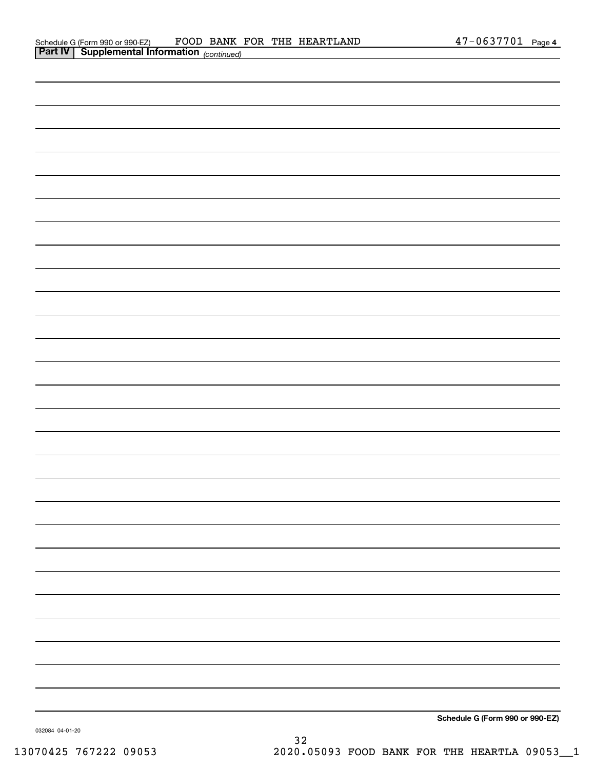Schedule G (Form 990 or 990-EZ) FOOD BANK FOR THE HEARTLAND 47-0637701 Page 4

**Part IV | Supplemental Information** *(continued)*

**Schedule G (Form 990 or 990-EZ)**

032084 04-01-20

13070425 767222 09053 2020.05093 FOOD BANK FOR THE HEARTLA 09053__1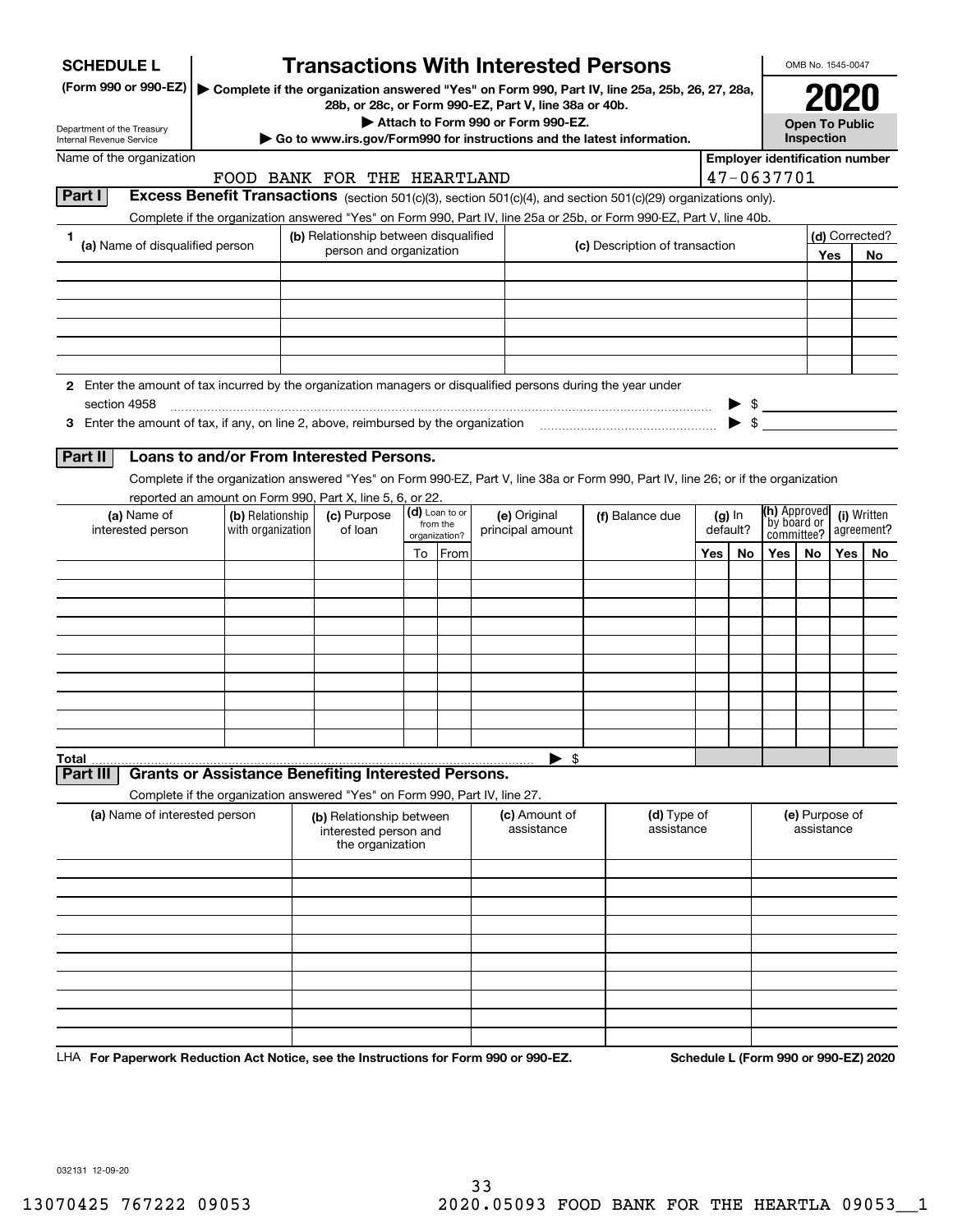**SCHEDULE L**
**(Form 990 or 990-EZ)**

Department of the Treasury
Internal Revenue Service

# Transactions With Interested Persons

▶ Complete if the organization answered "Yes" on Form 990, Part IV, line 25a, 25b, 26, 27, 28a, 28b, or 28c, or Form 990-EZ, Part V, line 38a or 40b.
▶ Attach to Form 990 or Form 990-EZ.
▶ Go to www.irs.gov/Form990 for instructions and the latest information.

OMB No. 1545-0047

**2020**

**Open To Public Inspection**

Name of the organization: FOOD BANK FOR THE HEARTLAND

Employer identification number: 47-0637701

## Part I Excess Benefit Transactions (section 501(c)(3), section 501(c)(4), and section 501(c)(29) organizations only).

Complete if the organization answered "Yes" on Form 990, Part IV, line 25a or 25b, or Form 990-EZ, Part V, line 40b.

| 1 (a) Name of disqualified person | (b) Relationship between disqualified person and organization | (c) Description of transaction | (d) Corrected? Yes | No |
|---|---|---|---|---|
| | | | | |
| | | | | |
| | | | | |
| | | | | |
| | | | | |
| | | | | |

2 Enter the amount of tax incurred by the organization managers or disqualified persons during the year under section 4958 ▶ $

3 Enter the amount of tax, if any, on line 2, above, reimbursed by the organization ▶ $

## Part II Loans to and/or From Interested Persons.

Complete if the organization answered "Yes" on Form 990-EZ, Part V, line 38a or Form 990, Part IV, line 26; or if the organization reported an amount on Form 990, Part X, line 5, 6, or 22.

| (a) Name of interested person | (b) Relationship with organization | (c) Purpose of loan | (d) Loan to or from the organization? To | From | (e) Original principal amount | (f) Balance due | (g) In default? Yes | No | (h) Approved by board or committee? Yes | No | (i) Written agreement? Yes | No |
|---|---|---|---|---|---|---|---|---|---|---|---|---|
| | | | | | | | | | | | | |
| | | | | | | | | | | | | |
| | | | | | | | | | | | | |
| | | | | | | | | | | | | |
| | | | | | | | | | | | | |
| | | | | | | | | | | | | |
| | | | | | | | | | | | | |
| | | | | | | | | | | | | |
| | | | | | | | | | | | | |
| | | | | | | | | | | | | |
| **Total** | | | | | ▶ $ | | | | | | | |

## Part III Grants or Assistance Benefiting Interested Persons.

Complete if the organization answered "Yes" on Form 990, Part IV, line 27.

| (a) Name of interested person | (b) Relationship between interested person and the organization | (c) Amount of assistance | (d) Type of assistance | (e) Purpose of assistance |
|---|---|---|---|---|
| | | | | |
| | | | | |
| | | | | |
| | | | | |
| | | | | |
| | | | | |
| | | | | |
| | | | | |
| | | | | |
| | | | | |

LHA **For Paperwork Reduction Act Notice, see the Instructions for Form 990 or 990-EZ.** **Schedule L (Form 990 or 990-EZ) 2020**

032131 12-09-20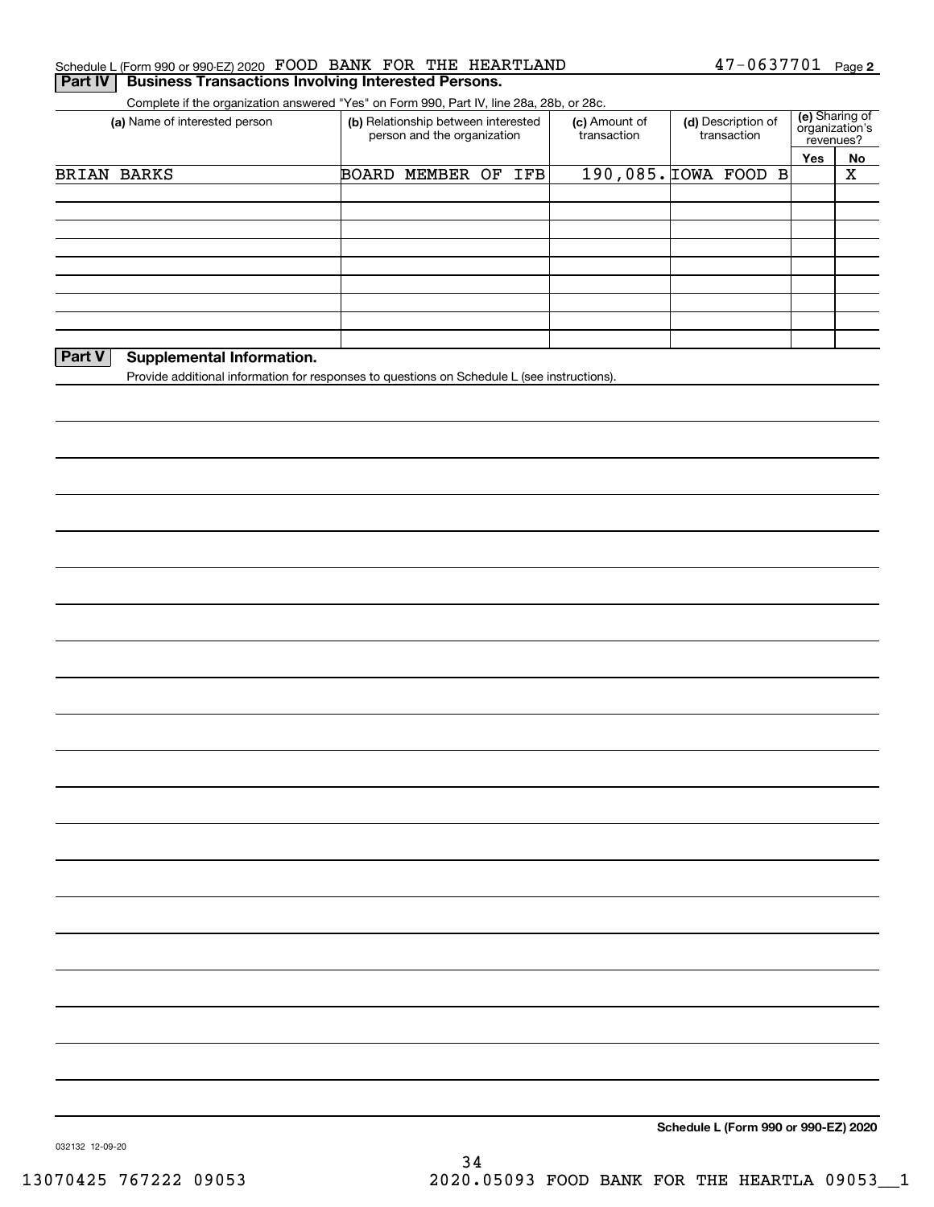Schedule L (Form 990 or 990-EZ) 2020 FOOD BANK FOR THE HEARTLAND 47-0637701 Page 2

## Part IV Business Transactions Involving Interested Persons.

Complete if the organization answered "Yes" on Form 990, Part IV, line 28a, 28b, or 28c.

| (a) Name of interested person | (b) Relationship between interested person and the organization | (c) Amount of transaction | (d) Description of transaction | (e) Sharing of organization's revenues? Yes | No |
|---|---|---|---|---|---|
| BRIAN BARKS | BOARD MEMBER OF IFB | 190,085. | IOWA FOOD B | | X |
| | | | | | |
| | | | | | |
| | | | | | |
| | | | | | |
| | | | | | |
| | | | | | |
| | | | | | |
| | | | | | |

## Part V Supplemental Information.

Provide additional information for responses to questions on Schedule L (see instructions).

Schedule L (Form 990 or 990-EZ) 2020

032132 12-09-20

13070425 767222 09053 2020.05093 FOOD BANK FOR THE HEARTLA 09053__1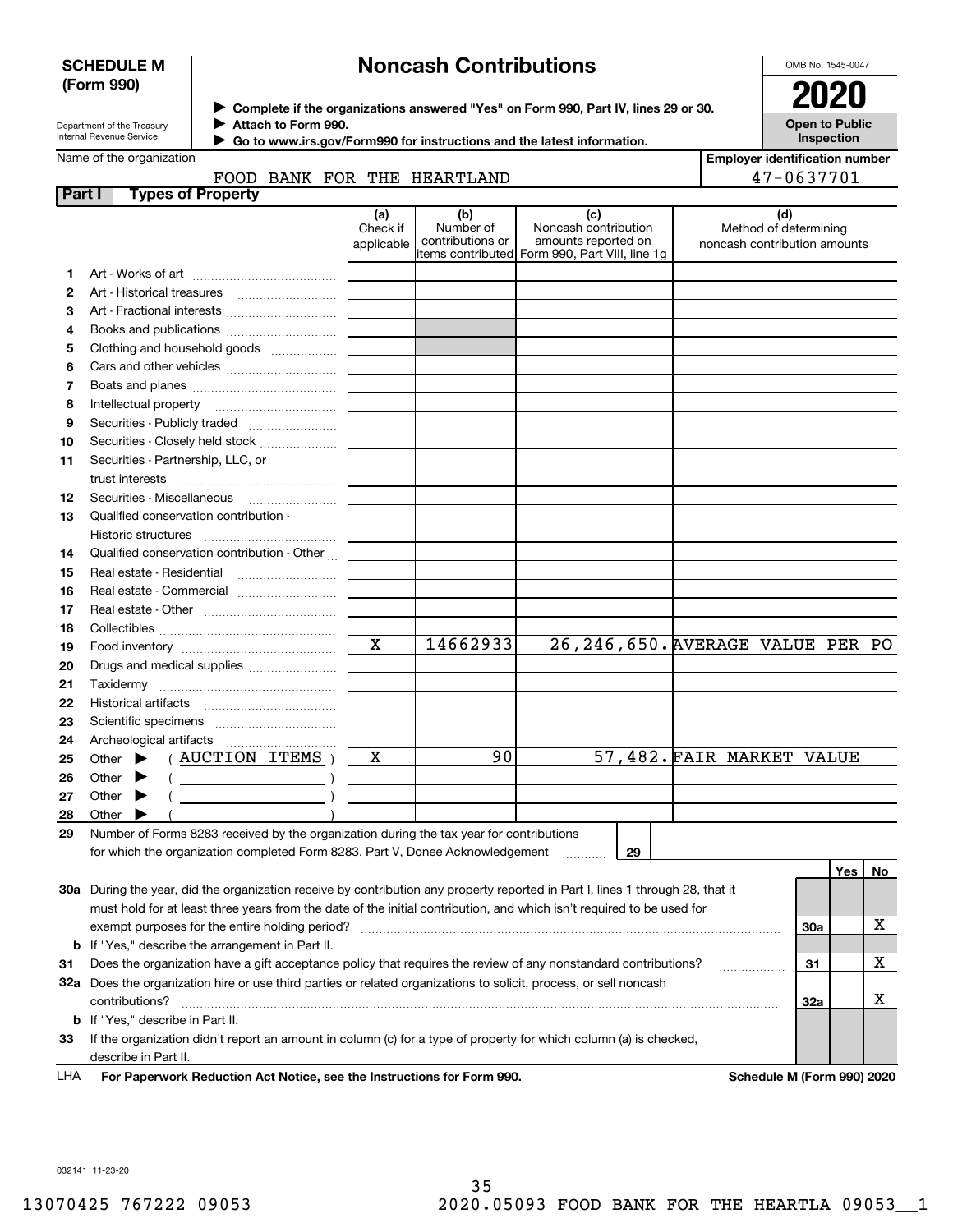**SCHEDULE M (Form 990)**

Department of the Treasury
Internal Revenue Service

# Noncash Contributions

▶ Complete if the organizations answered "Yes" on Form 990, Part IV, lines 29 or 30.
▶ Attach to Form 990.
▶ Go to www.irs.gov/Form990 for instructions and the latest information.

OMB No. 1545-0047

**2020**

**Open to Public Inspection**

Name of the organization: FOOD BANK FOR THE HEARTLAND

Employer identification number: 47-0637701

## Part I Types of Property

| | | (a) Check if applicable | (b) Number of contributions or items contributed | (c) Noncash contribution amounts reported on Form 990, Part VIII, line 1g | (d) Method of determining noncash contribution amounts |
|---|---|---|---|---|---|
| 1 | Art - Works of art | | | | |
| 2 | Art - Historical treasures | | | | |
| 3 | Art - Fractional interests | | | | |
| 4 | Books and publications | | | | |
| 5 | Clothing and household goods | | | | |
| 6 | Cars and other vehicles | | | | |
| 7 | Boats and planes | | | | |
| 8 | Intellectual property | | | | |
| 9 | Securities - Publicly traded | | | | |
| 10 | Securities - Closely held stock | | | | |
| 11 | Securities - Partnership, LLC, or trust interests | | | | |
| 12 | Securities - Miscellaneous | | | | |
| 13 | Qualified conservation contribution - Historic structures | | | | |
| 14 | Qualified conservation contribution - Other | | | | |
| 15 | Real estate - Residential | | | | |
| 16 | Real estate - Commercial | | | | |
| 17 | Real estate - Other | | | | |
| 18 | Collectibles | | | | |
| 19 | Food inventory | X | 14662933 | 26,246,650. | AVERAGE VALUE PER PO |
| 20 | Drugs and medical supplies | | | | |
| 21 | Taxidermy | | | | |
| 22 | Historical artifacts | | | | |
| 23 | Scientific specimens | | | | |
| 24 | Archeological artifacts | | | | |
| 25 | Other ▶ ( AUCTION ITEMS ) | X | 90 | 57,482. | FAIR MARKET VALUE |
| 26 | Other ▶ ( ) | | | | |
| 27 | Other ▶ ( ) | | | | |
| 28 | Other ▶ ( ) | | | | |

29 Number of Forms 8283 received by the organization during the tax year for contributions for which the organization completed Form 8283, Part V, Donee Acknowledgement ..... 29

| | | | Yes | No |
|---|---|---|---|---|
| 30a | During the year, did the organization receive by contribution any property reported in Part I, lines 1 through 28, that it must hold for at least three years from the date of the initial contribution, and which isn't required to be used for exempt purposes for the entire holding period? | 30a | | X |
| b | If "Yes," describe the arrangement in Part II. | | | |
| 31 | Does the organization have a gift acceptance policy that requires the review of any nonstandard contributions? | 31 | | X |
| 32a | Does the organization hire or use third parties or related organizations to solicit, process, or sell noncash contributions? | 32a | | X |
| b | If "Yes," describe in Part II. | | | |
| 33 | If the organization didn't report an amount in column (c) for a type of property for which column (a) is checked, describe in Part II. | | | |

LHA For Paperwork Reduction Act Notice, see the Instructions for Form 990. Schedule M (Form 990) 2020

032141 11-23-20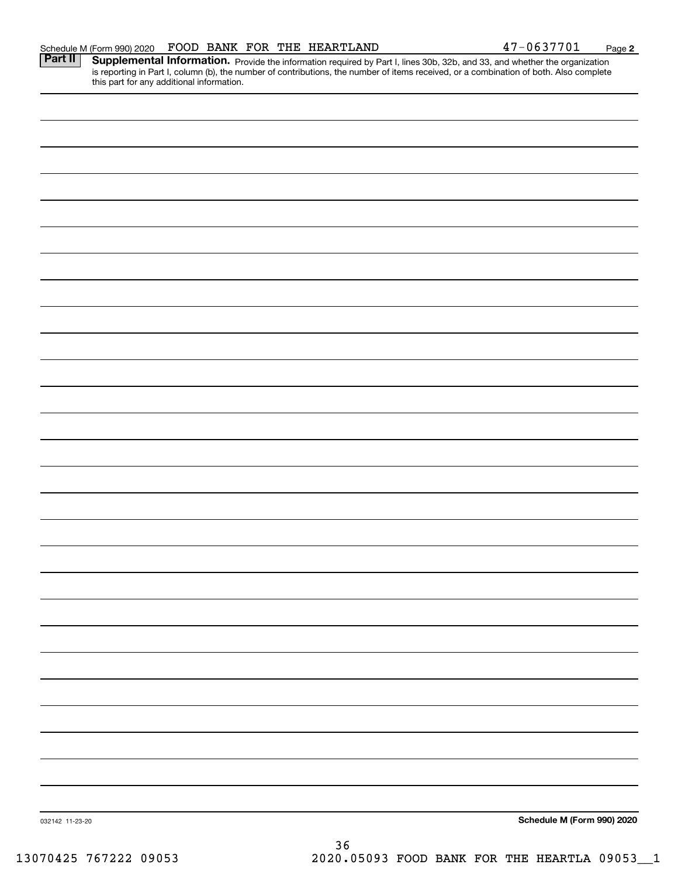Schedule M (Form 990) 2020 FOOD BANK FOR THE HEARTLAND 47-0637701 Page **2**

**Part II** **Supplemental Information.** Provide the information required by Part I, lines 30b, 32b, and 33, and whether the organization is reporting in Part I, column (b), the number of contributions, the number of items received, or a combination of both. Also complete this part for any additional information.

032142 11-23-20

**Schedule M (Form 990) 2020**

36

13070425 767222 09053 2020.05093 FOOD BANK FOR THE HEARTLA 09053__1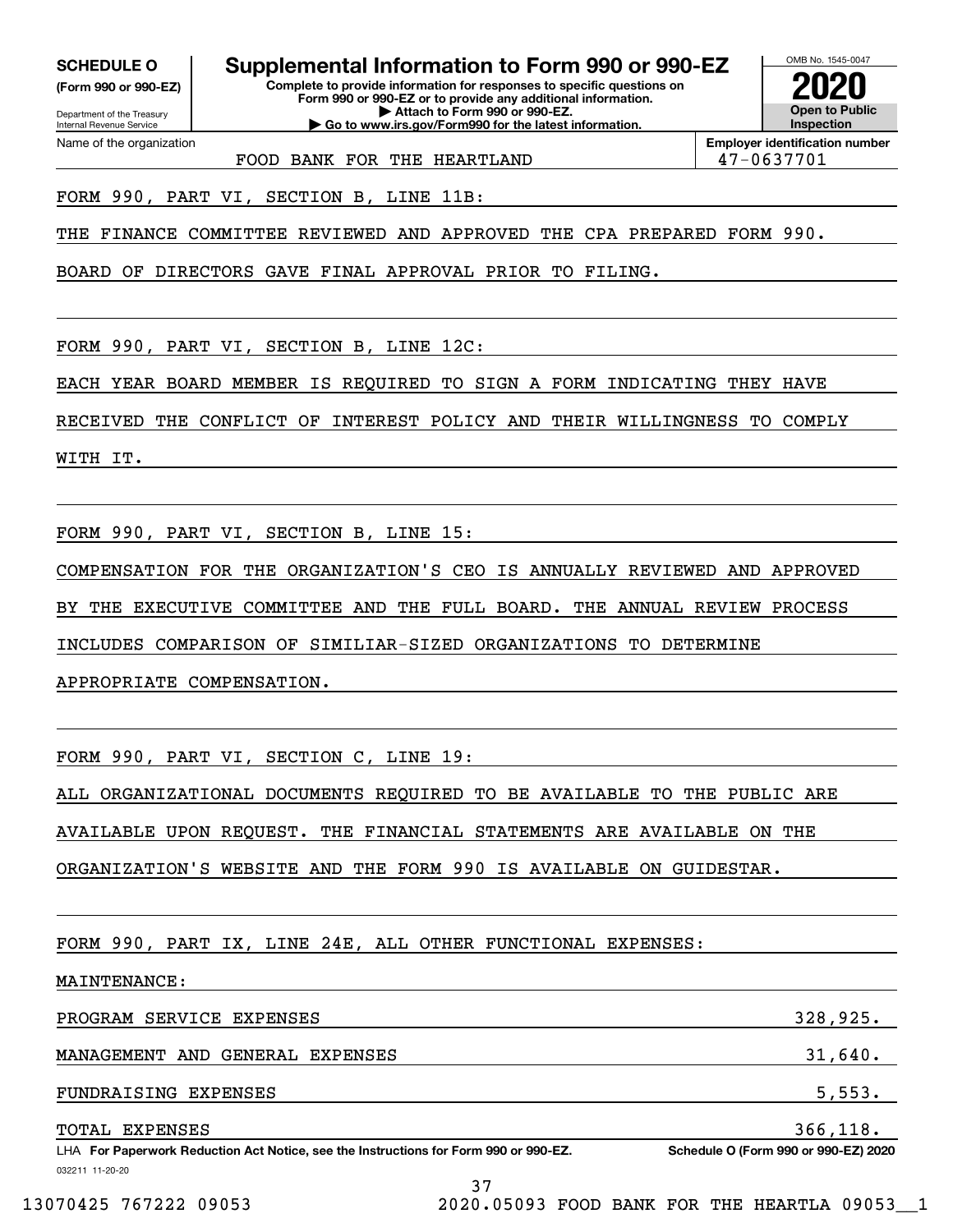**SCHEDULE O**
**(Form 990 or 990-EZ)**

Department of the Treasury
Internal Revenue Service

# Supplemental Information to Form 990 or 990-EZ

**Complete to provide information for responses to specific questions on Form 990 or 990-EZ or to provide any additional information.**
**▶ Attach to Form 990 or 990-EZ.**
**▶ Go to www.irs.gov/Form990 for the latest information.**

OMB No. 1545-0047

**2020**

**Open to Public Inspection**

Name of the organization: FOOD BANK FOR THE HEARTLAND

**Employer identification number:** 47-0637701

FORM 990, PART VI, SECTION B, LINE 11B:

THE FINANCE COMMITTEE REVIEWED AND APPROVED THE CPA PREPARED FORM 990. BOARD OF DIRECTORS GAVE FINAL APPROVAL PRIOR TO FILING.

FORM 990, PART VI, SECTION B, LINE 12C:

EACH YEAR BOARD MEMBER IS REQUIRED TO SIGN A FORM INDICATING THEY HAVE RECEIVED THE CONFLICT OF INTEREST POLICY AND THEIR WILLINGNESS TO COMPLY WITH IT.

FORM 990, PART VI, SECTION B, LINE 15:

COMPENSATION FOR THE ORGANIZATION'S CEO IS ANNUALLY REVIEWED AND APPROVED BY THE EXECUTIVE COMMITTEE AND THE FULL BOARD. THE ANNUAL REVIEW PROCESS INCLUDES COMPARISON OF SIMILIAR-SIZED ORGANIZATIONS TO DETERMINE APPROPRIATE COMPENSATION.

FORM 990, PART VI, SECTION C, LINE 19:

ALL ORGANIZATIONAL DOCUMENTS REQUIRED TO BE AVAILABLE TO THE PUBLIC ARE AVAILABLE UPON REQUEST. THE FINANCIAL STATEMENTS ARE AVAILABLE ON THE ORGANIZATION'S WEBSITE AND THE FORM 990 IS AVAILABLE ON GUIDESTAR.

FORM 990, PART IX, LINE 24E, ALL OTHER FUNCTIONAL EXPENSES:

MAINTENANCE:

| | |
|---|---|
| PROGRAM SERVICE EXPENSES | 328,925. |
| MANAGEMENT AND GENERAL EXPENSES | 31,640. |
| FUNDRAISING EXPENSES | 5,553. |
| TOTAL EXPENSES | 366,118. |

LHA **For Paperwork Reduction Act Notice, see the Instructions for Form 990 or 990-EZ.** **Schedule O (Form 990 or 990-EZ) 2020**

032211 11-20-20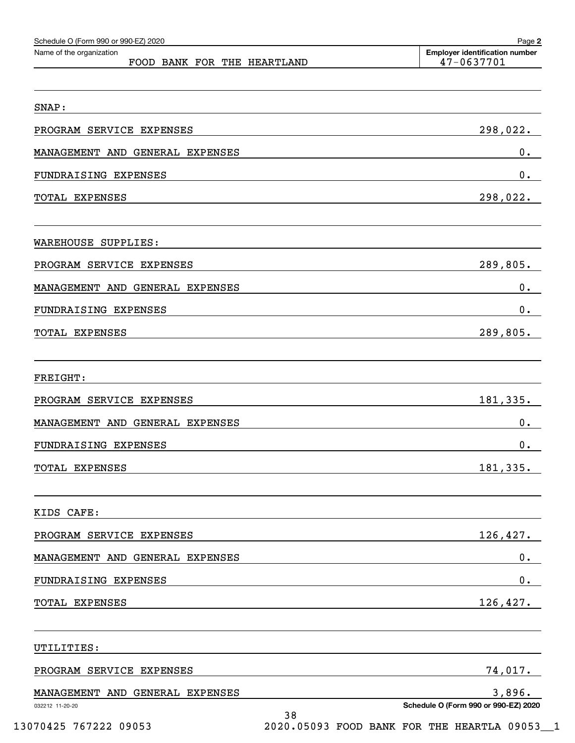Schedule O (Form 990 or 990-EZ) 2020

Name of the organization: FOOD BANK FOR THE HEARTLAND

Employer identification number: 47-0637701

| SNAP: | |
|---|---|
| PROGRAM SERVICE EXPENSES | 298,022. |
| MANAGEMENT AND GENERAL EXPENSES | 0. |
| FUNDRAISING EXPENSES | 0. |
| TOTAL EXPENSES | 298,022. |

| WAREHOUSE SUPPLIES: | |
|---|---|
| PROGRAM SERVICE EXPENSES | 289,805. |
| MANAGEMENT AND GENERAL EXPENSES | 0. |
| FUNDRAISING EXPENSES | 0. |
| TOTAL EXPENSES | 289,805. |

| FREIGHT: | |
|---|---|
| PROGRAM SERVICE EXPENSES | 181,335. |
| MANAGEMENT AND GENERAL EXPENSES | 0. |
| FUNDRAISING EXPENSES | 0. |
| TOTAL EXPENSES | 181,335. |

| KIDS CAFE: | |
|---|---|
| PROGRAM SERVICE EXPENSES | 126,427. |
| MANAGEMENT AND GENERAL EXPENSES | 0. |
| FUNDRAISING EXPENSES | 0. |
| TOTAL EXPENSES | 126,427. |

| UTILITIES: | |
|---|---|
| PROGRAM SERVICE EXPENSES | 74,017. |
| MANAGEMENT AND GENERAL EXPENSES | 3,896. |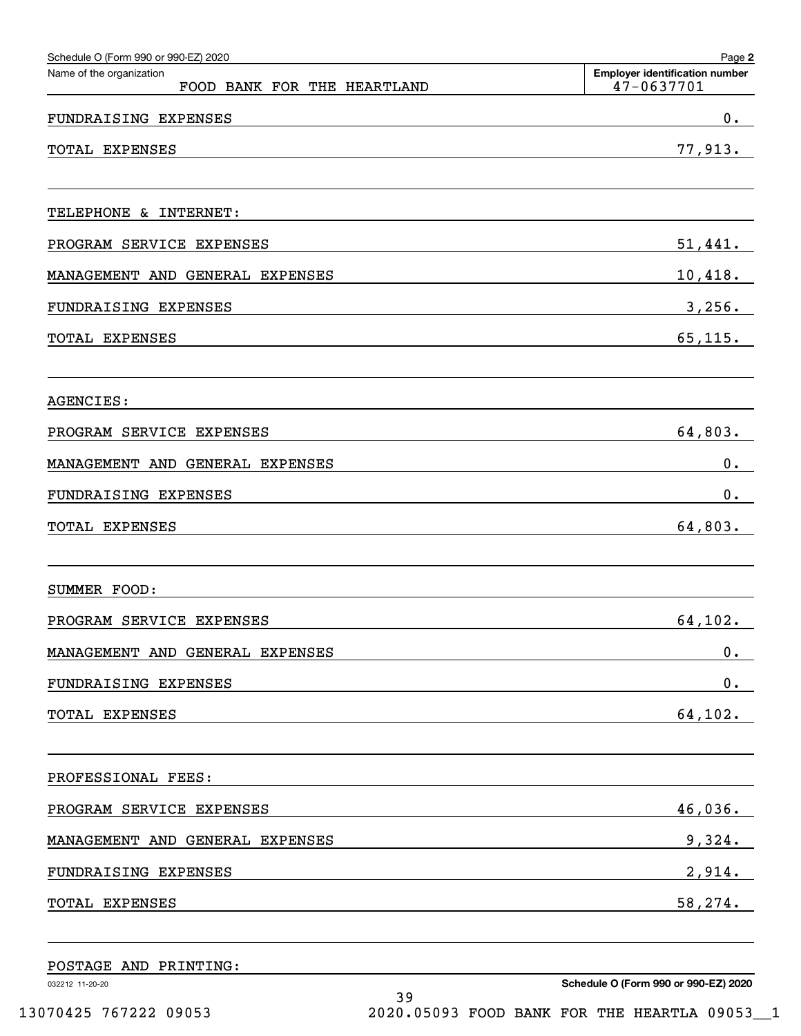Schedule O (Form 990 or 990-EZ) 2020

Name of the organization: FOOD BANK FOR THE HEARTLAND

Employer identification number: 47-0637701

| | |
|---|---|
| FUNDRAISING EXPENSES | 0. |
| TOTAL EXPENSES | 77,913. |

TELEPHONE & INTERNET:

| | |
|---|---|
| PROGRAM SERVICE EXPENSES | 51,441. |
| MANAGEMENT AND GENERAL EXPENSES | 10,418. |
| FUNDRAISING EXPENSES | 3,256. |
| TOTAL EXPENSES | 65,115. |

AGENCIES:

| | |
|---|---|
| PROGRAM SERVICE EXPENSES | 64,803. |
| MANAGEMENT AND GENERAL EXPENSES | 0. |
| FUNDRAISING EXPENSES | 0. |
| TOTAL EXPENSES | 64,803. |

SUMMER FOOD:

| | |
|---|---|
| PROGRAM SERVICE EXPENSES | 64,102. |
| MANAGEMENT AND GENERAL EXPENSES | 0. |
| FUNDRAISING EXPENSES | 0. |
| TOTAL EXPENSES | 64,102. |

PROFESSIONAL FEES:

| | |
|---|---|
| PROGRAM SERVICE EXPENSES | 46,036. |
| MANAGEMENT AND GENERAL EXPENSES | 9,324. |
| FUNDRAISING EXPENSES | 2,914. |
| TOTAL EXPENSES | 58,274. |

POSTAGE AND PRINTING: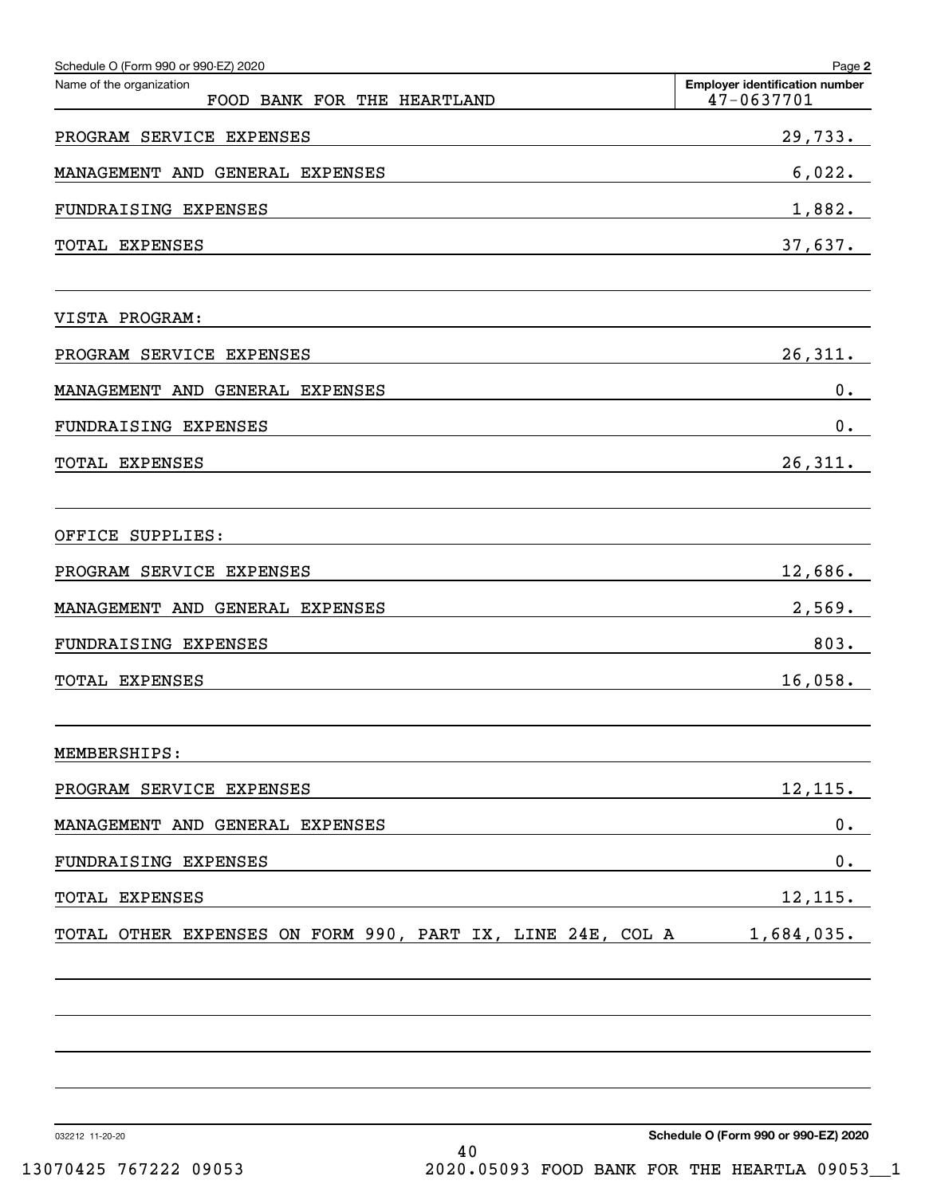Schedule O (Form 990 or 990-EZ) 2020

| Name of the organization | Employer identification number |
| --- | --- |
| FOOD BANK FOR THE HEARTLAND | 47-0637701 |

| | |
| --- | --- |
| PROGRAM SERVICE EXPENSES | 29,733. |
| MANAGEMENT AND GENERAL EXPENSES | 6,022. |
| FUNDRAISING EXPENSES | 1,882. |
| TOTAL EXPENSES | 37,637. |
| | |
| VISTA PROGRAM: | |
| PROGRAM SERVICE EXPENSES | 26,311. |
| MANAGEMENT AND GENERAL EXPENSES | 0. |
| FUNDRAISING EXPENSES | 0. |
| TOTAL EXPENSES | 26,311. |
| | |
| OFFICE SUPPLIES: | |
| PROGRAM SERVICE EXPENSES | 12,686. |
| MANAGEMENT AND GENERAL EXPENSES | 2,569. |
| FUNDRAISING EXPENSES | 803. |
| TOTAL EXPENSES | 16,058. |
| | |
| MEMBERSHIPS: | |
| PROGRAM SERVICE EXPENSES | 12,115. |
| MANAGEMENT AND GENERAL EXPENSES | 0. |
| FUNDRAISING EXPENSES | 0. |
| TOTAL EXPENSES | 12,115. |
| TOTAL OTHER EXPENSES ON FORM 990, PART IX, LINE 24E, COL A | 1,684,035. |

032212 11-20-20

Schedule O (Form 990 or 990-EZ) 2020